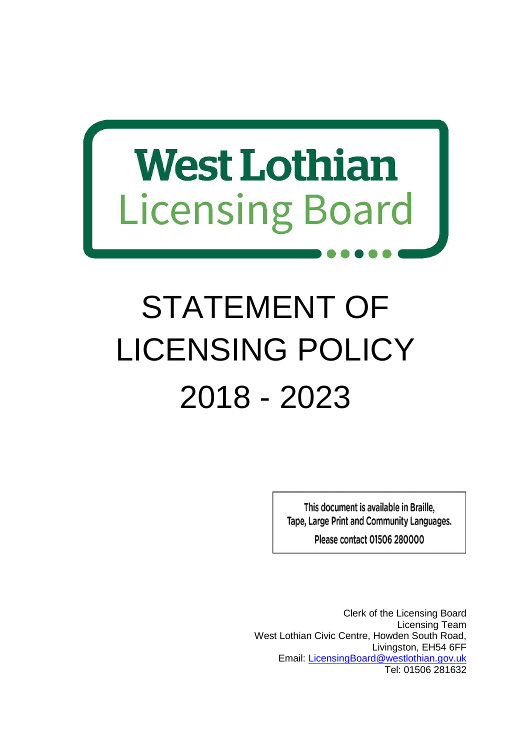West Lothian
Licensing Board

# STATEMENT OF LICENSING POLICY 2018 - 2023

This document is available in Braille, Tape, Large Print and Community Languages.
Please contact 01506 280000

Clerk of the Licensing Board
Licensing Team
West Lothian Civic Centre, Howden South Road,
Livingston, EH54 6FF
Email: LicensingBoard@westlothian.gov.uk
Tel: 01506 281632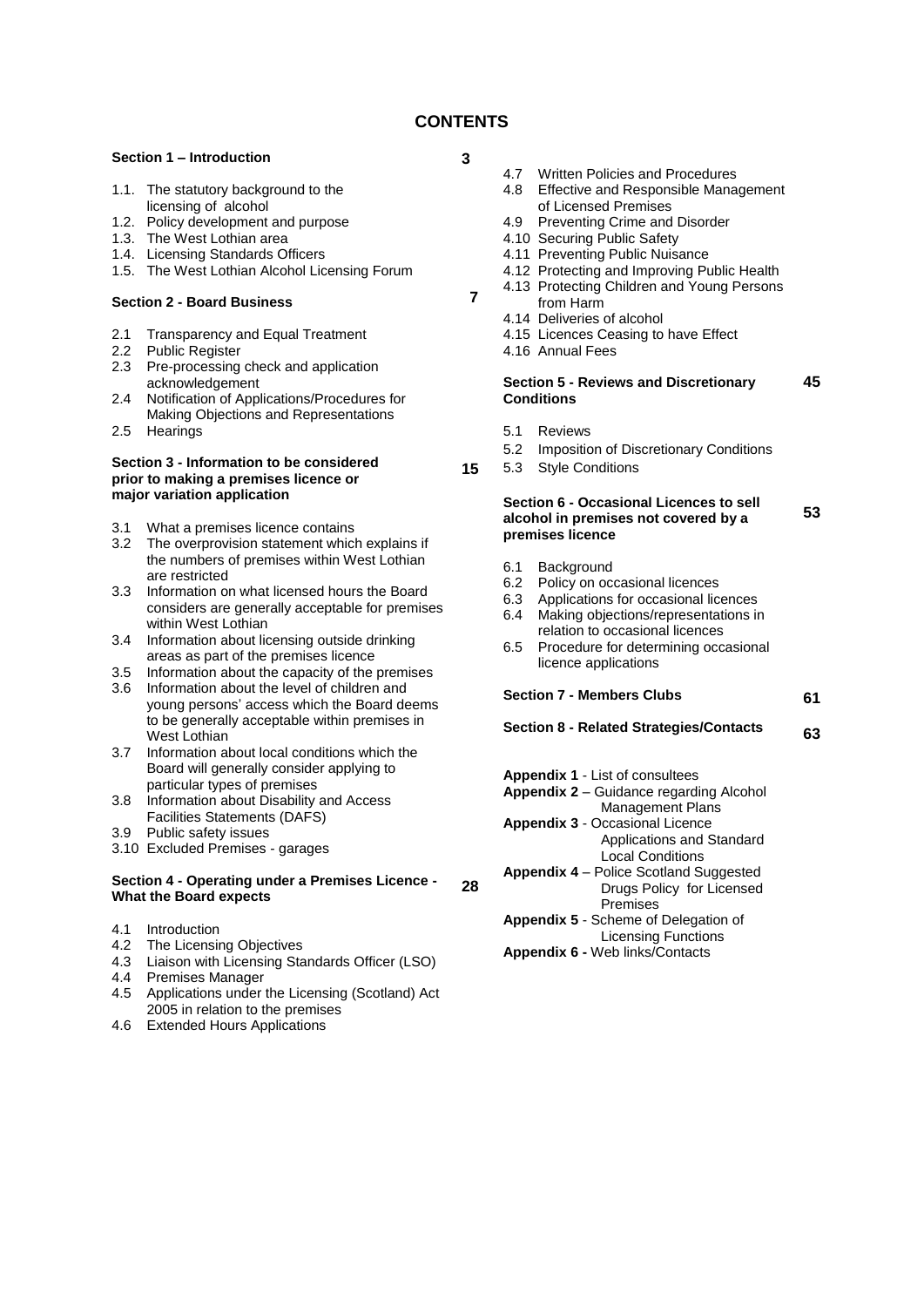# CONTENTS

**Section 1 – Introduction** **3**

1.1. The statutory background to the licensing of alcohol
1.2. Policy development and purpose
1.3. The West Lothian area
1.4. Licensing Standards Officers
1.5. The West Lothian Alcohol Licensing Forum

**Section 2 - Board Business** **7**

2.1 Transparency and Equal Treatment
2.2 Public Register
2.3 Pre-processing check and application acknowledgement
2.4 Notification of Applications/Procedures for Making Objections and Representations
2.5 Hearings

**Section 3 - Information to be considered prior to making a premises licence or major variation application** **15**

3.1 What a premises licence contains
3.2 The overprovision statement which explains if the numbers of premises within West Lothian are restricted
3.3 Information on what licensed hours the Board considers are generally acceptable for premises within West Lothian
3.4 Information about licensing outside drinking areas as part of the premises licence
3.5 Information about the capacity of the premises
3.6 Information about the level of children and young persons' access which the Board deems to be generally acceptable within premises in West Lothian
3.7 Information about local conditions which the Board will generally consider applying to particular types of premises
3.8 Information about Disability and Access Facilities Statements (DAFS)
3.9 Public safety issues
3.10 Excluded Premises - garages

**Section 4 - Operating under a Premises Licence - What the Board expects** **28**

4.1 Introduction
4.2 The Licensing Objectives
4.3 Liaison with Licensing Standards Officer (LSO)
4.4 Premises Manager
4.5 Applications under the Licensing (Scotland) Act 2005 in relation to the premises
4.6 Extended Hours Applications
4.7 Written Policies and Procedures
4.8 Effective and Responsible Management of Licensed Premises
4.9 Preventing Crime and Disorder
4.10 Securing Public Safety
4.11 Preventing Public Nuisance
4.12 Protecting and Improving Public Health
4.13 Protecting Children and Young Persons from Harm
4.14 Deliveries of alcohol
4.15 Licences Ceasing to have Effect
4.16 Annual Fees

**Section 5 - Reviews and Discretionary Conditions** **45**

5.1 Reviews
5.2 Imposition of Discretionary Conditions
5.3 Style Conditions

**Section 6 - Occasional Licences to sell alcohol in premises not covered by a premises licence** **53**

6.1 Background
6.2 Policy on occasional licences
6.3 Applications for occasional licences
6.4 Making objections/representations in relation to occasional licences
6.5 Procedure for determining occasional licence applications

**Section 7 - Members Clubs** **61**

**Section 8 - Related Strategies/Contacts** **63**

**Appendix 1** - List of consultees
**Appendix 2** – Guidance regarding Alcohol Management Plans
**Appendix 3** - Occasional Licence Applications and Standard Local Conditions
**Appendix 4** – Police Scotland Suggested Drugs Policy for Licensed Premises
**Appendix 5** - Scheme of Delegation of Licensing Functions
**Appendix 6 -** Web links/Contacts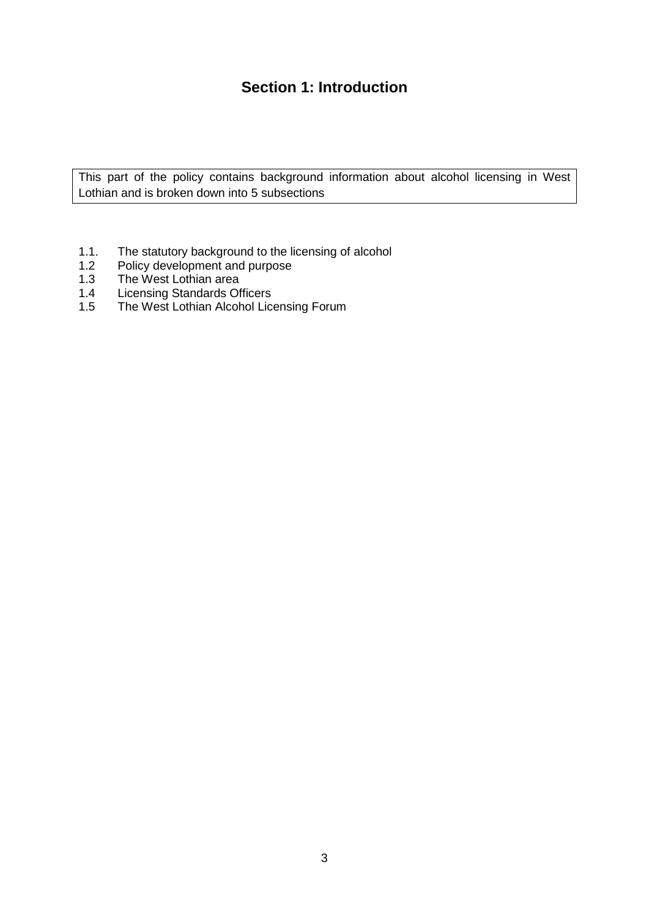# Section 1: Introduction

This part of the policy contains background information about alcohol licensing in West Lothian and is broken down into 5 subsections

1.1. The statutory background to the licensing of alcohol
1.2 Policy development and purpose
1.3 The West Lothian area
1.4 Licensing Standards Officers
1.5 The West Lothian Alcohol Licensing Forum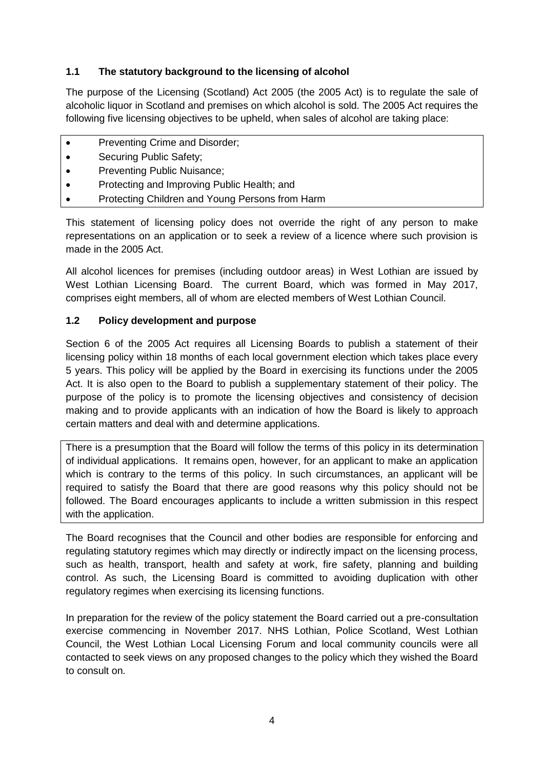### 1.1 The statutory background to the licensing of alcohol

The purpose of the Licensing (Scotland) Act 2005 (the 2005 Act) is to regulate the sale of alcoholic liquor in Scotland and premises on which alcohol is sold. The 2005 Act requires the following five licensing objectives to be upheld, when sales of alcohol are taking place:

- Preventing Crime and Disorder;
- Securing Public Safety;
- Preventing Public Nuisance;
- Protecting and Improving Public Health; and
- Protecting Children and Young Persons from Harm

This statement of licensing policy does not override the right of any person to make representations on an application or to seek a review of a licence where such provision is made in the 2005 Act.

All alcohol licences for premises (including outdoor areas) in West Lothian are issued by West Lothian Licensing Board. The current Board, which was formed in May 2017, comprises eight members, all of whom are elected members of West Lothian Council.

### 1.2 Policy development and purpose

Section 6 of the 2005 Act requires all Licensing Boards to publish a statement of their licensing policy within 18 months of each local government election which takes place every 5 years. This policy will be applied by the Board in exercising its functions under the 2005 Act. It is also open to the Board to publish a supplementary statement of their policy. The purpose of the policy is to promote the licensing objectives and consistency of decision making and to provide applicants with an indication of how the Board is likely to approach certain matters and deal with and determine applications.

There is a presumption that the Board will follow the terms of this policy in its determination of individual applications. It remains open, however, for an applicant to make an application which is contrary to the terms of this policy. In such circumstances, an applicant will be required to satisfy the Board that there are good reasons why this policy should not be followed. The Board encourages applicants to include a written submission in this respect with the application.

The Board recognises that the Council and other bodies are responsible for enforcing and regulating statutory regimes which may directly or indirectly impact on the licensing process, such as health, transport, health and safety at work, fire safety, planning and building control. As such, the Licensing Board is committed to avoiding duplication with other regulatory regimes when exercising its licensing functions.

In preparation for the review of the policy statement the Board carried out a pre-consultation exercise commencing in November 2017. NHS Lothian, Police Scotland, West Lothian Council, the West Lothian Local Licensing Forum and local community councils were all contacted to seek views on any proposed changes to the policy which they wished the Board to consult on.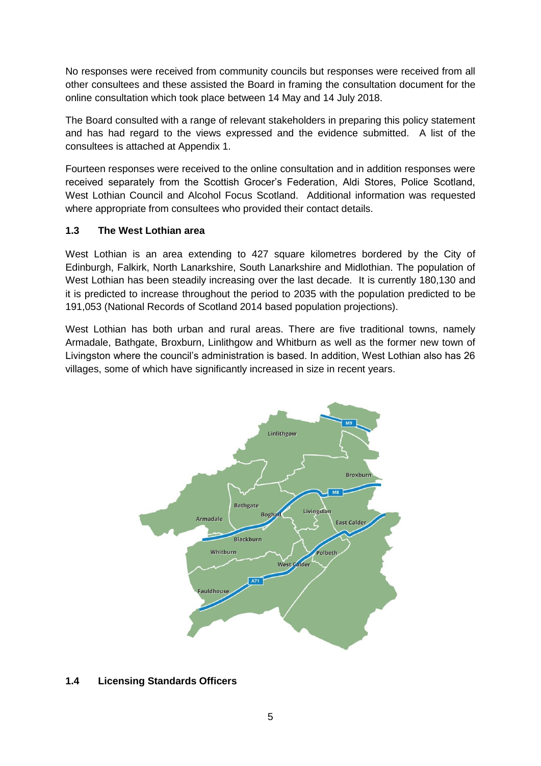No responses were received from community councils but responses were received from all other consultees and these assisted the Board in framing the consultation document for the online consultation which took place between 14 May and 14 July 2018.

The Board consulted with a range of relevant stakeholders in preparing this policy statement and has had regard to the views expressed and the evidence submitted. A list of the consultees is attached at Appendix 1.

Fourteen responses were received to the online consultation and in addition responses were received separately from the Scottish Grocer's Federation, Aldi Stores, Police Scotland, West Lothian Council and Alcohol Focus Scotland. Additional information was requested where appropriate from consultees who provided their contact details.

### 1.3 The West Lothian area

West Lothian is an area extending to 427 square kilometres bordered by the City of Edinburgh, Falkirk, North Lanarkshire, South Lanarkshire and Midlothian. The population of West Lothian has been steadily increasing over the last decade. It is currently 180,130 and it is predicted to increase throughout the period to 2035 with the population predicted to be 191,053 (National Records of Scotland 2014 based population projections).

West Lothian has both urban and rural areas. There are five traditional towns, namely Armadale, Bathgate, Broxburn, Linlithgow and Whitburn as well as the former new town of Livingston where the council's administration is based. In addition, West Lothian also has 26 villages, some of which have significantly increased in size in recent years.

### 1.4 Licensing Standards Officers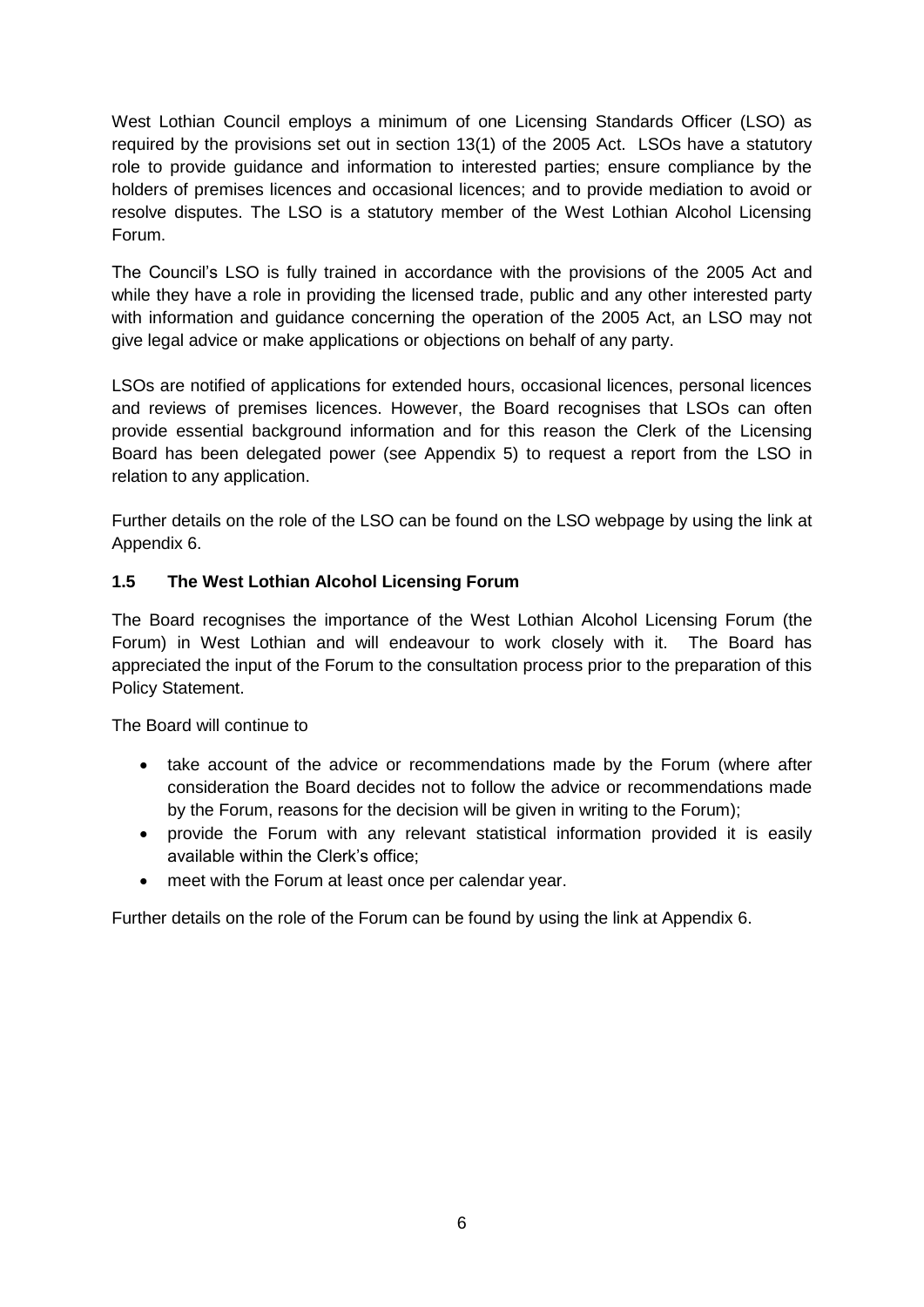West Lothian Council employs a minimum of one Licensing Standards Officer (LSO) as required by the provisions set out in section 13(1) of the 2005 Act. LSOs have a statutory role to provide guidance and information to interested parties; ensure compliance by the holders of premises licences and occasional licences; and to provide mediation to avoid or resolve disputes. The LSO is a statutory member of the West Lothian Alcohol Licensing Forum.

The Council's LSO is fully trained in accordance with the provisions of the 2005 Act and while they have a role in providing the licensed trade, public and any other interested party with information and guidance concerning the operation of the 2005 Act, an LSO may not give legal advice or make applications or objections on behalf of any party.

LSOs are notified of applications for extended hours, occasional licences, personal licences and reviews of premises licences. However, the Board recognises that LSOs can often provide essential background information and for this reason the Clerk of the Licensing Board has been delegated power (see Appendix 5) to request a report from the LSO in relation to any application.

Further details on the role of the LSO can be found on the LSO webpage by using the link at Appendix 6.

### 1.5 The West Lothian Alcohol Licensing Forum

The Board recognises the importance of the West Lothian Alcohol Licensing Forum (the Forum) in West Lothian and will endeavour to work closely with it. The Board has appreciated the input of the Forum to the consultation process prior to the preparation of this Policy Statement.

The Board will continue to

- take account of the advice or recommendations made by the Forum (where after consideration the Board decides not to follow the advice or recommendations made by the Forum, reasons for the decision will be given in writing to the Forum);
- provide the Forum with any relevant statistical information provided it is easily available within the Clerk's office;
- meet with the Forum at least once per calendar year.

Further details on the role of the Forum can be found by using the link at Appendix 6.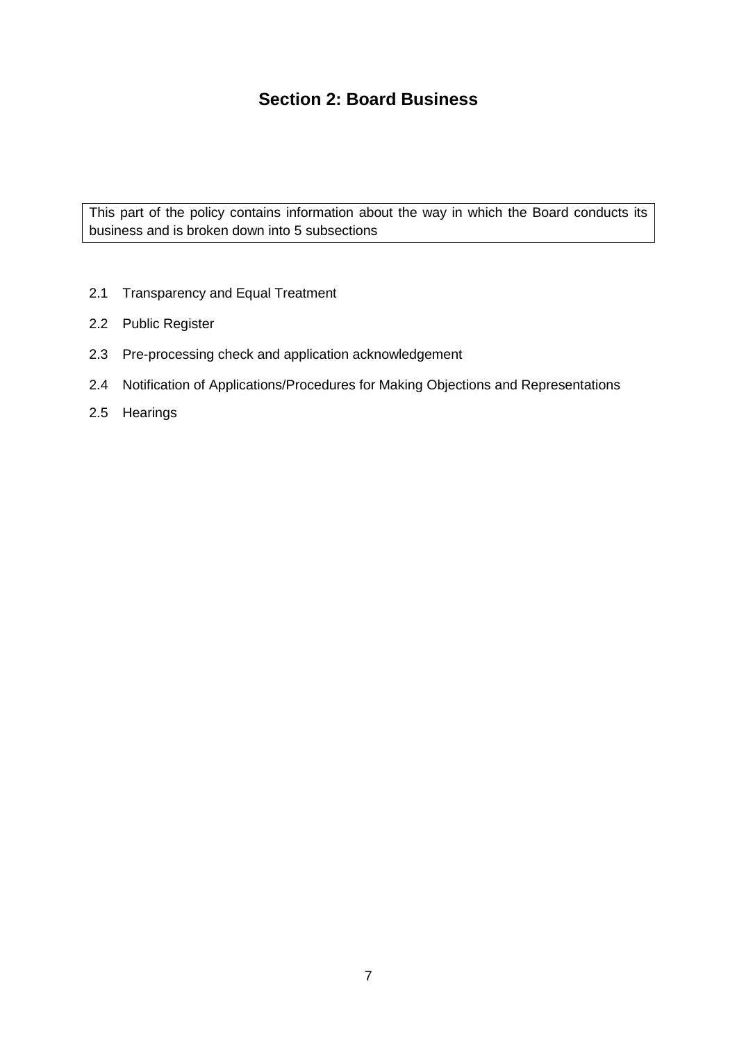# Section 2: Board Business

This part of the policy contains information about the way in which the Board conducts its business and is broken down into 5 subsections

- 2.1 Transparency and Equal Treatment
- 2.2 Public Register
- 2.3 Pre-processing check and application acknowledgement
- 2.4 Notification of Applications/Procedures for Making Objections and Representations
- 2.5 Hearings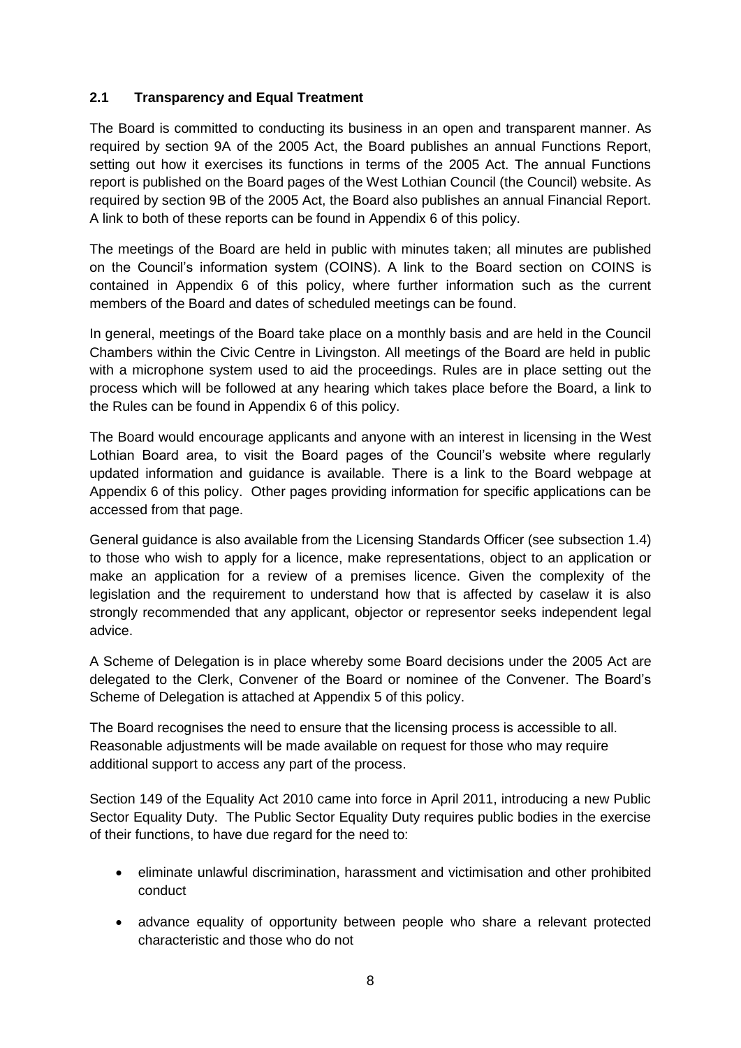### 2.1 Transparency and Equal Treatment

The Board is committed to conducting its business in an open and transparent manner. As required by section 9A of the 2005 Act, the Board publishes an annual Functions Report, setting out how it exercises its functions in terms of the 2005 Act. The annual Functions report is published on the Board pages of the West Lothian Council (the Council) website. As required by section 9B of the 2005 Act, the Board also publishes an annual Financial Report. A link to both of these reports can be found in Appendix 6 of this policy.

The meetings of the Board are held in public with minutes taken; all minutes are published on the Council's information system (COINS). A link to the Board section on COINS is contained in Appendix 6 of this policy, where further information such as the current members of the Board and dates of scheduled meetings can be found.

In general, meetings of the Board take place on a monthly basis and are held in the Council Chambers within the Civic Centre in Livingston. All meetings of the Board are held in public with a microphone system used to aid the proceedings. Rules are in place setting out the process which will be followed at any hearing which takes place before the Board, a link to the Rules can be found in Appendix 6 of this policy.

The Board would encourage applicants and anyone with an interest in licensing in the West Lothian Board area, to visit the Board pages of the Council's website where regularly updated information and guidance is available. There is a link to the Board webpage at Appendix 6 of this policy. Other pages providing information for specific applications can be accessed from that page.

General guidance is also available from the Licensing Standards Officer (see subsection 1.4) to those who wish to apply for a licence, make representations, object to an application or make an application for a review of a premises licence. Given the complexity of the legislation and the requirement to understand how that is affected by caselaw it is also strongly recommended that any applicant, objector or representor seeks independent legal advice.

A Scheme of Delegation is in place whereby some Board decisions under the 2005 Act are delegated to the Clerk, Convener of the Board or nominee of the Convener. The Board's Scheme of Delegation is attached at Appendix 5 of this policy.

The Board recognises the need to ensure that the licensing process is accessible to all. Reasonable adjustments will be made available on request for those who may require additional support to access any part of the process.

Section 149 of the Equality Act 2010 came into force in April 2011, introducing a new Public Sector Equality Duty. The Public Sector Equality Duty requires public bodies in the exercise of their functions, to have due regard for the need to:

- eliminate unlawful discrimination, harassment and victimisation and other prohibited conduct
- advance equality of opportunity between people who share a relevant protected characteristic and those who do not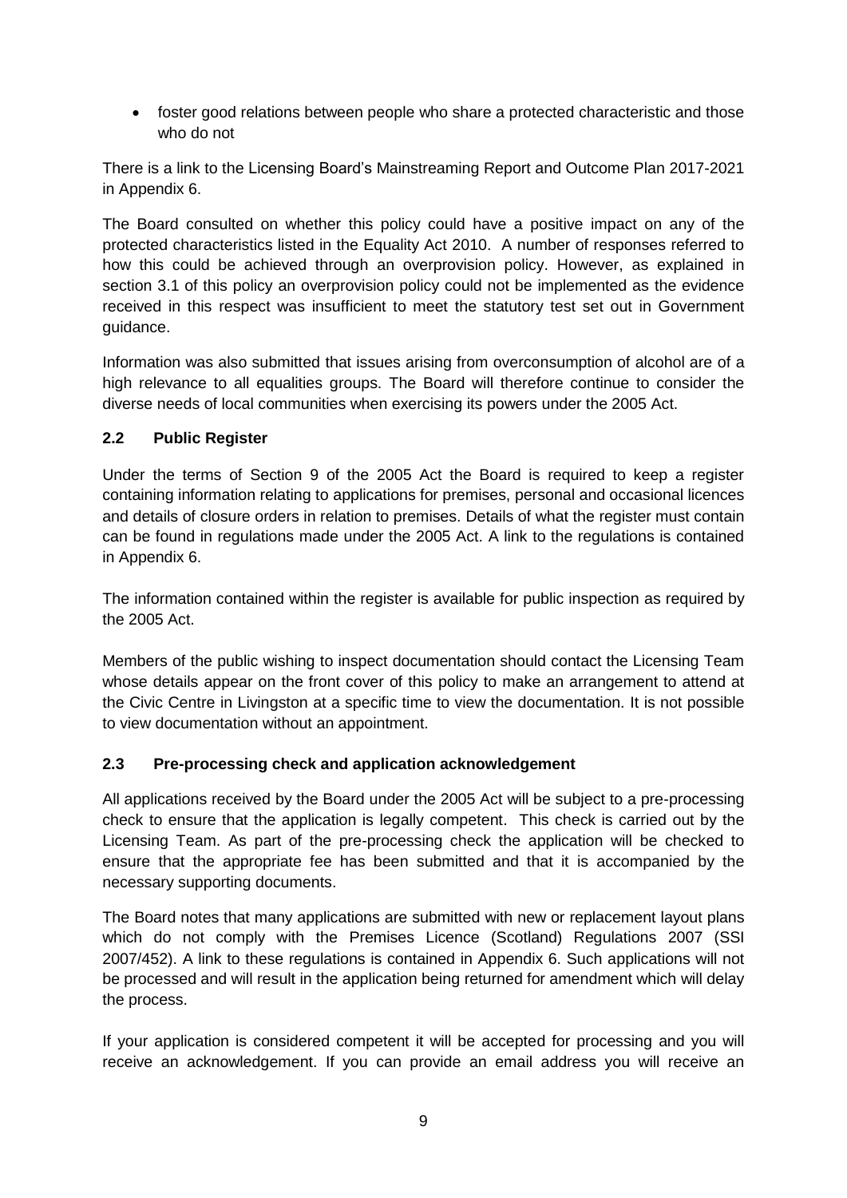- foster good relations between people who share a protected characteristic and those who do not

There is a link to the Licensing Board's Mainstreaming Report and Outcome Plan 2017-2021 in Appendix 6.

The Board consulted on whether this policy could have a positive impact on any of the protected characteristics listed in the Equality Act 2010. A number of responses referred to how this could be achieved through an overprovision policy. However, as explained in section 3.1 of this policy an overprovision policy could not be implemented as the evidence received in this respect was insufficient to meet the statutory test set out in Government guidance.

Information was also submitted that issues arising from overconsumption of alcohol are of a high relevance to all equalities groups. The Board will therefore continue to consider the diverse needs of local communities when exercising its powers under the 2005 Act.

### 2.2 Public Register

Under the terms of Section 9 of the 2005 Act the Board is required to keep a register containing information relating to applications for premises, personal and occasional licences and details of closure orders in relation to premises. Details of what the register must contain can be found in regulations made under the 2005 Act. A link to the regulations is contained in Appendix 6.

The information contained within the register is available for public inspection as required by the 2005 Act.

Members of the public wishing to inspect documentation should contact the Licensing Team whose details appear on the front cover of this policy to make an arrangement to attend at the Civic Centre in Livingston at a specific time to view the documentation. It is not possible to view documentation without an appointment.

### 2.3 Pre-processing check and application acknowledgement

All applications received by the Board under the 2005 Act will be subject to a pre-processing check to ensure that the application is legally competent. This check is carried out by the Licensing Team. As part of the pre-processing check the application will be checked to ensure that the appropriate fee has been submitted and that it is accompanied by the necessary supporting documents.

The Board notes that many applications are submitted with new or replacement layout plans which do not comply with the Premises Licence (Scotland) Regulations 2007 (SSI 2007/452). A link to these regulations is contained in Appendix 6. Such applications will not be processed and will result in the application being returned for amendment which will delay the process.

If your application is considered competent it will be accepted for processing and you will receive an acknowledgement. If you can provide an email address you will receive an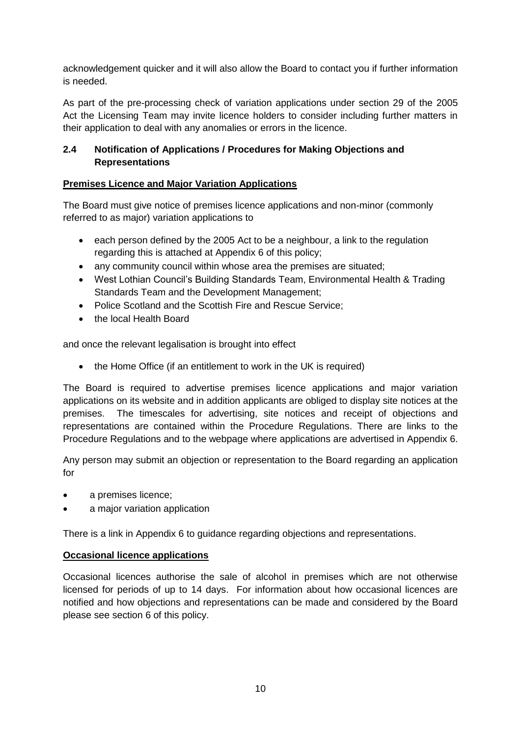acknowledgement quicker and it will also allow the Board to contact you if further information is needed.

As part of the pre-processing check of variation applications under section 29 of the 2005 Act the Licensing Team may invite licence holders to consider including further matters in their application to deal with any anomalies or errors in the licence.

### 2.4 Notification of Applications / Procedures for Making Objections and Representations

**Premises Licence and Major Variation Applications**

The Board must give notice of premises licence applications and non-minor (commonly referred to as major) variation applications to

- each person defined by the 2005 Act to be a neighbour, a link to the regulation regarding this is attached at Appendix 6 of this policy;
- any community council within whose area the premises are situated;
- West Lothian Council's Building Standards Team, Environmental Health & Trading Standards Team and the Development Management;
- Police Scotland and the Scottish Fire and Rescue Service;
- the local Health Board

and once the relevant legalisation is brought into effect

- the Home Office (if an entitlement to work in the UK is required)

The Board is required to advertise premises licence applications and major variation applications on its website and in addition applicants are obliged to display site notices at the premises. The timescales for advertising, site notices and receipt of objections and representations are contained within the Procedure Regulations. There are links to the Procedure Regulations and to the webpage where applications are advertised in Appendix 6.

Any person may submit an objection or representation to the Board regarding an application for

- a premises licence;
- a major variation application

There is a link in Appendix 6 to guidance regarding objections and representations.

**Occasional licence applications**

Occasional licences authorise the sale of alcohol in premises which are not otherwise licensed for periods of up to 14 days. For information about how occasional licences are notified and how objections and representations can be made and considered by the Board please see section 6 of this policy.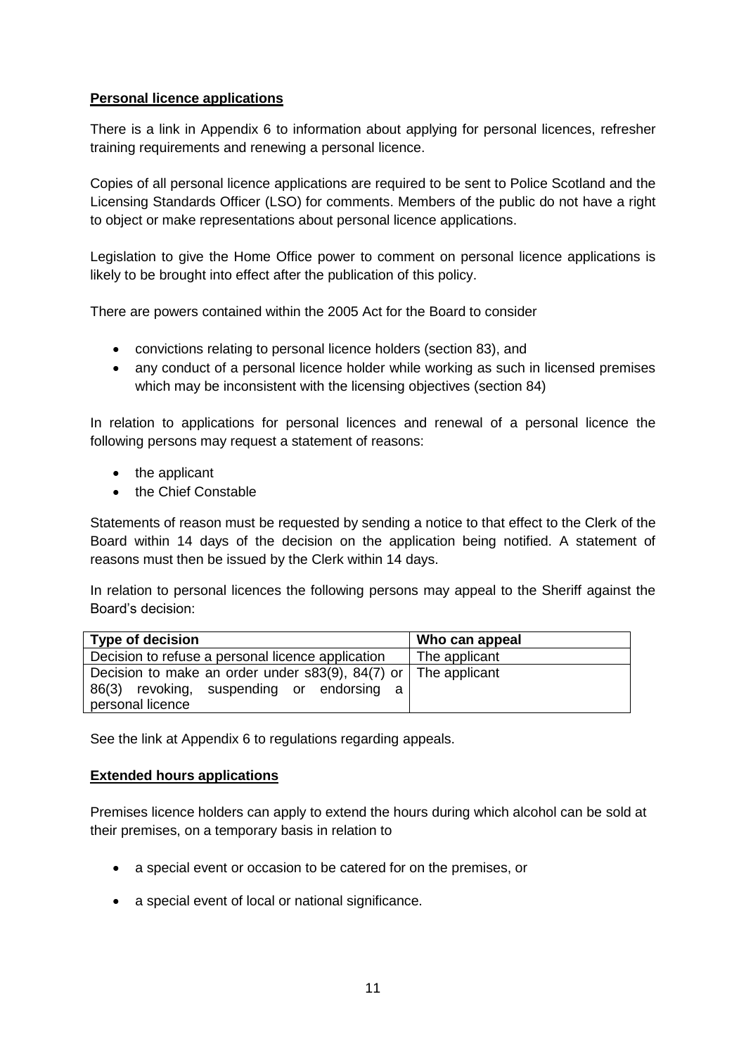**Personal licence applications**

There is a link in Appendix 6 to information about applying for personal licences, refresher training requirements and renewing a personal licence.

Copies of all personal licence applications are required to be sent to Police Scotland and the Licensing Standards Officer (LSO) for comments. Members of the public do not have a right to object or make representations about personal licence applications.

Legislation to give the Home Office power to comment on personal licence applications is likely to be brought into effect after the publication of this policy.

There are powers contained within the 2005 Act for the Board to consider

- convictions relating to personal licence holders (section 83), and
- any conduct of a personal licence holder while working as such in licensed premises which may be inconsistent with the licensing objectives (section 84)

In relation to applications for personal licences and renewal of a personal licence the following persons may request a statement of reasons:

- the applicant
- the Chief Constable

Statements of reason must be requested by sending a notice to that effect to the Clerk of the Board within 14 days of the decision on the application being notified. A statement of reasons must then be issued by the Clerk within 14 days.

In relation to personal licences the following persons may appeal to the Sheriff against the Board's decision:

| Type of decision | Who can appeal |
|---|---|
| Decision to refuse a personal licence application | The applicant |
| Decision to make an order under s83(9), 84(7) or 86(3) revoking, suspending or endorsing a personal licence | The applicant |

See the link at Appendix 6 to regulations regarding appeals.

**Extended hours applications**

Premises licence holders can apply to extend the hours during which alcohol can be sold at their premises, on a temporary basis in relation to

- a special event or occasion to be catered for on the premises, or
- a special event of local or national significance.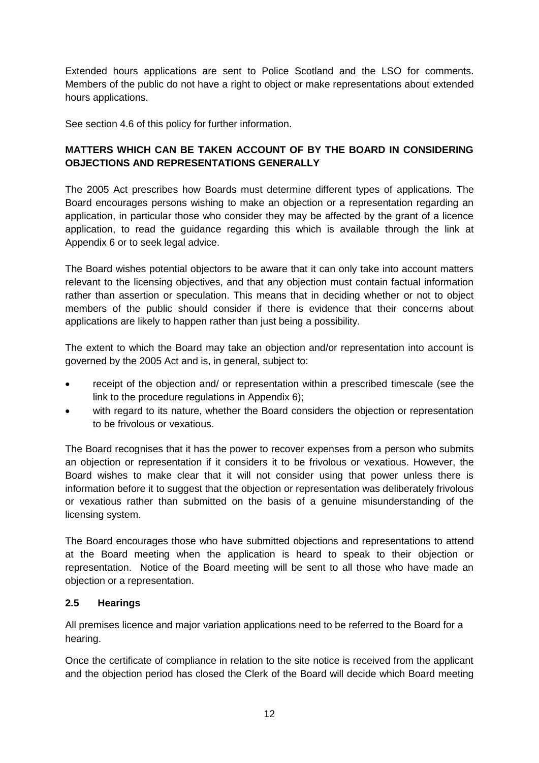Extended hours applications are sent to Police Scotland and the LSO for comments. Members of the public do not have a right to object or make representations about extended hours applications.

See section 4.6 of this policy for further information.

**MATTERS WHICH CAN BE TAKEN ACCOUNT OF BY THE BOARD IN CONSIDERING OBJECTIONS AND REPRESENTATIONS GENERALLY**

The 2005 Act prescribes how Boards must determine different types of applications. The Board encourages persons wishing to make an objection or a representation regarding an application, in particular those who consider they may be affected by the grant of a licence application, to read the guidance regarding this which is available through the link at Appendix 6 or to seek legal advice.

The Board wishes potential objectors to be aware that it can only take into account matters relevant to the licensing objectives, and that any objection must contain factual information rather than assertion or speculation. This means that in deciding whether or not to object members of the public should consider if there is evidence that their concerns about applications are likely to happen rather than just being a possibility.

The extent to which the Board may take an objection and/or representation into account is governed by the 2005 Act and is, in general, subject to:

- receipt of the objection and/ or representation within a prescribed timescale (see the link to the procedure regulations in Appendix 6);
- with regard to its nature, whether the Board considers the objection or representation to be frivolous or vexatious.

The Board recognises that it has the power to recover expenses from a person who submits an objection or representation if it considers it to be frivolous or vexatious. However, the Board wishes to make clear that it will not consider using that power unless there is information before it to suggest that the objection or representation was deliberately frivolous or vexatious rather than submitted on the basis of a genuine misunderstanding of the licensing system.

The Board encourages those who have submitted objections and representations to attend at the Board meeting when the application is heard to speak to their objection or representation. Notice of the Board meeting will be sent to all those who have made an objection or a representation.

### 2.5 Hearings

All premises licence and major variation applications need to be referred to the Board for a hearing.

Once the certificate of compliance in relation to the site notice is received from the applicant and the objection period has closed the Clerk of the Board will decide which Board meeting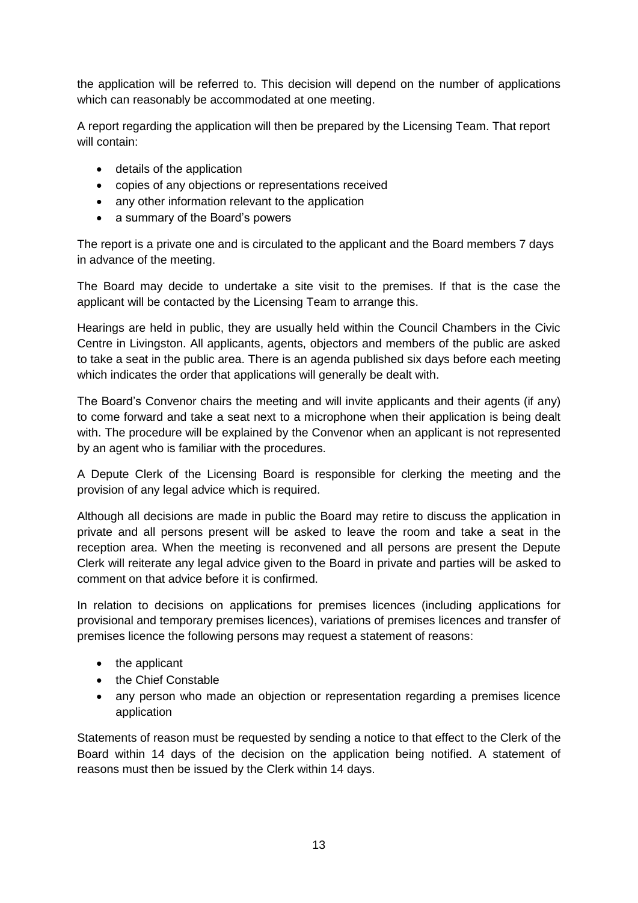the application will be referred to. This decision will depend on the number of applications which can reasonably be accommodated at one meeting.

A report regarding the application will then be prepared by the Licensing Team. That report will contain:

- details of the application
- copies of any objections or representations received
- any other information relevant to the application
- a summary of the Board's powers

The report is a private one and is circulated to the applicant and the Board members 7 days in advance of the meeting.

The Board may decide to undertake a site visit to the premises. If that is the case the applicant will be contacted by the Licensing Team to arrange this.

Hearings are held in public, they are usually held within the Council Chambers in the Civic Centre in Livingston. All applicants, agents, objectors and members of the public are asked to take a seat in the public area. There is an agenda published six days before each meeting which indicates the order that applications will generally be dealt with.

The Board's Convenor chairs the meeting and will invite applicants and their agents (if any) to come forward and take a seat next to a microphone when their application is being dealt with. The procedure will be explained by the Convenor when an applicant is not represented by an agent who is familiar with the procedures.

A Depute Clerk of the Licensing Board is responsible for clerking the meeting and the provision of any legal advice which is required.

Although all decisions are made in public the Board may retire to discuss the application in private and all persons present will be asked to leave the room and take a seat in the reception area. When the meeting is reconvened and all persons are present the Depute Clerk will reiterate any legal advice given to the Board in private and parties will be asked to comment on that advice before it is confirmed.

In relation to decisions on applications for premises licences (including applications for provisional and temporary premises licences), variations of premises licences and transfer of premises licence the following persons may request a statement of reasons:

- the applicant
- the Chief Constable
- any person who made an objection or representation regarding a premises licence application

Statements of reason must be requested by sending a notice to that effect to the Clerk of the Board within 14 days of the decision on the application being notified. A statement of reasons must then be issued by the Clerk within 14 days.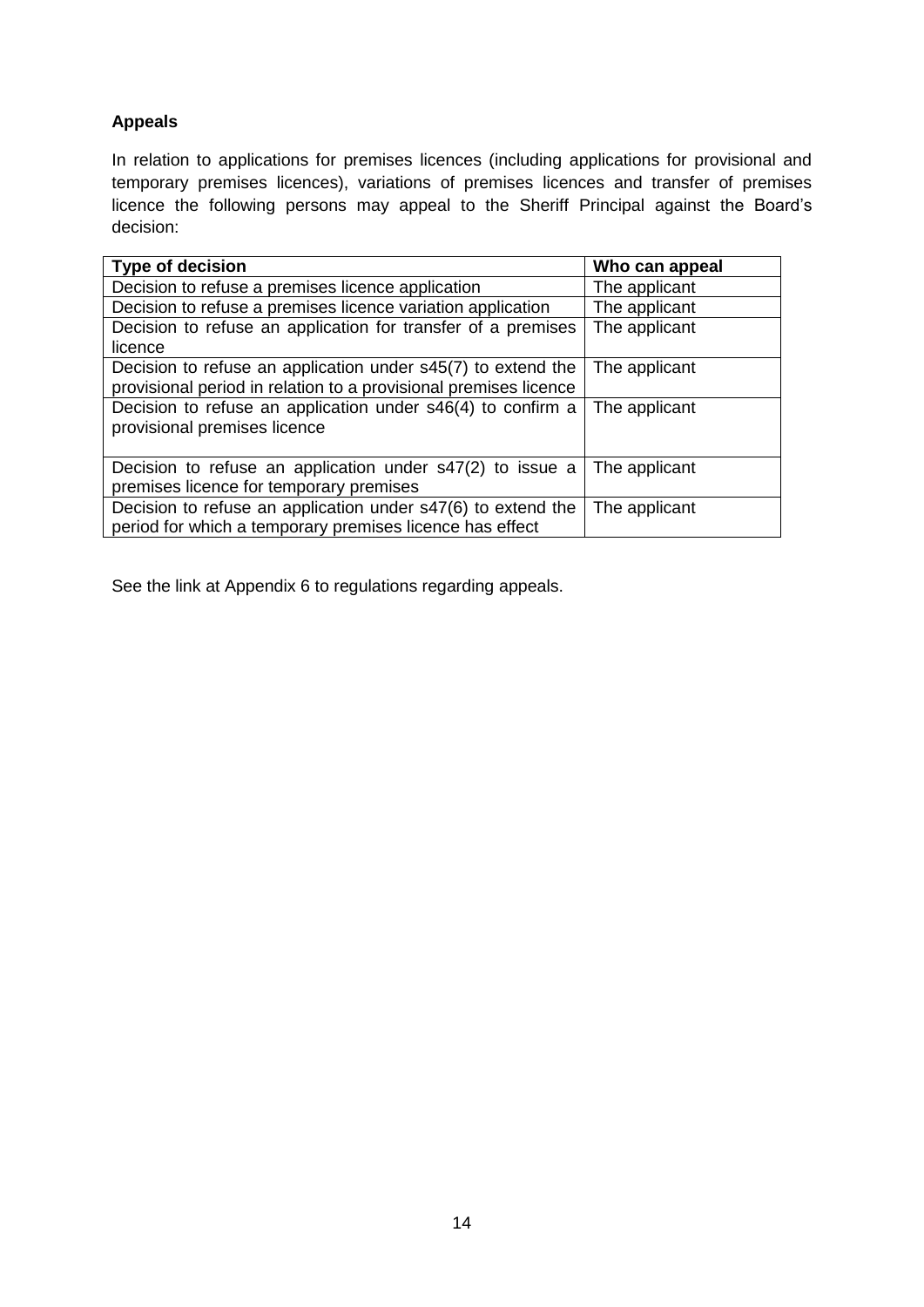**Appeals**

In relation to applications for premises licences (including applications for provisional and temporary premises licences), variations of premises licences and transfer of premises licence the following persons may appeal to the Sheriff Principal against the Board's decision:

| **Type of decision** | **Who can appeal** |
| --- | --- |
| Decision to refuse a premises licence application | The applicant |
| Decision to refuse a premises licence variation application | The applicant |
| Decision to refuse an application for transfer of a premises licence | The applicant |
| Decision to refuse an application under s45(7) to extend the provisional period in relation to a provisional premises licence | The applicant |
| Decision to refuse an application under s46(4) to confirm a provisional premises licence | The applicant |
| Decision to refuse an application under s47(2) to issue a premises licence for temporary premises | The applicant |
| Decision to refuse an application under s47(6) to extend the period for which a temporary premises licence has effect | The applicant |

See the link at Appendix 6 to regulations regarding appeals.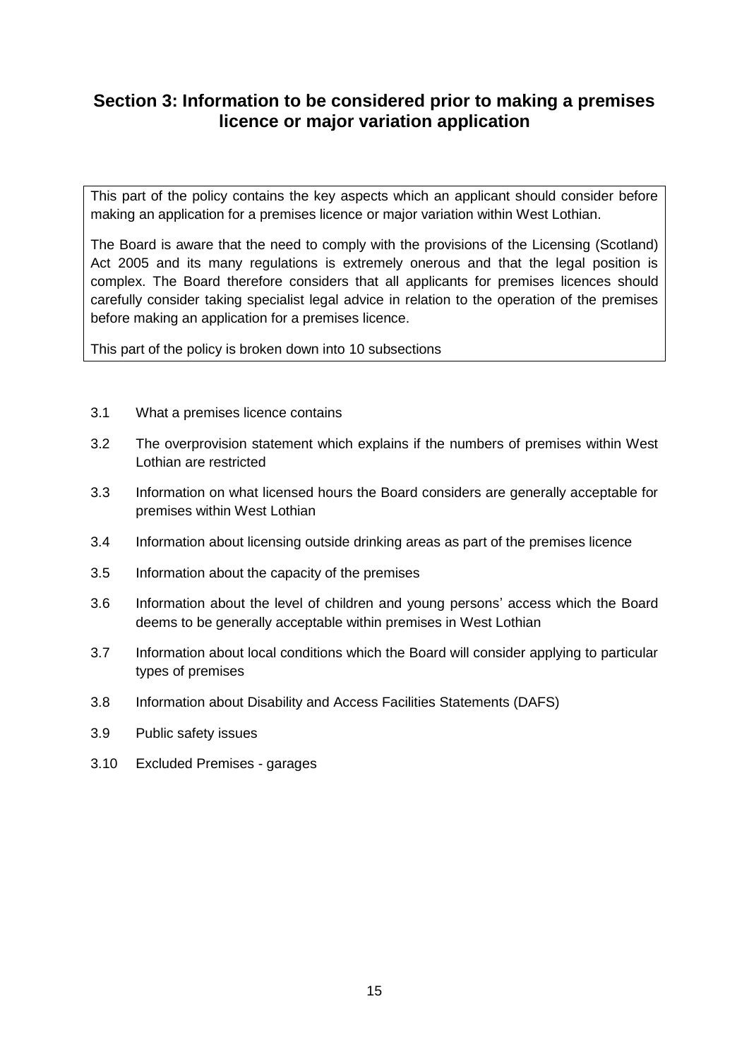## Section 3: Information to be considered prior to making a premises licence or major variation application

This part of the policy contains the key aspects which an applicant should consider before making an application for a premises licence or major variation within West Lothian.

The Board is aware that the need to comply with the provisions of the Licensing (Scotland) Act 2005 and its many regulations is extremely onerous and that the legal position is complex. The Board therefore considers that all applicants for premises licences should carefully consider taking specialist legal advice in relation to the operation of the premises before making an application for a premises licence.

This part of the policy is broken down into 10 subsections

- 3.1 What a premises licence contains
- 3.2 The overprovision statement which explains if the numbers of premises within West Lothian are restricted
- 3.3 Information on what licensed hours the Board considers are generally acceptable for premises within West Lothian
- 3.4 Information about licensing outside drinking areas as part of the premises licence
- 3.5 Information about the capacity of the premises
- 3.6 Information about the level of children and young persons' access which the Board deems to be generally acceptable within premises in West Lothian
- 3.7 Information about local conditions which the Board will consider applying to particular types of premises
- 3.8 Information about Disability and Access Facilities Statements (DAFS)
- 3.9 Public safety issues
- 3.10 Excluded Premises - garages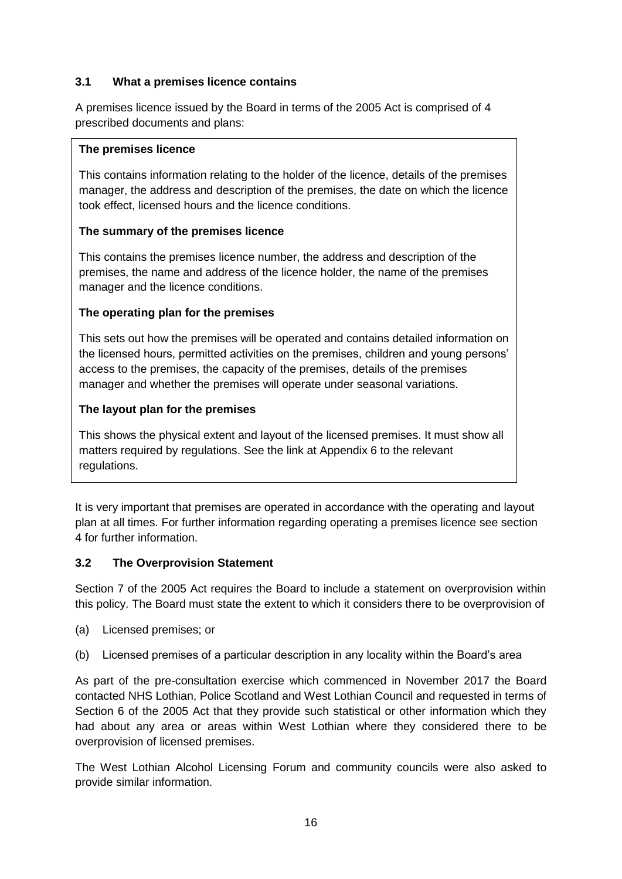### 3.1 What a premises licence contains

A premises licence issued by the Board in terms of the 2005 Act is comprised of 4 prescribed documents and plans:

**The premises licence**

This contains information relating to the holder of the licence, details of the premises manager, the address and description of the premises, the date on which the licence took effect, licensed hours and the licence conditions.

**The summary of the premises licence**

This contains the premises licence number, the address and description of the premises, the name and address of the licence holder, the name of the premises manager and the licence conditions.

**The operating plan for the premises**

This sets out how the premises will be operated and contains detailed information on the licensed hours, permitted activities on the premises, children and young persons' access to the premises, the capacity of the premises, details of the premises manager and whether the premises will operate under seasonal variations.

**The layout plan for the premises**

This shows the physical extent and layout of the licensed premises. It must show all matters required by regulations. See the link at Appendix 6 to the relevant regulations.

It is very important that premises are operated in accordance with the operating and layout plan at all times. For further information regarding operating a premises licence see section 4 for further information.

### 3.2 The Overprovision Statement

Section 7 of the 2005 Act requires the Board to include a statement on overprovision within this policy. The Board must state the extent to which it considers there to be overprovision of

(a) Licensed premises; or

(b) Licensed premises of a particular description in any locality within the Board's area

As part of the pre-consultation exercise which commenced in November 2017 the Board contacted NHS Lothian, Police Scotland and West Lothian Council and requested in terms of Section 6 of the 2005 Act that they provide such statistical or other information which they had about any area or areas within West Lothian where they considered there to be overprovision of licensed premises.

The West Lothian Alcohol Licensing Forum and community councils were also asked to provide similar information.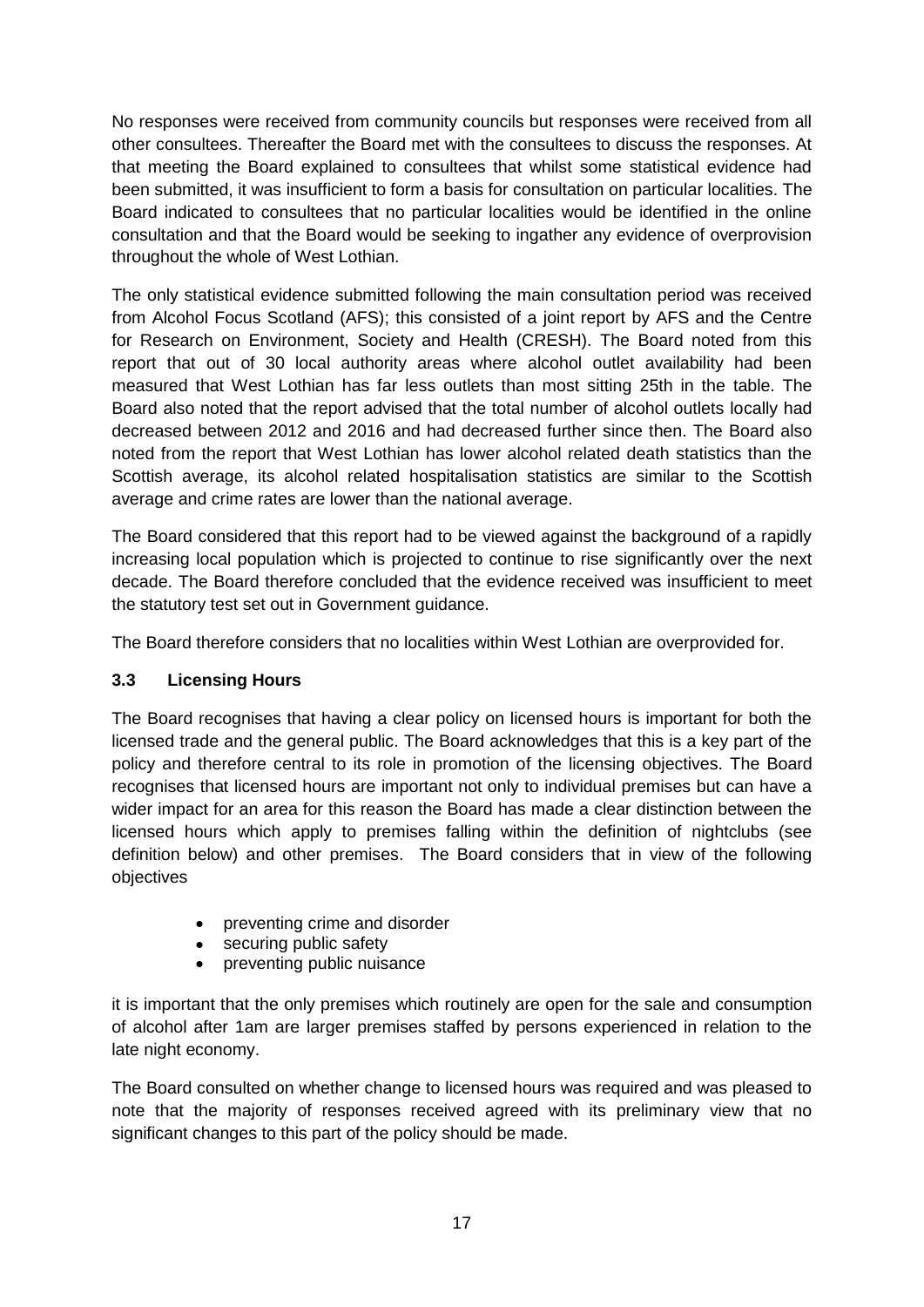No responses were received from community councils but responses were received from all other consultees. Thereafter the Board met with the consultees to discuss the responses. At that meeting the Board explained to consultees that whilst some statistical evidence had been submitted, it was insufficient to form a basis for consultation on particular localities. The Board indicated to consultees that no particular localities would be identified in the online consultation and that the Board would be seeking to ingather any evidence of overprovision throughout the whole of West Lothian.

The only statistical evidence submitted following the main consultation period was received from Alcohol Focus Scotland (AFS); this consisted of a joint report by AFS and the Centre for Research on Environment, Society and Health (CRESH). The Board noted from this report that out of 30 local authority areas where alcohol outlet availability had been measured that West Lothian has far less outlets than most sitting 25th in the table. The Board also noted that the report advised that the total number of alcohol outlets locally had decreased between 2012 and 2016 and had decreased further since then. The Board also noted from the report that West Lothian has lower alcohol related death statistics than the Scottish average, its alcohol related hospitalisation statistics are similar to the Scottish average and crime rates are lower than the national average.

The Board considered that this report had to be viewed against the background of a rapidly increasing local population which is projected to continue to rise significantly over the next decade. The Board therefore concluded that the evidence received was insufficient to meet the statutory test set out in Government guidance.

The Board therefore considers that no localities within West Lothian are overprovided for.

### 3.3 Licensing Hours

The Board recognises that having a clear policy on licensed hours is important for both the licensed trade and the general public. The Board acknowledges that this is a key part of the policy and therefore central to its role in promotion of the licensing objectives. The Board recognises that licensed hours are important not only to individual premises but can have a wider impact for an area for this reason the Board has made a clear distinction between the licensed hours which apply to premises falling within the definition of nightclubs (see definition below) and other premises. The Board considers that in view of the following objectives

- preventing crime and disorder
- securing public safety
- preventing public nuisance

it is important that the only premises which routinely are open for the sale and consumption of alcohol after 1am are larger premises staffed by persons experienced in relation to the late night economy.

The Board consulted on whether change to licensed hours was required and was pleased to note that the majority of responses received agreed with its preliminary view that no significant changes to this part of the policy should be made.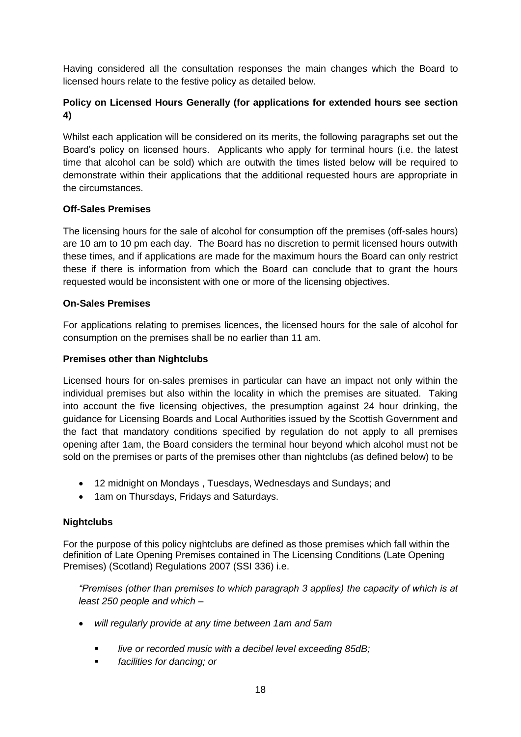Having considered all the consultation responses the main changes which the Board to licensed hours relate to the festive policy as detailed below.

**Policy on Licensed Hours Generally (for applications for extended hours see section 4)**

Whilst each application will be considered on its merits, the following paragraphs set out the Board's policy on licensed hours. Applicants who apply for terminal hours (i.e. the latest time that alcohol can be sold) which are outwith the times listed below will be required to demonstrate within their applications that the additional requested hours are appropriate in the circumstances.

**Off-Sales Premises**

The licensing hours for the sale of alcohol for consumption off the premises (off-sales hours) are 10 am to 10 pm each day. The Board has no discretion to permit licensed hours outwith these times, and if applications are made for the maximum hours the Board can only restrict these if there is information from which the Board can conclude that to grant the hours requested would be inconsistent with one or more of the licensing objectives.

**On-Sales Premises**

For applications relating to premises licences, the licensed hours for the sale of alcohol for consumption on the premises shall be no earlier than 11 am.

**Premises other than Nightclubs**

Licensed hours for on-sales premises in particular can have an impact not only within the individual premises but also within the locality in which the premises are situated. Taking into account the five licensing objectives, the presumption against 24 hour drinking, the guidance for Licensing Boards and Local Authorities issued by the Scottish Government and the fact that mandatory conditions specified by regulation do not apply to all premises opening after 1am, the Board considers the terminal hour beyond which alcohol must not be sold on the premises or parts of the premises other than nightclubs (as defined below) to be

- 12 midnight on Mondays , Tuesdays, Wednesdays and Sundays; and
- 1am on Thursdays, Fridays and Saturdays.

**Nightclubs**

For the purpose of this policy nightclubs are defined as those premises which fall within the definition of Late Opening Premises contained in The Licensing Conditions (Late Opening Premises) (Scotland) Regulations 2007 (SSI 336) i.e.

*"Premises (other than premises to which paragraph 3 applies) the capacity of which is at least 250 people and which –*

- *will regularly provide at any time between 1am and 5am*
  - *live or recorded music with a decibel level exceeding 85dB;*
  - *facilities for dancing; or*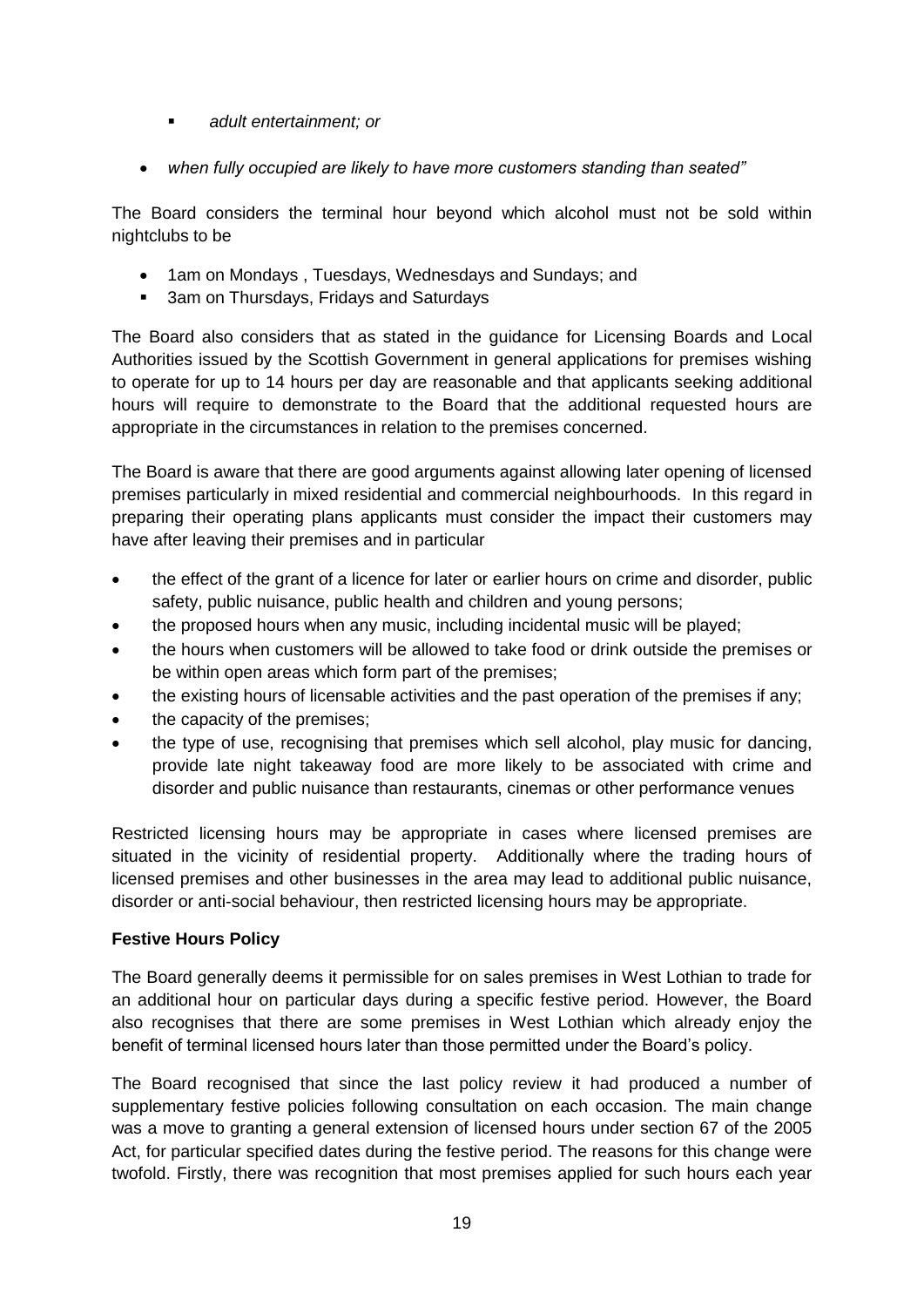- *adult entertainment; or*

- *when fully occupied are likely to have more customers standing than seated"*

The Board considers the terminal hour beyond which alcohol must not be sold within nightclubs to be

- 1am on Mondays , Tuesdays, Wednesdays and Sundays; and
- 3am on Thursdays, Fridays and Saturdays

The Board also considers that as stated in the guidance for Licensing Boards and Local Authorities issued by the Scottish Government in general applications for premises wishing to operate for up to 14 hours per day are reasonable and that applicants seeking additional hours will require to demonstrate to the Board that the additional requested hours are appropriate in the circumstances in relation to the premises concerned.

The Board is aware that there are good arguments against allowing later opening of licensed premises particularly in mixed residential and commercial neighbourhoods. In this regard in preparing their operating plans applicants must consider the impact their customers may have after leaving their premises and in particular

- the effect of the grant of a licence for later or earlier hours on crime and disorder, public safety, public nuisance, public health and children and young persons;
- the proposed hours when any music, including incidental music will be played;
- the hours when customers will be allowed to take food or drink outside the premises or be within open areas which form part of the premises;
- the existing hours of licensable activities and the past operation of the premises if any;
- the capacity of the premises;
- the type of use, recognising that premises which sell alcohol, play music for dancing, provide late night takeaway food are more likely to be associated with crime and disorder and public nuisance than restaurants, cinemas or other performance venues

Restricted licensing hours may be appropriate in cases where licensed premises are situated in the vicinity of residential property. Additionally where the trading hours of licensed premises and other businesses in the area may lead to additional public nuisance, disorder or anti-social behaviour, then restricted licensing hours may be appropriate.

**Festive Hours Policy**

The Board generally deems it permissible for on sales premises in West Lothian to trade for an additional hour on particular days during a specific festive period. However, the Board also recognises that there are some premises in West Lothian which already enjoy the benefit of terminal licensed hours later than those permitted under the Board's policy.

The Board recognised that since the last policy review it had produced a number of supplementary festive policies following consultation on each occasion. The main change was a move to granting a general extension of licensed hours under section 67 of the 2005 Act, for particular specified dates during the festive period. The reasons for this change were twofold. Firstly, there was recognition that most premises applied for such hours each year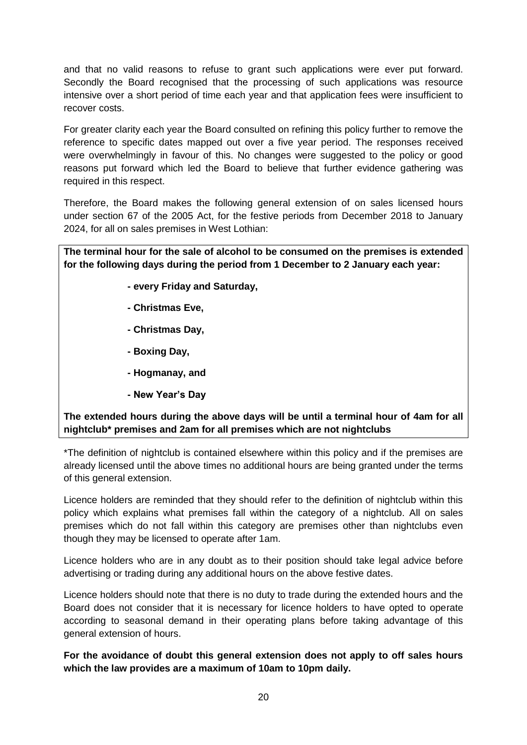and that no valid reasons to refuse to grant such applications were ever put forward. Secondly the Board recognised that the processing of such applications was resource intensive over a short period of time each year and that application fees were insufficient to recover costs.

For greater clarity each year the Board consulted on refining this policy further to remove the reference to specific dates mapped out over a five year period. The responses received were overwhelmingly in favour of this. No changes were suggested to the policy or good reasons put forward which led the Board to believe that further evidence gathering was required in this respect.

Therefore, the Board makes the following general extension of on sales licensed hours under section 67 of the 2005 Act, for the festive periods from December 2018 to January 2024, for all on sales premises in West Lothian:

**The terminal hour for the sale of alcohol to be consumed on the premises is extended for the following days during the period from 1 December to 2 January each year:**

- **every Friday and Saturday,**
- **Christmas Eve,**
- **Christmas Day,**
- **Boxing Day,**
- **Hogmanay, and**
- **New Year's Day**

**The extended hours during the above days will be until a terminal hour of 4am for all nightclub* premises and 2am for all premises which are not nightclubs**

*The definition of nightclub is contained elsewhere within this policy and if the premises are already licensed until the above times no additional hours are being granted under the terms of this general extension.

Licence holders are reminded that they should refer to the definition of nightclub within this policy which explains what premises fall within the category of a nightclub. All on sales premises which do not fall within this category are premises other than nightclubs even though they may be licensed to operate after 1am.

Licence holders who are in any doubt as to their position should take legal advice before advertising or trading during any additional hours on the above festive dates.

Licence holders should note that there is no duty to trade during the extended hours and the Board does not consider that it is necessary for licence holders to have opted to operate according to seasonal demand in their operating plans before taking advantage of this general extension of hours.

**For the avoidance of doubt this general extension does not apply to off sales hours which the law provides are a maximum of 10am to 10pm daily.**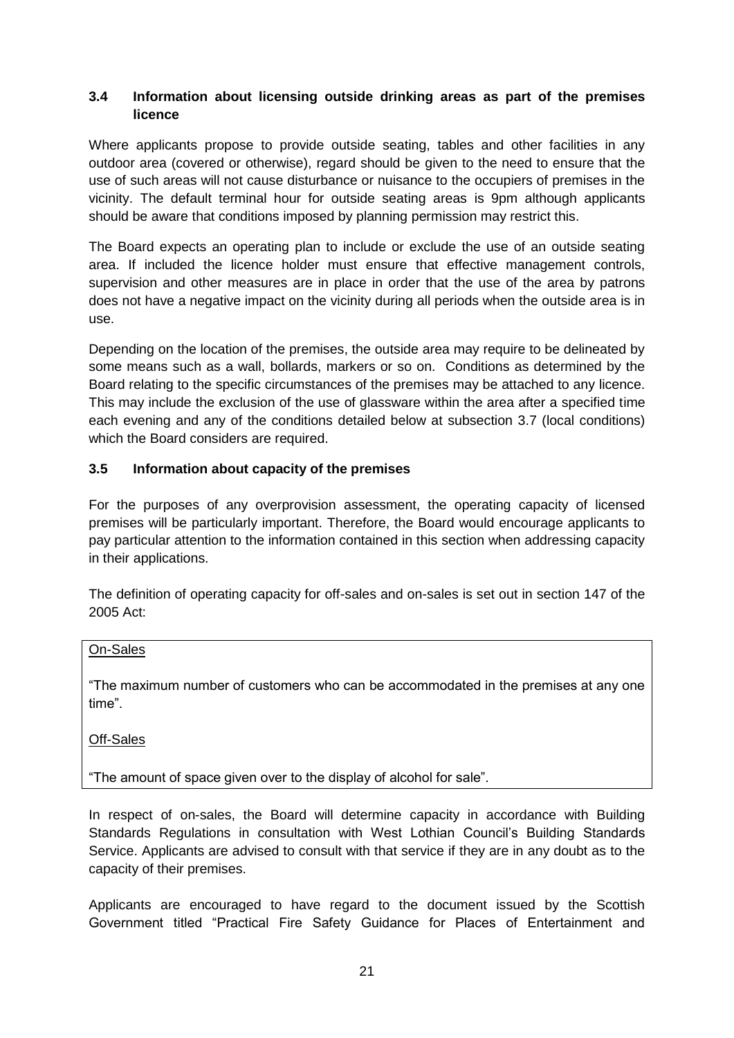### 3.4 Information about licensing outside drinking areas as part of the premises licence

Where applicants propose to provide outside seating, tables and other facilities in any outdoor area (covered or otherwise), regard should be given to the need to ensure that the use of such areas will not cause disturbance or nuisance to the occupiers of premises in the vicinity. The default terminal hour for outside seating areas is 9pm although applicants should be aware that conditions imposed by planning permission may restrict this.

The Board expects an operating plan to include or exclude the use of an outside seating area. If included the licence holder must ensure that effective management controls, supervision and other measures are in place in order that the use of the area by patrons does not have a negative impact on the vicinity during all periods when the outside area is in use.

Depending on the location of the premises, the outside area may require to be delineated by some means such as a wall, bollards, markers or so on. Conditions as determined by the Board relating to the specific circumstances of the premises may be attached to any licence. This may include the exclusion of the use of glassware within the area after a specified time each evening and any of the conditions detailed below at subsection 3.7 (local conditions) which the Board considers are required.

### 3.5 Information about capacity of the premises

For the purposes of any overprovision assessment, the operating capacity of licensed premises will be particularly important. Therefore, the Board would encourage applicants to pay particular attention to the information contained in this section when addressing capacity in their applications.

The definition of operating capacity for off-sales and on-sales is set out in section 147 of the 2005 Act:

<u>On-Sales</u>

"The maximum number of customers who can be accommodated in the premises at any one time".

<u>Off-Sales</u>

"The amount of space given over to the display of alcohol for sale".

In respect of on-sales, the Board will determine capacity in accordance with Building Standards Regulations in consultation with West Lothian Council's Building Standards Service. Applicants are advised to consult with that service if they are in any doubt as to the capacity of their premises.

Applicants are encouraged to have regard to the document issued by the Scottish Government titled "Practical Fire Safety Guidance for Places of Entertainment and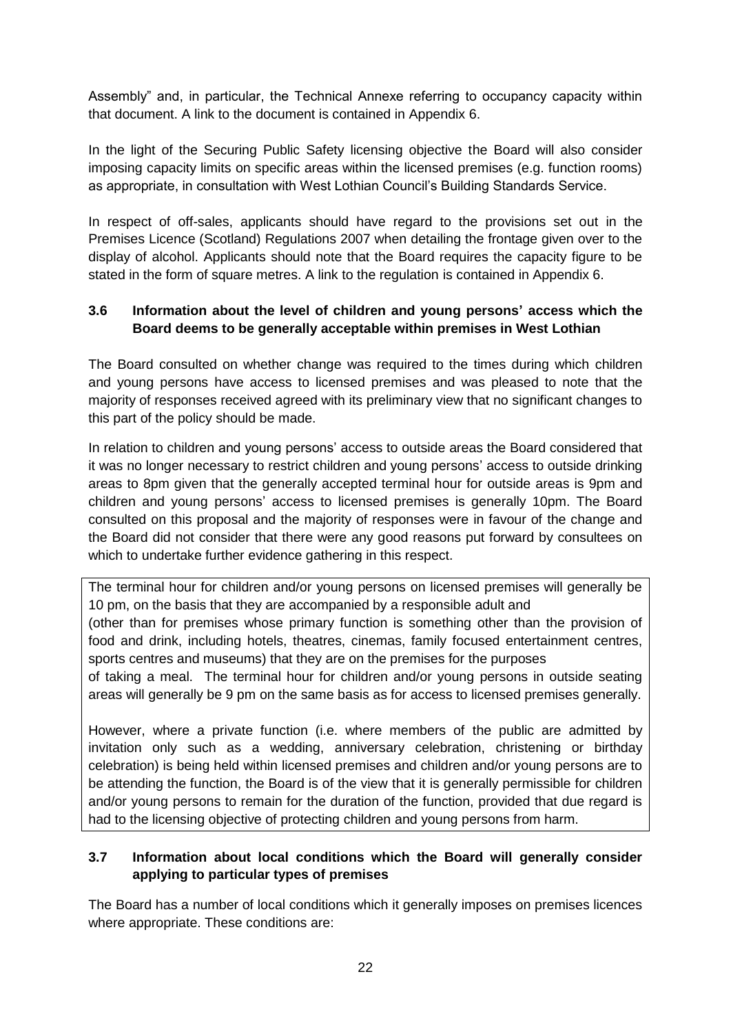Assembly" and, in particular, the Technical Annexe referring to occupancy capacity within that document. A link to the document is contained in Appendix 6.

In the light of the Securing Public Safety licensing objective the Board will also consider imposing capacity limits on specific areas within the licensed premises (e.g. function rooms) as appropriate, in consultation with West Lothian Council's Building Standards Service.

In respect of off-sales, applicants should have regard to the provisions set out in the Premises Licence (Scotland) Regulations 2007 when detailing the frontage given over to the display of alcohol. Applicants should note that the Board requires the capacity figure to be stated in the form of square metres. A link to the regulation is contained in Appendix 6.

### 3.6 Information about the level of children and young persons' access which the Board deems to be generally acceptable within premises in West Lothian

The Board consulted on whether change was required to the times during which children and young persons have access to licensed premises and was pleased to note that the majority of responses received agreed with its preliminary view that no significant changes to this part of the policy should be made.

In relation to children and young persons' access to outside areas the Board considered that it was no longer necessary to restrict children and young persons' access to outside drinking areas to 8pm given that the generally accepted terminal hour for outside areas is 9pm and children and young persons' access to licensed premises is generally 10pm. The Board consulted on this proposal and the majority of responses were in favour of the change and the Board did not consider that there were any good reasons put forward by consultees on which to undertake further evidence gathering in this respect.

The terminal hour for children and/or young persons on licensed premises will generally be 10 pm, on the basis that they are accompanied by a responsible adult and (other than for premises whose primary function is something other than the provision of food and drink, including hotels, theatres, cinemas, family focused entertainment centres, sports centres and museums) that they are on the premises for the purposes of taking a meal. The terminal hour for children and/or young persons in outside seating areas will generally be 9 pm on the same basis as for access to licensed premises generally.

However, where a private function (i.e. where members of the public are admitted by invitation only such as a wedding, anniversary celebration, christening or birthday celebration) is being held within licensed premises and children and/or young persons are to be attending the function, the Board is of the view that it is generally permissible for children and/or young persons to remain for the duration of the function, provided that due regard is had to the licensing objective of protecting children and young persons from harm.

### 3.7 Information about local conditions which the Board will generally consider applying to particular types of premises

The Board has a number of local conditions which it generally imposes on premises licences where appropriate. These conditions are: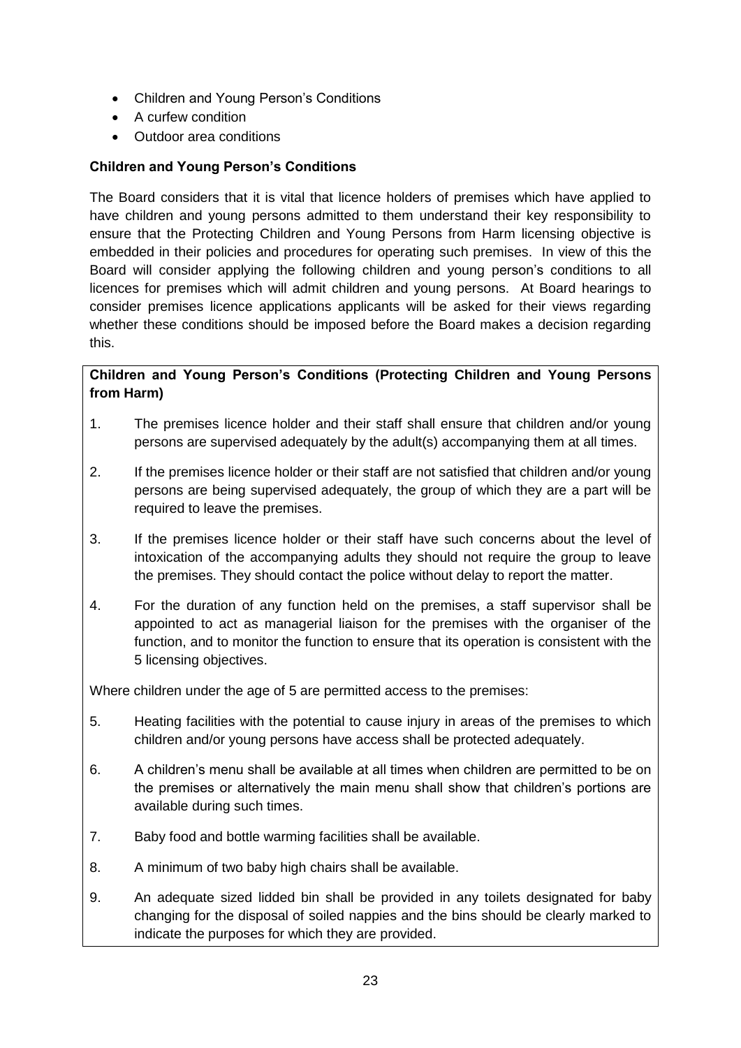- Children and Young Person's Conditions
- A curfew condition
- Outdoor area conditions

**Children and Young Person's Conditions**

The Board considers that it is vital that licence holders of premises which have applied to have children and young persons admitted to them understand their key responsibility to ensure that the Protecting Children and Young Persons from Harm licensing objective is embedded in their policies and procedures for operating such premises. In view of this the Board will consider applying the following children and young person's conditions to all licences for premises which will admit children and young persons. At Board hearings to consider premises licence applications applicants will be asked for their views regarding whether these conditions should be imposed before the Board makes a decision regarding this.

**Children and Young Person's Conditions (Protecting Children and Young Persons from Harm)**

1. The premises licence holder and their staff shall ensure that children and/or young persons are supervised adequately by the adult(s) accompanying them at all times.
2. If the premises licence holder or their staff are not satisfied that children and/or young persons are being supervised adequately, the group of which they are a part will be required to leave the premises.
3. If the premises licence holder or their staff have such concerns about the level of intoxication of the accompanying adults they should not require the group to leave the premises. They should contact the police without delay to report the matter.
4. For the duration of any function held on the premises, a staff supervisor shall be appointed to act as managerial liaison for the premises with the organiser of the function, and to monitor the function to ensure that its operation is consistent with the 5 licensing objectives.

Where children under the age of 5 are permitted access to the premises:

5. Heating facilities with the potential to cause injury in areas of the premises to which children and/or young persons have access shall be protected adequately.
6. A children's menu shall be available at all times when children are permitted to be on the premises or alternatively the main menu shall show that children's portions are available during such times.
7. Baby food and bottle warming facilities shall be available.
8. A minimum of two baby high chairs shall be available.
9. An adequate sized lidded bin shall be provided in any toilets designated for baby changing for the disposal of soiled nappies and the bins should be clearly marked to indicate the purposes for which they are provided.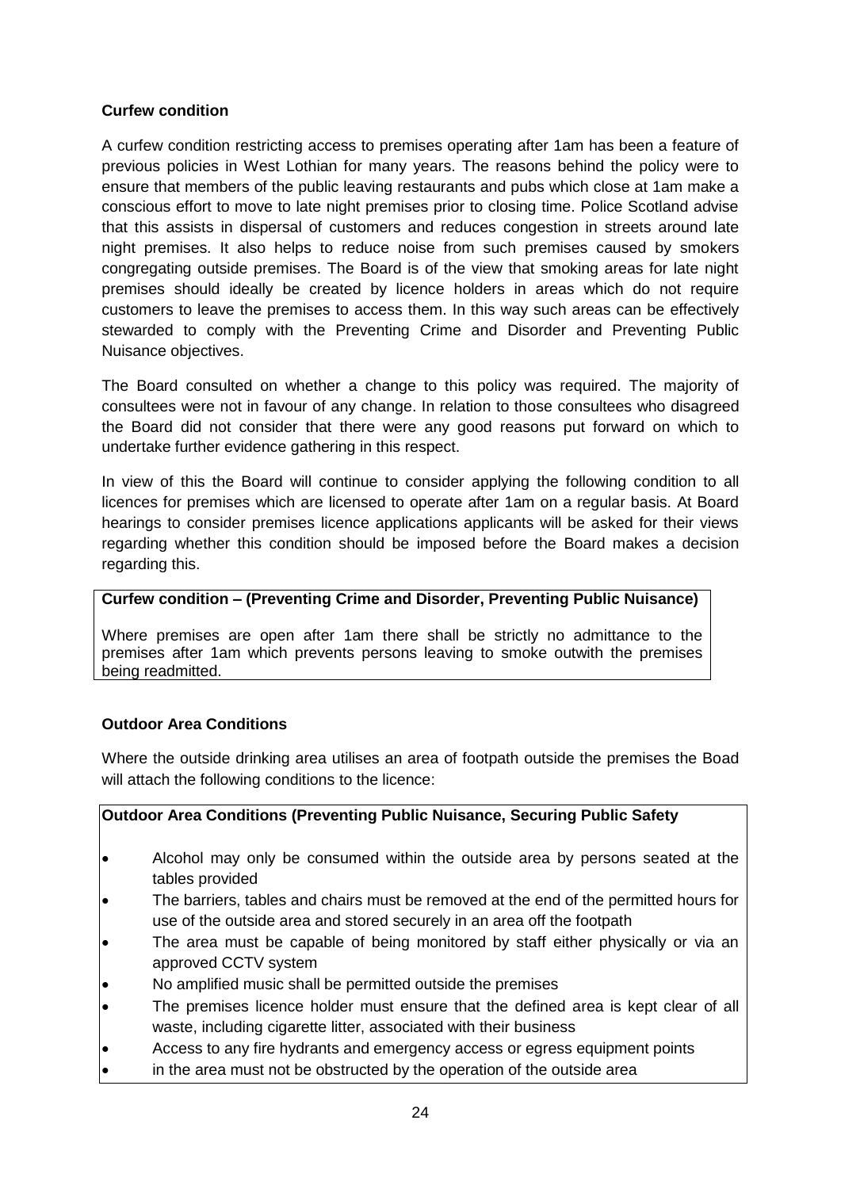**Curfew condition**

A curfew condition restricting access to premises operating after 1am has been a feature of previous policies in West Lothian for many years. The reasons behind the policy were to ensure that members of the public leaving restaurants and pubs which close at 1am make a conscious effort to move to late night premises prior to closing time. Police Scotland advise that this assists in dispersal of customers and reduces congestion in streets around late night premises. It also helps to reduce noise from such premises caused by smokers congregating outside premises. The Board is of the view that smoking areas for late night premises should ideally be created by licence holders in areas which do not require customers to leave the premises to access them. In this way such areas can be effectively stewarded to comply with the Preventing Crime and Disorder and Preventing Public Nuisance objectives.

The Board consulted on whether a change to this policy was required. The majority of consultees were not in favour of any change. In relation to those consultees who disagreed the Board did not consider that there were any good reasons put forward on which to undertake further evidence gathering in this respect.

In view of this the Board will continue to consider applying the following condition to all licences for premises which are licensed to operate after 1am on a regular basis. At Board hearings to consider premises licence applications applicants will be asked for their views regarding whether this condition should be imposed before the Board makes a decision regarding this.

| **Curfew condition – (Preventing Crime and Disorder, Preventing Public Nuisance)** |
|---|
| Where premises are open after 1am there shall be strictly no admittance to the premises after 1am which prevents persons leaving to smoke outwith the premises being readmitted. |

**Outdoor Area Conditions**

Where the outside drinking area utilises an area of footpath outside the premises the Boad will attach the following conditions to the licence:

**Outdoor Area Conditions (Preventing Public Nuisance, Securing Public Safety**

- Alcohol may only be consumed within the outside area by persons seated at the tables provided
- The barriers, tables and chairs must be removed at the end of the permitted hours for use of the outside area and stored securely in an area off the footpath
- The area must be capable of being monitored by staff either physically or via an approved CCTV system
- No amplified music shall be permitted outside the premises
- The premises licence holder must ensure that the defined area is kept clear of all waste, including cigarette litter, associated with their business
- Access to any fire hydrants and emergency access or egress equipment points
- in the area must not be obstructed by the operation of the outside area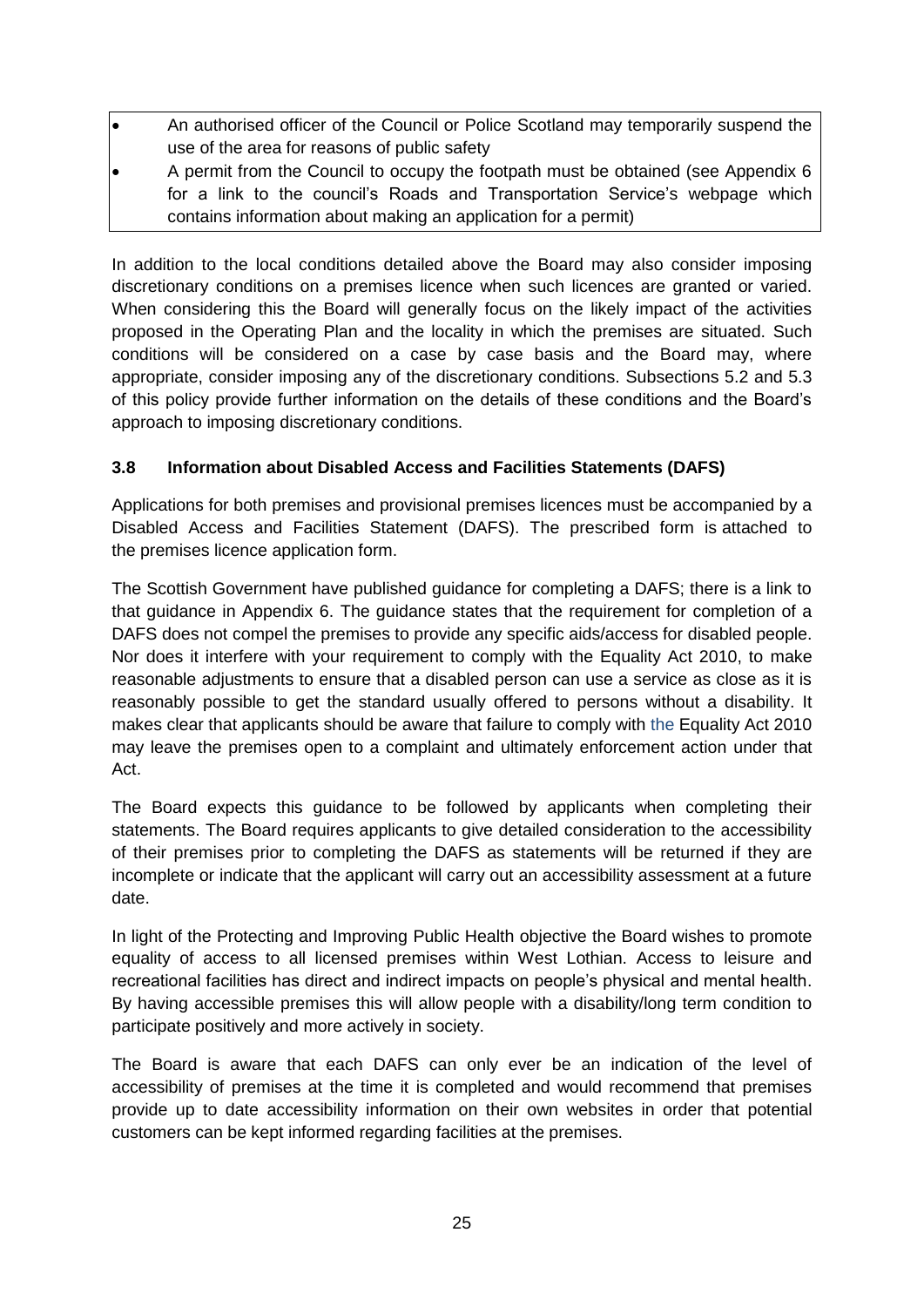- An authorised officer of the Council or Police Scotland may temporarily suspend the use of the area for reasons of public safety
- A permit from the Council to occupy the footpath must be obtained (see Appendix 6 for a link to the council's Roads and Transportation Service's webpage which contains information about making an application for a permit)

In addition to the local conditions detailed above the Board may also consider imposing discretionary conditions on a premises licence when such licences are granted or varied. When considering this the Board will generally focus on the likely impact of the activities proposed in the Operating Plan and the locality in which the premises are situated. Such conditions will be considered on a case by case basis and the Board may, where appropriate, consider imposing any of the discretionary conditions. Subsections 5.2 and 5.3 of this policy provide further information on the details of these conditions and the Board's approach to imposing discretionary conditions.

### 3.8 Information about Disabled Access and Facilities Statements (DAFS)

Applications for both premises and provisional premises licences must be accompanied by a Disabled Access and Facilities Statement (DAFS). The prescribed form is attached to the premises licence application form.

The Scottish Government have published guidance for completing a DAFS; there is a link to that guidance in Appendix 6. The guidance states that the requirement for completion of a DAFS does not compel the premises to provide any specific aids/access for disabled people. Nor does it interfere with your requirement to comply with the Equality Act 2010, to make reasonable adjustments to ensure that a disabled person can use a service as close as it is reasonably possible to get the standard usually offered to persons without a disability. It makes clear that applicants should be aware that failure to comply with the Equality Act 2010 may leave the premises open to a complaint and ultimately enforcement action under that Act.

The Board expects this guidance to be followed by applicants when completing their statements. The Board requires applicants to give detailed consideration to the accessibility of their premises prior to completing the DAFS as statements will be returned if they are incomplete or indicate that the applicant will carry out an accessibility assessment at a future date.

In light of the Protecting and Improving Public Health objective the Board wishes to promote equality of access to all licensed premises within West Lothian. Access to leisure and recreational facilities has direct and indirect impacts on people's physical and mental health. By having accessible premises this will allow people with a disability/long term condition to participate positively and more actively in society.

The Board is aware that each DAFS can only ever be an indication of the level of accessibility of premises at the time it is completed and would recommend that premises provide up to date accessibility information on their own websites in order that potential customers can be kept informed regarding facilities at the premises.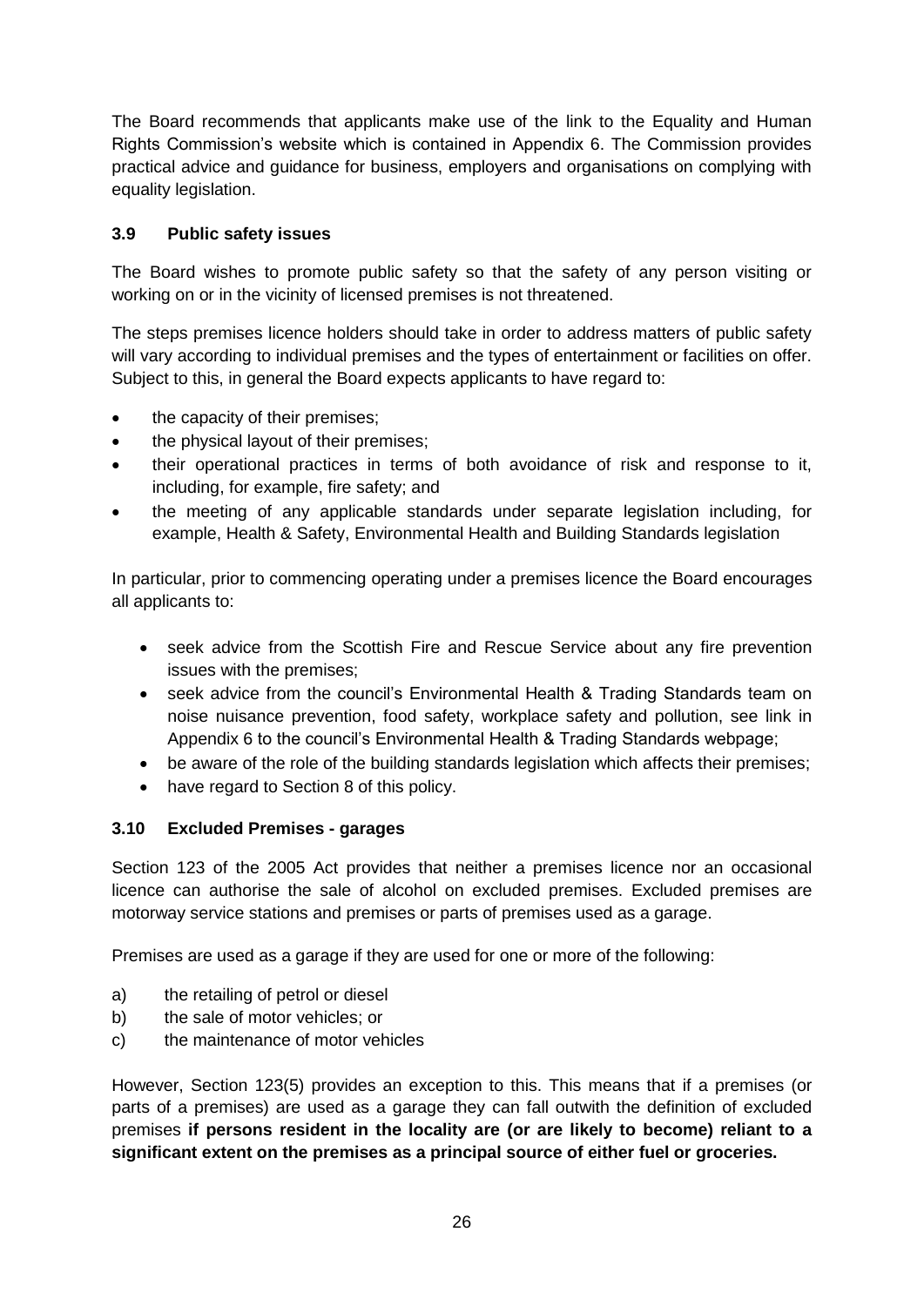The Board recommends that applicants make use of the link to the Equality and Human Rights Commission's website which is contained in Appendix 6. The Commission provides practical advice and guidance for business, employers and organisations on complying with equality legislation.

### 3.9 Public safety issues

The Board wishes to promote public safety so that the safety of any person visiting or working on or in the vicinity of licensed premises is not threatened.

The steps premises licence holders should take in order to address matters of public safety will vary according to individual premises and the types of entertainment or facilities on offer. Subject to this, in general the Board expects applicants to have regard to:

- the capacity of their premises;
- the physical layout of their premises;
- their operational practices in terms of both avoidance of risk and response to it, including, for example, fire safety; and
- the meeting of any applicable standards under separate legislation including, for example, Health & Safety, Environmental Health and Building Standards legislation

In particular, prior to commencing operating under a premises licence the Board encourages all applicants to:

- seek advice from the Scottish Fire and Rescue Service about any fire prevention issues with the premises;
- seek advice from the council's Environmental Health & Trading Standards team on noise nuisance prevention, food safety, workplace safety and pollution, see link in Appendix 6 to the council's Environmental Health & Trading Standards webpage;
- be aware of the role of the building standards legislation which affects their premises;
- have regard to Section 8 of this policy.

### 3.10 Excluded Premises - garages

Section 123 of the 2005 Act provides that neither a premises licence nor an occasional licence can authorise the sale of alcohol on excluded premises. Excluded premises are motorway service stations and premises or parts of premises used as a garage.

Premises are used as a garage if they are used for one or more of the following:

a) the retailing of petrol or diesel
b) the sale of motor vehicles; or
c) the maintenance of motor vehicles

However, Section 123(5) provides an exception to this. This means that if a premises (or parts of a premises) are used as a garage they can fall outwith the definition of excluded premises **if persons resident in the locality are (or are likely to become) reliant to a significant extent on the premises as a principal source of either fuel or groceries.**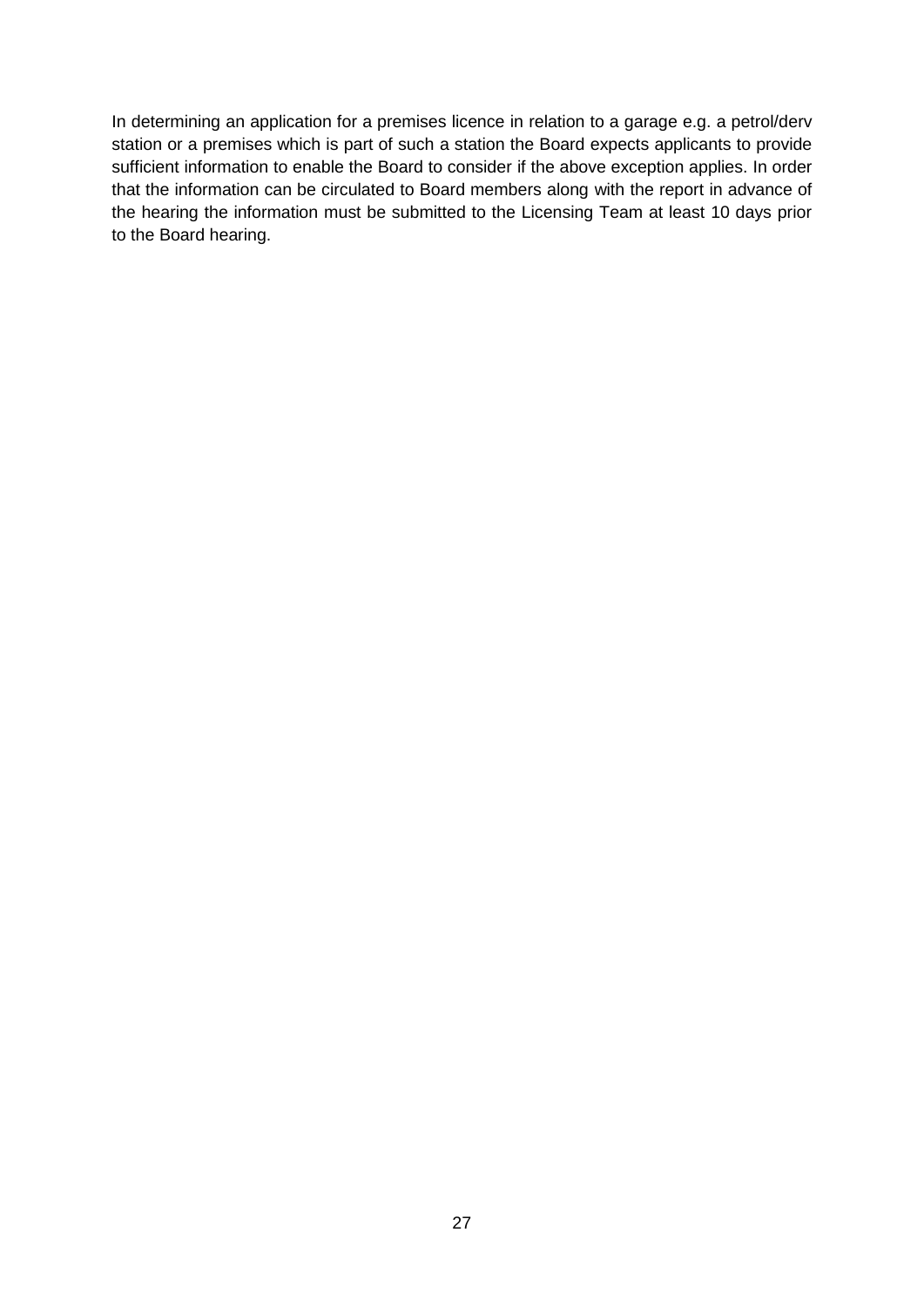In determining an application for a premises licence in relation to a garage e.g. a petrol/derv station or a premises which is part of such a station the Board expects applicants to provide sufficient information to enable the Board to consider if the above exception applies. In order that the information can be circulated to Board members along with the report in advance of the hearing the information must be submitted to the Licensing Team at least 10 days prior to the Board hearing.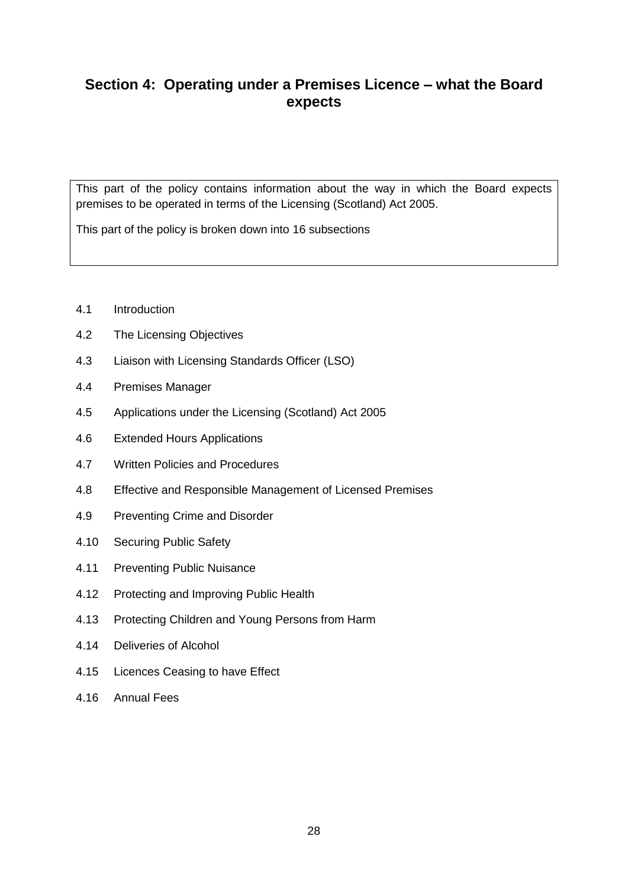## Section 4: Operating under a Premises Licence – what the Board expects

This part of the policy contains information about the way in which the Board expects premises to be operated in terms of the Licensing (Scotland) Act 2005.

This part of the policy is broken down into 16 subsections

- 4.1 Introduction
- 4.2 The Licensing Objectives
- 4.3 Liaison with Licensing Standards Officer (LSO)
- 4.4 Premises Manager
- 4.5 Applications under the Licensing (Scotland) Act 2005
- 4.6 Extended Hours Applications
- 4.7 Written Policies and Procedures
- 4.8 Effective and Responsible Management of Licensed Premises
- 4.9 Preventing Crime and Disorder
- 4.10 Securing Public Safety
- 4.11 Preventing Public Nuisance
- 4.12 Protecting and Improving Public Health
- 4.13 Protecting Children and Young Persons from Harm
- 4.14 Deliveries of Alcohol
- 4.15 Licences Ceasing to have Effect
- 4.16 Annual Fees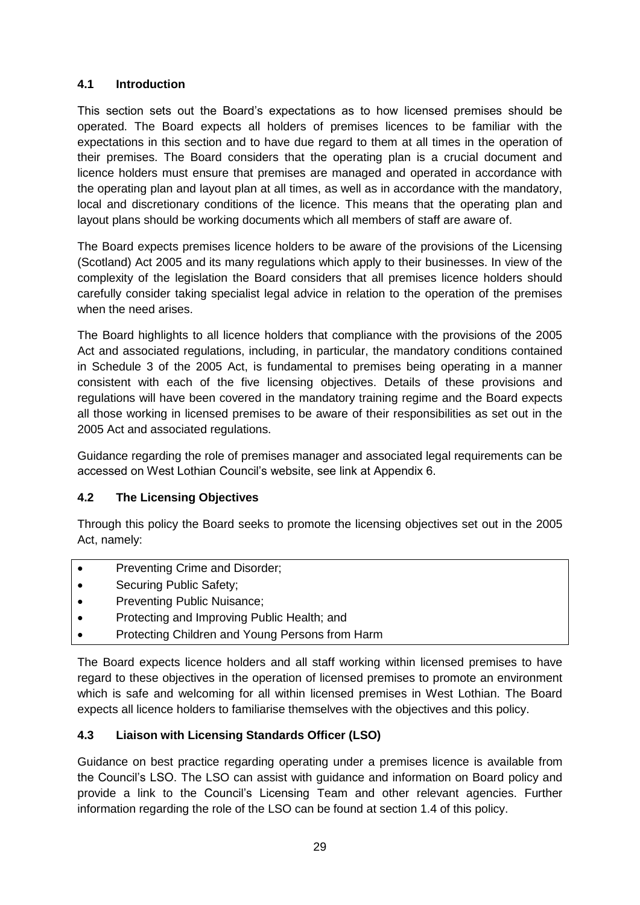## 4.1 Introduction

This section sets out the Board's expectations as to how licensed premises should be operated. The Board expects all holders of premises licences to be familiar with the expectations in this section and to have due regard to them at all times in the operation of their premises. The Board considers that the operating plan is a crucial document and licence holders must ensure that premises are managed and operated in accordance with the operating plan and layout plan at all times, as well as in accordance with the mandatory, local and discretionary conditions of the licence. This means that the operating plan and layout plans should be working documents which all members of staff are aware of.

The Board expects premises licence holders to be aware of the provisions of the Licensing (Scotland) Act 2005 and its many regulations which apply to their businesses. In view of the complexity of the legislation the Board considers that all premises licence holders should carefully consider taking specialist legal advice in relation to the operation of the premises when the need arises.

The Board highlights to all licence holders that compliance with the provisions of the 2005 Act and associated regulations, including, in particular, the mandatory conditions contained in Schedule 3 of the 2005 Act, is fundamental to premises being operating in a manner consistent with each of the five licensing objectives. Details of these provisions and regulations will have been covered in the mandatory training regime and the Board expects all those working in licensed premises to be aware of their responsibilities as set out in the 2005 Act and associated regulations.

Guidance regarding the role of premises manager and associated legal requirements can be accessed on West Lothian Council's website, see link at Appendix 6.

## 4.2 The Licensing Objectives

Through this policy the Board seeks to promote the licensing objectives set out in the 2005 Act, namely:

- Preventing Crime and Disorder;
- Securing Public Safety;
- Preventing Public Nuisance;
- Protecting and Improving Public Health; and
- Protecting Children and Young Persons from Harm

The Board expects licence holders and all staff working within licensed premises to have regard to these objectives in the operation of licensed premises to promote an environment which is safe and welcoming for all within licensed premises in West Lothian. The Board expects all licence holders to familiarise themselves with the objectives and this policy.

## 4.3 Liaison with Licensing Standards Officer (LSO)

Guidance on best practice regarding operating under a premises licence is available from the Council's LSO. The LSO can assist with guidance and information on Board policy and provide a link to the Council's Licensing Team and other relevant agencies. Further information regarding the role of the LSO can be found at section 1.4 of this policy.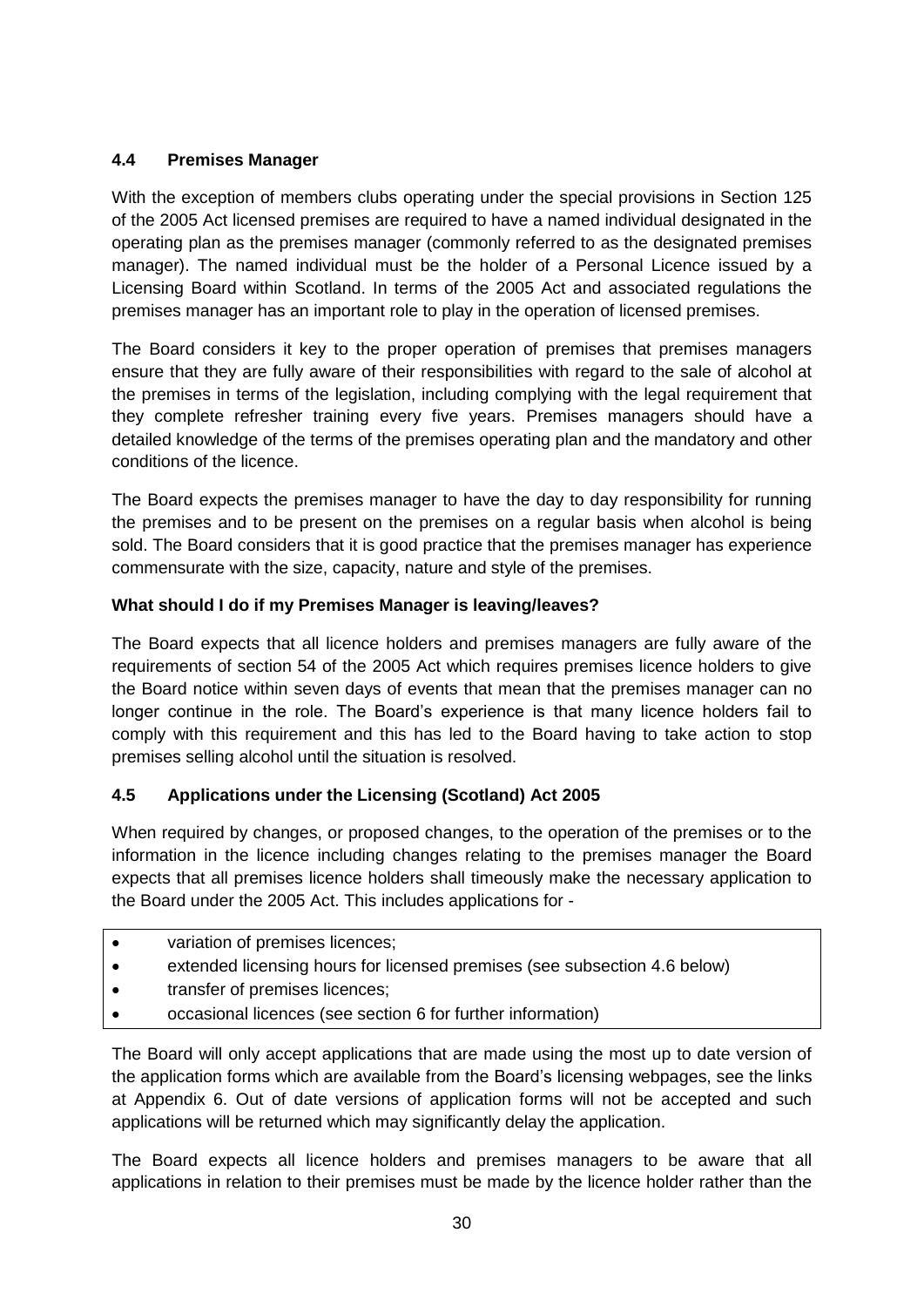### 4.4 Premises Manager

With the exception of members clubs operating under the special provisions in Section 125 of the 2005 Act licensed premises are required to have a named individual designated in the operating plan as the premises manager (commonly referred to as the designated premises manager). The named individual must be the holder of a Personal Licence issued by a Licensing Board within Scotland. In terms of the 2005 Act and associated regulations the premises manager has an important role to play in the operation of licensed premises.

The Board considers it key to the proper operation of premises that premises managers ensure that they are fully aware of their responsibilities with regard to the sale of alcohol at the premises in terms of the legislation, including complying with the legal requirement that they complete refresher training every five years. Premises managers should have a detailed knowledge of the terms of the premises operating plan and the mandatory and other conditions of the licence.

The Board expects the premises manager to have the day to day responsibility for running the premises and to be present on the premises on a regular basis when alcohol is being sold. The Board considers that it is good practice that the premises manager has experience commensurate with the size, capacity, nature and style of the premises.

**What should I do if my Premises Manager is leaving/leaves?**

The Board expects that all licence holders and premises managers are fully aware of the requirements of section 54 of the 2005 Act which requires premises licence holders to give the Board notice within seven days of events that mean that the premises manager can no longer continue in the role. The Board's experience is that many licence holders fail to comply with this requirement and this has led to the Board having to take action to stop premises selling alcohol until the situation is resolved.

### 4.5 Applications under the Licensing (Scotland) Act 2005

When required by changes, or proposed changes, to the operation of the premises or to the information in the licence including changes relating to the premises manager the Board expects that all premises licence holders shall timeously make the necessary application to the Board under the 2005 Act. This includes applications for -

- variation of premises licences;
- extended licensing hours for licensed premises (see subsection 4.6 below)
- transfer of premises licences;
- occasional licences (see section 6 for further information)

The Board will only accept applications that are made using the most up to date version of the application forms which are available from the Board's licensing webpages, see the links at Appendix 6. Out of date versions of application forms will not be accepted and such applications will be returned which may significantly delay the application.

The Board expects all licence holders and premises managers to be aware that all applications in relation to their premises must be made by the licence holder rather than the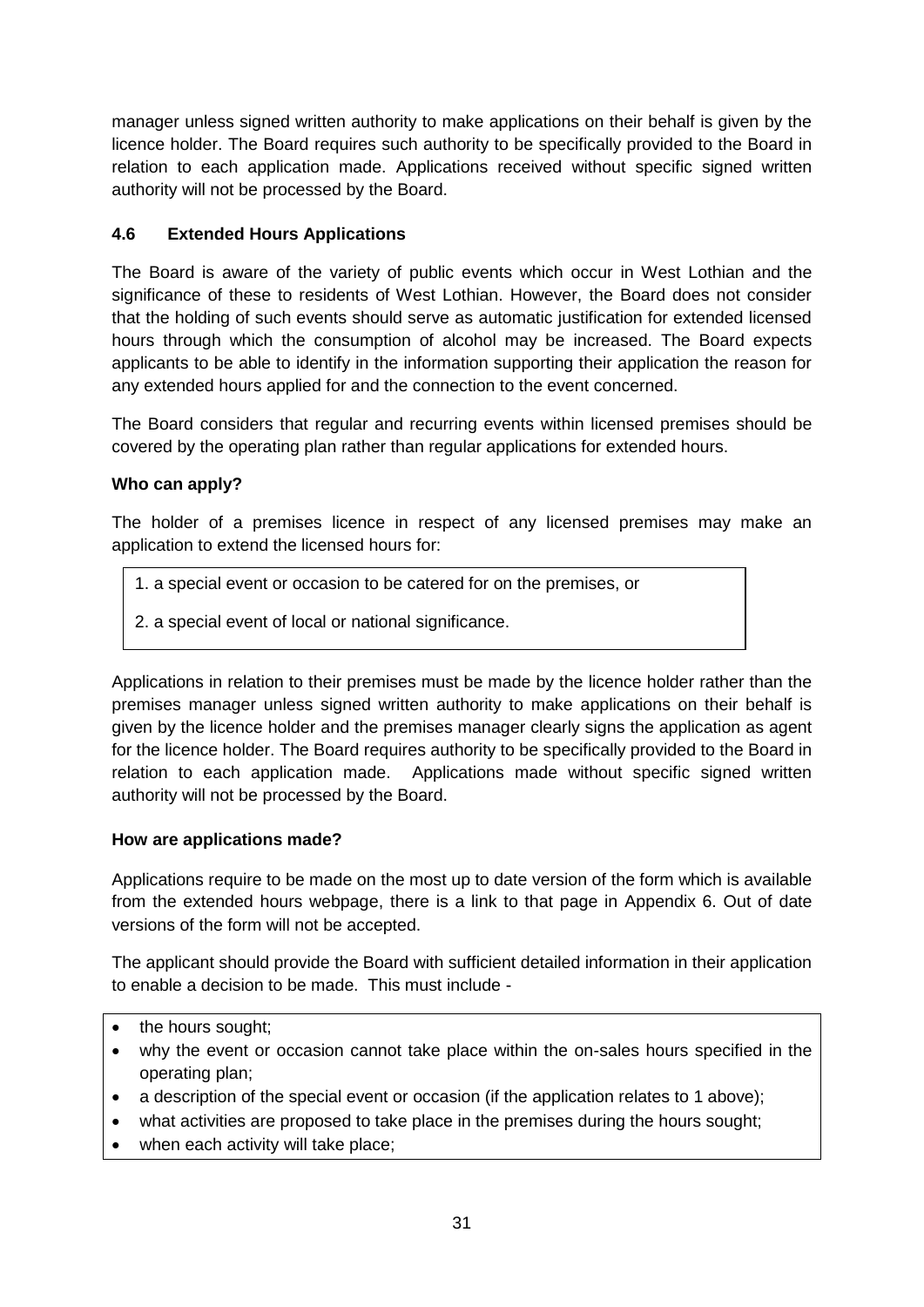manager unless signed written authority to make applications on their behalf is given by the licence holder. The Board requires such authority to be specifically provided to the Board in relation to each application made. Applications received without specific signed written authority will not be processed by the Board.

### 4.6 Extended Hours Applications

The Board is aware of the variety of public events which occur in West Lothian and the significance of these to residents of West Lothian. However, the Board does not consider that the holding of such events should serve as automatic justification for extended licensed hours through which the consumption of alcohol may be increased. The Board expects applicants to be able to identify in the information supporting their application the reason for any extended hours applied for and the connection to the event concerned.

The Board considers that regular and recurring events within licensed premises should be covered by the operating plan rather than regular applications for extended hours.

**Who can apply?**

The holder of a premises licence in respect of any licensed premises may make an application to extend the licensed hours for:

1. a special event or occasion to be catered for on the premises, or
2. a special event of local or national significance.

Applications in relation to their premises must be made by the licence holder rather than the premises manager unless signed written authority to make applications on their behalf is given by the licence holder and the premises manager clearly signs the application as agent for the licence holder. The Board requires authority to be specifically provided to the Board in relation to each application made. Applications made without specific signed written authority will not be processed by the Board.

**How are applications made?**

Applications require to be made on the most up to date version of the form which is available from the extended hours webpage, there is a link to that page in Appendix 6. Out of date versions of the form will not be accepted.

The applicant should provide the Board with sufficient detailed information in their application to enable a decision to be made. This must include -

- the hours sought;
- why the event or occasion cannot take place within the on-sales hours specified in the operating plan;
- a description of the special event or occasion (if the application relates to 1 above);
- what activities are proposed to take place in the premises during the hours sought;
- when each activity will take place;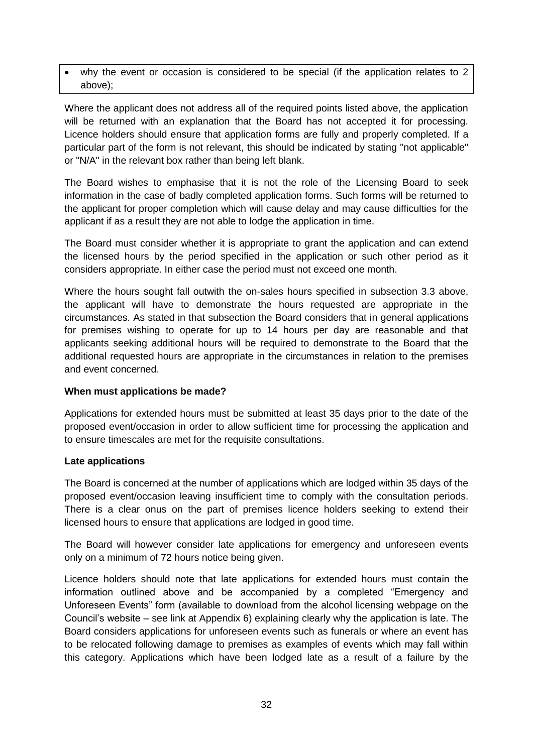- why the event or occasion is considered to be special (if the application relates to 2 above);

Where the applicant does not address all of the required points listed above, the application will be returned with an explanation that the Board has not accepted it for processing. Licence holders should ensure that application forms are fully and properly completed. If a particular part of the form is not relevant, this should be indicated by stating "not applicable" or "N/A" in the relevant box rather than being left blank.

The Board wishes to emphasise that it is not the role of the Licensing Board to seek information in the case of badly completed application forms. Such forms will be returned to the applicant for proper completion which will cause delay and may cause difficulties for the applicant if as a result they are not able to lodge the application in time.

The Board must consider whether it is appropriate to grant the application and can extend the licensed hours by the period specified in the application or such other period as it considers appropriate. In either case the period must not exceed one month.

Where the hours sought fall outwith the on-sales hours specified in subsection 3.3 above, the applicant will have to demonstrate the hours requested are appropriate in the circumstances. As stated in that subsection the Board considers that in general applications for premises wishing to operate for up to 14 hours per day are reasonable and that applicants seeking additional hours will be required to demonstrate to the Board that the additional requested hours are appropriate in the circumstances in relation to the premises and event concerned.

**When must applications be made?**

Applications for extended hours must be submitted at least 35 days prior to the date of the proposed event/occasion in order to allow sufficient time for processing the application and to ensure timescales are met for the requisite consultations.

**Late applications**

The Board is concerned at the number of applications which are lodged within 35 days of the proposed event/occasion leaving insufficient time to comply with the consultation periods. There is a clear onus on the part of premises licence holders seeking to extend their licensed hours to ensure that applications are lodged in good time.

The Board will however consider late applications for emergency and unforeseen events only on a minimum of 72 hours notice being given.

Licence holders should note that late applications for extended hours must contain the information outlined above and be accompanied by a completed "Emergency and Unforeseen Events" form (available to download from the alcohol licensing webpage on the Council's website – see link at Appendix 6) explaining clearly why the application is late. The Board considers applications for unforeseen events such as funerals or where an event has to be relocated following damage to premises as examples of events which may fall within this category. Applications which have been lodged late as a result of a failure by the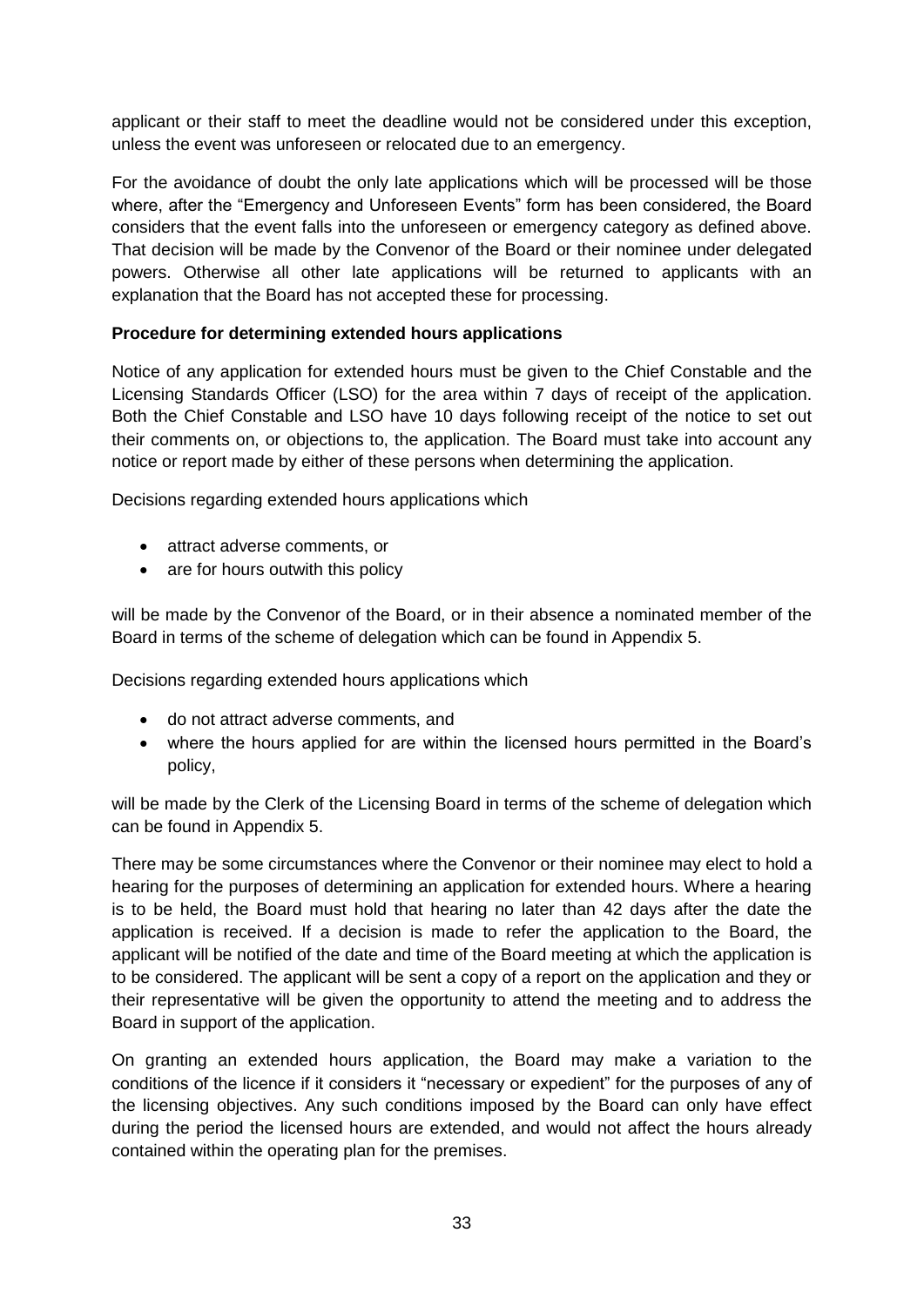applicant or their staff to meet the deadline would not be considered under this exception, unless the event was unforeseen or relocated due to an emergency.

For the avoidance of doubt the only late applications which will be processed will be those where, after the "Emergency and Unforeseen Events" form has been considered, the Board considers that the event falls into the unforeseen or emergency category as defined above. That decision will be made by the Convenor of the Board or their nominee under delegated powers. Otherwise all other late applications will be returned to applicants with an explanation that the Board has not accepted these for processing.

**Procedure for determining extended hours applications**

Notice of any application for extended hours must be given to the Chief Constable and the Licensing Standards Officer (LSO) for the area within 7 days of receipt of the application. Both the Chief Constable and LSO have 10 days following receipt of the notice to set out their comments on, or objections to, the application. The Board must take into account any notice or report made by either of these persons when determining the application.

Decisions regarding extended hours applications which

- attract adverse comments, or
- are for hours outwith this policy

will be made by the Convenor of the Board, or in their absence a nominated member of the Board in terms of the scheme of delegation which can be found in Appendix 5.

Decisions regarding extended hours applications which

- do not attract adverse comments, and
- where the hours applied for are within the licensed hours permitted in the Board's policy,

will be made by the Clerk of the Licensing Board in terms of the scheme of delegation which can be found in Appendix 5.

There may be some circumstances where the Convenor or their nominee may elect to hold a hearing for the purposes of determining an application for extended hours. Where a hearing is to be held, the Board must hold that hearing no later than 42 days after the date the application is received. If a decision is made to refer the application to the Board, the applicant will be notified of the date and time of the Board meeting at which the application is to be considered. The applicant will be sent a copy of a report on the application and they or their representative will be given the opportunity to attend the meeting and to address the Board in support of the application.

On granting an extended hours application, the Board may make a variation to the conditions of the licence if it considers it "necessary or expedient" for the purposes of any of the licensing objectives. Any such conditions imposed by the Board can only have effect during the period the licensed hours are extended, and would not affect the hours already contained within the operating plan for the premises.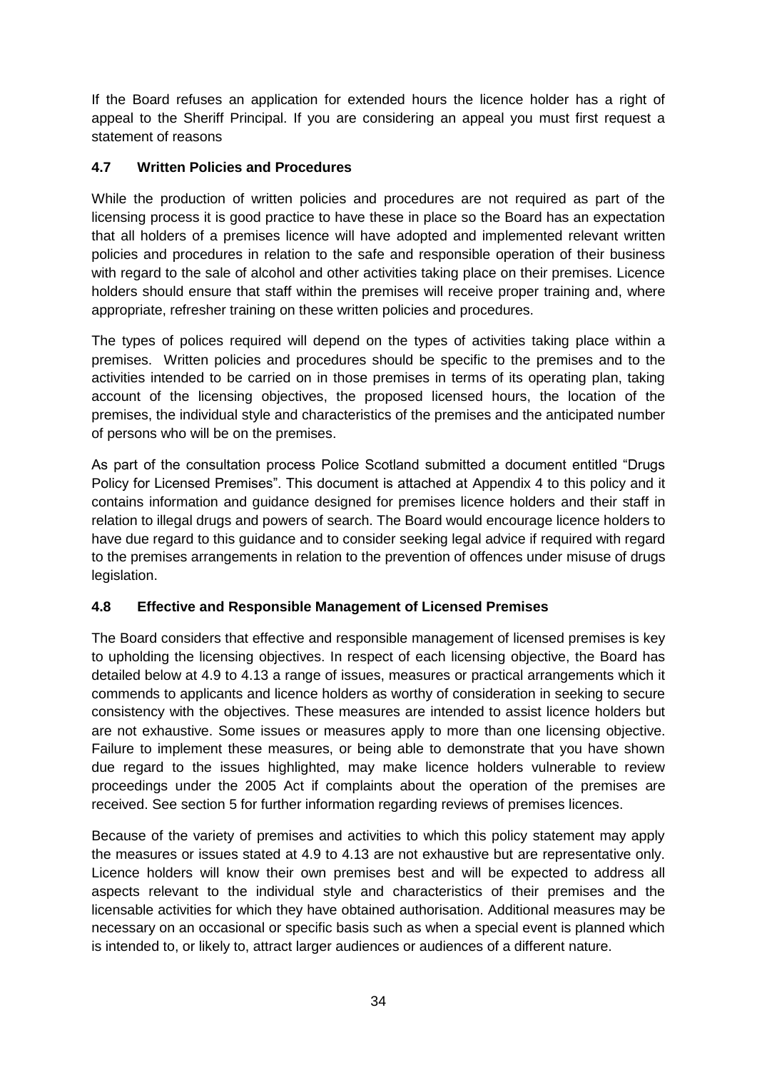If the Board refuses an application for extended hours the licence holder has a right of appeal to the Sheriff Principal. If you are considering an appeal you must first request a statement of reasons

### 4.7 Written Policies and Procedures

While the production of written policies and procedures are not required as part of the licensing process it is good practice to have these in place so the Board has an expectation that all holders of a premises licence will have adopted and implemented relevant written policies and procedures in relation to the safe and responsible operation of their business with regard to the sale of alcohol and other activities taking place on their premises. Licence holders should ensure that staff within the premises will receive proper training and, where appropriate, refresher training on these written policies and procedures.

The types of polices required will depend on the types of activities taking place within a premises. Written policies and procedures should be specific to the premises and to the activities intended to be carried on in those premises in terms of its operating plan, taking account of the licensing objectives, the proposed licensed hours, the location of the premises, the individual style and characteristics of the premises and the anticipated number of persons who will be on the premises.

As part of the consultation process Police Scotland submitted a document entitled "Drugs Policy for Licensed Premises". This document is attached at Appendix 4 to this policy and it contains information and guidance designed for premises licence holders and their staff in relation to illegal drugs and powers of search. The Board would encourage licence holders to have due regard to this guidance and to consider seeking legal advice if required with regard to the premises arrangements in relation to the prevention of offences under misuse of drugs legislation.

### 4.8 Effective and Responsible Management of Licensed Premises

The Board considers that effective and responsible management of licensed premises is key to upholding the licensing objectives. In respect of each licensing objective, the Board has detailed below at 4.9 to 4.13 a range of issues, measures or practical arrangements which it commends to applicants and licence holders as worthy of consideration in seeking to secure consistency with the objectives. These measures are intended to assist licence holders but are not exhaustive. Some issues or measures apply to more than one licensing objective. Failure to implement these measures, or being able to demonstrate that you have shown due regard to the issues highlighted, may make licence holders vulnerable to review proceedings under the 2005 Act if complaints about the operation of the premises are received. See section 5 for further information regarding reviews of premises licences.

Because of the variety of premises and activities to which this policy statement may apply the measures or issues stated at 4.9 to 4.13 are not exhaustive but are representative only. Licence holders will know their own premises best and will be expected to address all aspects relevant to the individual style and characteristics of their premises and the licensable activities for which they have obtained authorisation. Additional measures may be necessary on an occasional or specific basis such as when a special event is planned which is intended to, or likely to, attract larger audiences or audiences of a different nature.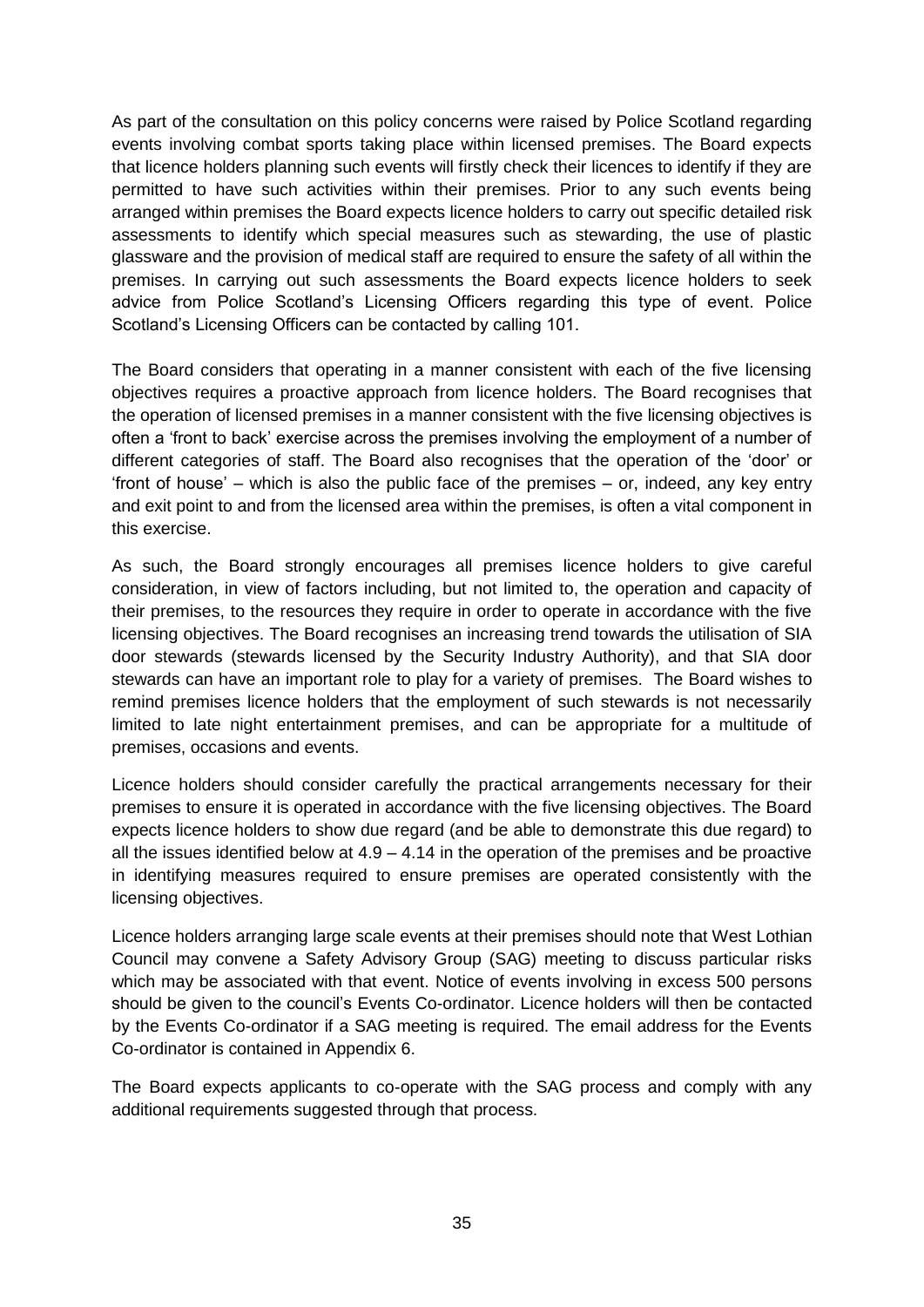As part of the consultation on this policy concerns were raised by Police Scotland regarding events involving combat sports taking place within licensed premises. The Board expects that licence holders planning such events will firstly check their licences to identify if they are permitted to have such activities within their premises. Prior to any such events being arranged within premises the Board expects licence holders to carry out specific detailed risk assessments to identify which special measures such as stewarding, the use of plastic glassware and the provision of medical staff are required to ensure the safety of all within the premises. In carrying out such assessments the Board expects licence holders to seek advice from Police Scotland's Licensing Officers regarding this type of event. Police Scotland's Licensing Officers can be contacted by calling 101.

The Board considers that operating in a manner consistent with each of the five licensing objectives requires a proactive approach from licence holders. The Board recognises that the operation of licensed premises in a manner consistent with the five licensing objectives is often a 'front to back' exercise across the premises involving the employment of a number of different categories of staff. The Board also recognises that the operation of the 'door' or 'front of house' – which is also the public face of the premises – or, indeed, any key entry and exit point to and from the licensed area within the premises, is often a vital component in this exercise.

As such, the Board strongly encourages all premises licence holders to give careful consideration, in view of factors including, but not limited to, the operation and capacity of their premises, to the resources they require in order to operate in accordance with the five licensing objectives. The Board recognises an increasing trend towards the utilisation of SIA door stewards (stewards licensed by the Security Industry Authority), and that SIA door stewards can have an important role to play for a variety of premises. The Board wishes to remind premises licence holders that the employment of such stewards is not necessarily limited to late night entertainment premises, and can be appropriate for a multitude of premises, occasions and events.

Licence holders should consider carefully the practical arrangements necessary for their premises to ensure it is operated in accordance with the five licensing objectives. The Board expects licence holders to show due regard (and be able to demonstrate this due regard) to all the issues identified below at 4.9 – 4.14 in the operation of the premises and be proactive in identifying measures required to ensure premises are operated consistently with the licensing objectives.

Licence holders arranging large scale events at their premises should note that West Lothian Council may convene a Safety Advisory Group (SAG) meeting to discuss particular risks which may be associated with that event. Notice of events involving in excess 500 persons should be given to the council's Events Co-ordinator. Licence holders will then be contacted by the Events Co-ordinator if a SAG meeting is required. The email address for the Events Co-ordinator is contained in Appendix 6.

The Board expects applicants to co-operate with the SAG process and comply with any additional requirements suggested through that process.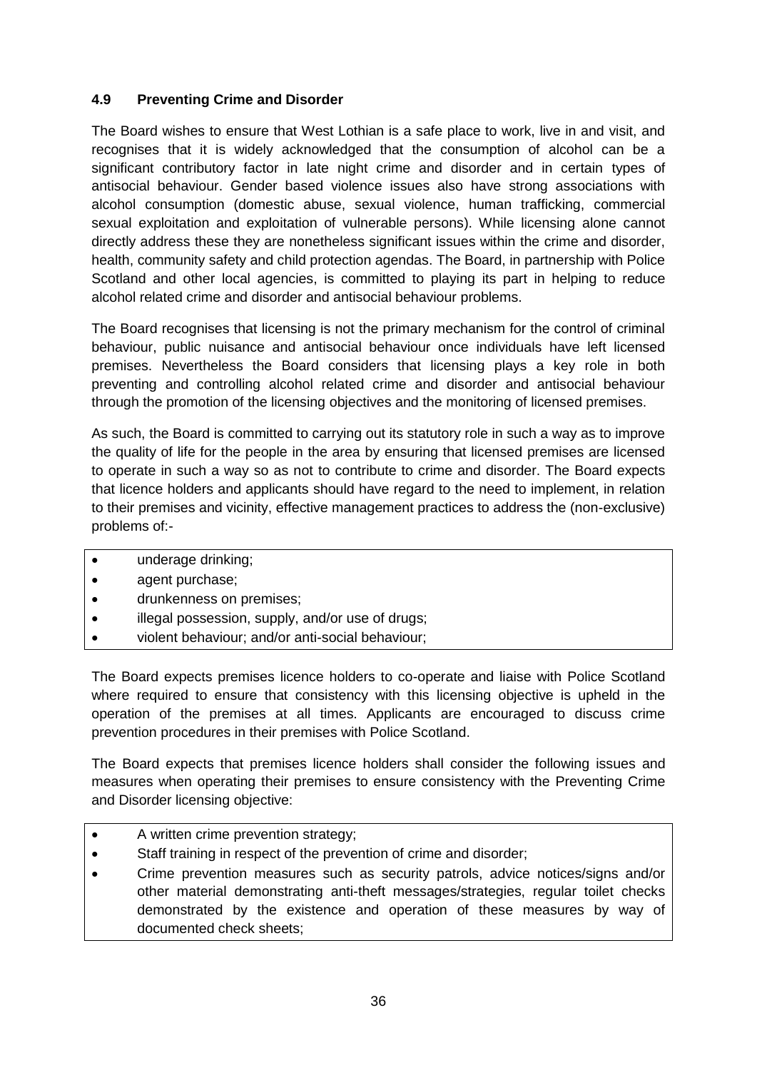### 4.9 Preventing Crime and Disorder

The Board wishes to ensure that West Lothian is a safe place to work, live in and visit, and recognises that it is widely acknowledged that the consumption of alcohol can be a significant contributory factor in late night crime and disorder and in certain types of antisocial behaviour. Gender based violence issues also have strong associations with alcohol consumption (domestic abuse, sexual violence, human trafficking, commercial sexual exploitation and exploitation of vulnerable persons). While licensing alone cannot directly address these they are nonetheless significant issues within the crime and disorder, health, community safety and child protection agendas. The Board, in partnership with Police Scotland and other local agencies, is committed to playing its part in helping to reduce alcohol related crime and disorder and antisocial behaviour problems.

The Board recognises that licensing is not the primary mechanism for the control of criminal behaviour, public nuisance and antisocial behaviour once individuals have left licensed premises. Nevertheless the Board considers that licensing plays a key role in both preventing and controlling alcohol related crime and disorder and antisocial behaviour through the promotion of the licensing objectives and the monitoring of licensed premises.

As such, the Board is committed to carrying out its statutory role in such a way as to improve the quality of life for the people in the area by ensuring that licensed premises are licensed to operate in such a way so as not to contribute to crime and disorder. The Board expects that licence holders and applicants should have regard to the need to implement, in relation to their premises and vicinity, effective management practices to address the (non-exclusive) problems of:-

- underage drinking;
- agent purchase;
- drunkenness on premises;
- illegal possession, supply, and/or use of drugs;
- violent behaviour; and/or anti-social behaviour;

The Board expects premises licence holders to co-operate and liaise with Police Scotland where required to ensure that consistency with this licensing objective is upheld in the operation of the premises at all times. Applicants are encouraged to discuss crime prevention procedures in their premises with Police Scotland.

The Board expects that premises licence holders shall consider the following issues and measures when operating their premises to ensure consistency with the Preventing Crime and Disorder licensing objective:

- A written crime prevention strategy;
- Staff training in respect of the prevention of crime and disorder;
- Crime prevention measures such as security patrols, advice notices/signs and/or other material demonstrating anti-theft messages/strategies, regular toilet checks demonstrated by the existence and operation of these measures by way of documented check sheets;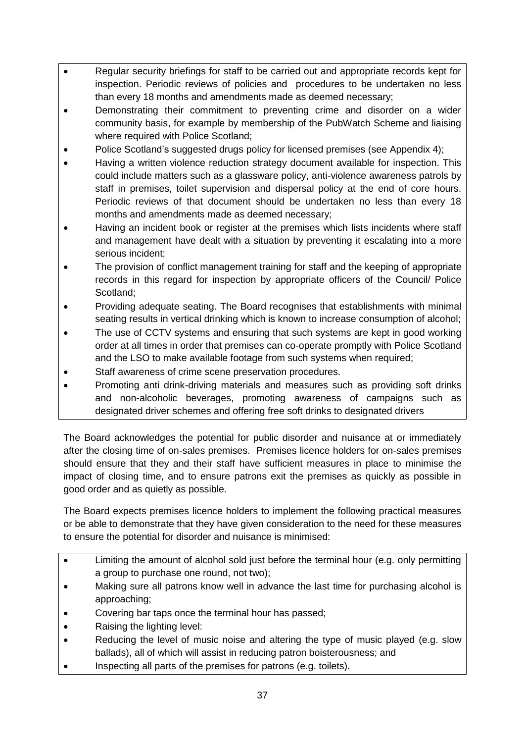- Regular security briefings for staff to be carried out and appropriate records kept for inspection. Periodic reviews of policies and procedures to be undertaken no less than every 18 months and amendments made as deemed necessary;
- Demonstrating their commitment to preventing crime and disorder on a wider community basis, for example by membership of the PubWatch Scheme and liaising where required with Police Scotland;
- Police Scotland's suggested drugs policy for licensed premises (see Appendix 4);
- Having a written violence reduction strategy document available for inspection. This could include matters such as a glassware policy, anti-violence awareness patrols by staff in premises, toilet supervision and dispersal policy at the end of core hours. Periodic reviews of that document should be undertaken no less than every 18 months and amendments made as deemed necessary;
- Having an incident book or register at the premises which lists incidents where staff and management have dealt with a situation by preventing it escalating into a more serious incident;
- The provision of conflict management training for staff and the keeping of appropriate records in this regard for inspection by appropriate officers of the Council/ Police Scotland;
- Providing adequate seating. The Board recognises that establishments with minimal seating results in vertical drinking which is known to increase consumption of alcohol;
- The use of CCTV systems and ensuring that such systems are kept in good working order at all times in order that premises can co-operate promptly with Police Scotland and the LSO to make available footage from such systems when required;
- Staff awareness of crime scene preservation procedures.
- Promoting anti drink-driving materials and measures such as providing soft drinks and non-alcoholic beverages, promoting awareness of campaigns such as designated driver schemes and offering free soft drinks to designated drivers

The Board acknowledges the potential for public disorder and nuisance at or immediately after the closing time of on-sales premises. Premises licence holders for on-sales premises should ensure that they and their staff have sufficient measures in place to minimise the impact of closing time, and to ensure patrons exit the premises as quickly as possible in good order and as quietly as possible.

The Board expects premises licence holders to implement the following practical measures or be able to demonstrate that they have given consideration to the need for these measures to ensure the potential for disorder and nuisance is minimised:

- Limiting the amount of alcohol sold just before the terminal hour (e.g. only permitting a group to purchase one round, not two);
- Making sure all patrons know well in advance the last time for purchasing alcohol is approaching;
- Covering bar taps once the terminal hour has passed;
- Raising the lighting level:
- Reducing the level of music noise and altering the type of music played (e.g. slow ballads), all of which will assist in reducing patron boisterousness; and
- Inspecting all parts of the premises for patrons (e.g. toilets).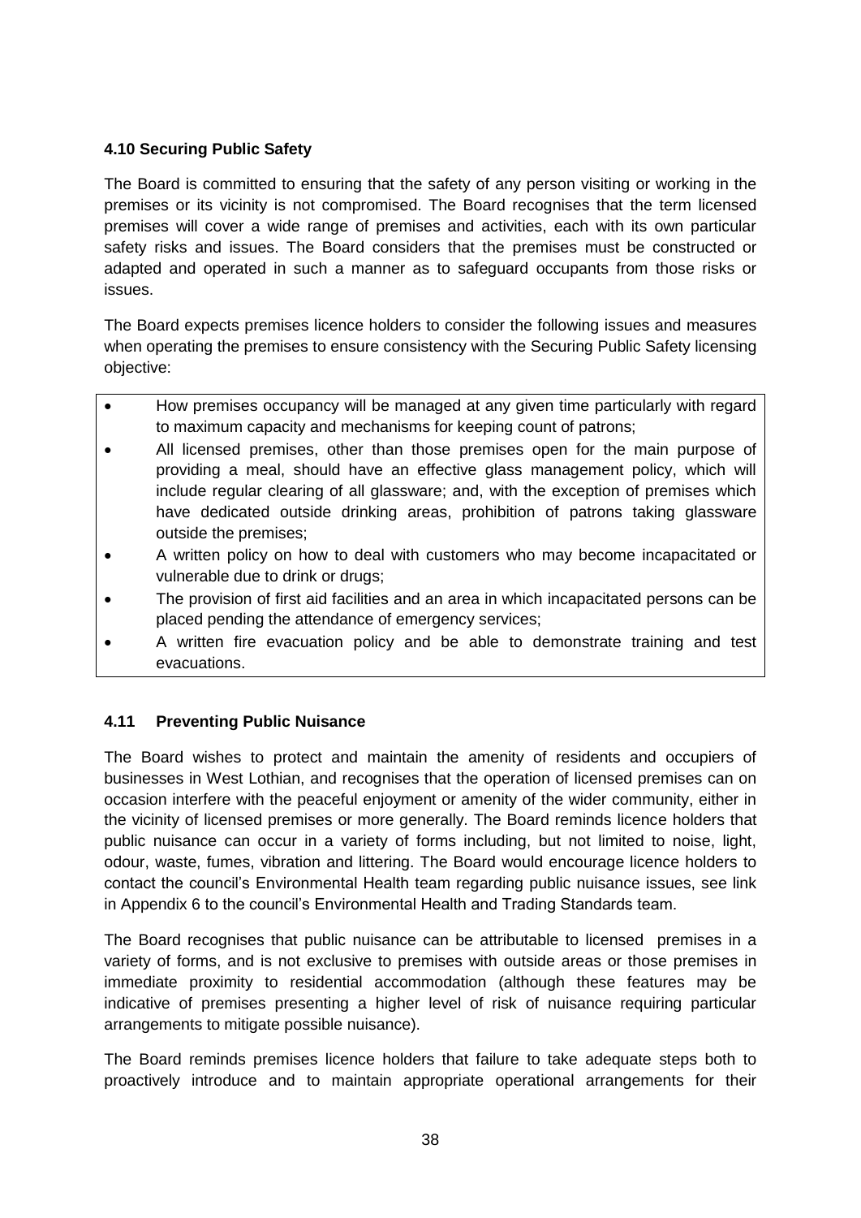### 4.10 Securing Public Safety

The Board is committed to ensuring that the safety of any person visiting or working in the premises or its vicinity is not compromised. The Board recognises that the term licensed premises will cover a wide range of premises and activities, each with its own particular safety risks and issues. The Board considers that the premises must be constructed or adapted and operated in such a manner as to safeguard occupants from those risks or issues.

The Board expects premises licence holders to consider the following issues and measures when operating the premises to ensure consistency with the Securing Public Safety licensing objective:

- How premises occupancy will be managed at any given time particularly with regard to maximum capacity and mechanisms for keeping count of patrons;
- All licensed premises, other than those premises open for the main purpose of providing a meal, should have an effective glass management policy, which will include regular clearing of all glassware; and, with the exception of premises which have dedicated outside drinking areas, prohibition of patrons taking glassware outside the premises;
- A written policy on how to deal with customers who may become incapacitated or vulnerable due to drink or drugs;
- The provision of first aid facilities and an area in which incapacitated persons can be placed pending the attendance of emergency services;
- A written fire evacuation policy and be able to demonstrate training and test evacuations.

### 4.11 Preventing Public Nuisance

The Board wishes to protect and maintain the amenity of residents and occupiers of businesses in West Lothian, and recognises that the operation of licensed premises can on occasion interfere with the peaceful enjoyment or amenity of the wider community, either in the vicinity of licensed premises or more generally. The Board reminds licence holders that public nuisance can occur in a variety of forms including, but not limited to noise, light, odour, waste, fumes, vibration and littering. The Board would encourage licence holders to contact the council's Environmental Health team regarding public nuisance issues, see link in Appendix 6 to the council's Environmental Health and Trading Standards team.

The Board recognises that public nuisance can be attributable to licensed premises in a variety of forms, and is not exclusive to premises with outside areas or those premises in immediate proximity to residential accommodation (although these features may be indicative of premises presenting a higher level of risk of nuisance requiring particular arrangements to mitigate possible nuisance).

The Board reminds premises licence holders that failure to take adequate steps both to proactively introduce and to maintain appropriate operational arrangements for their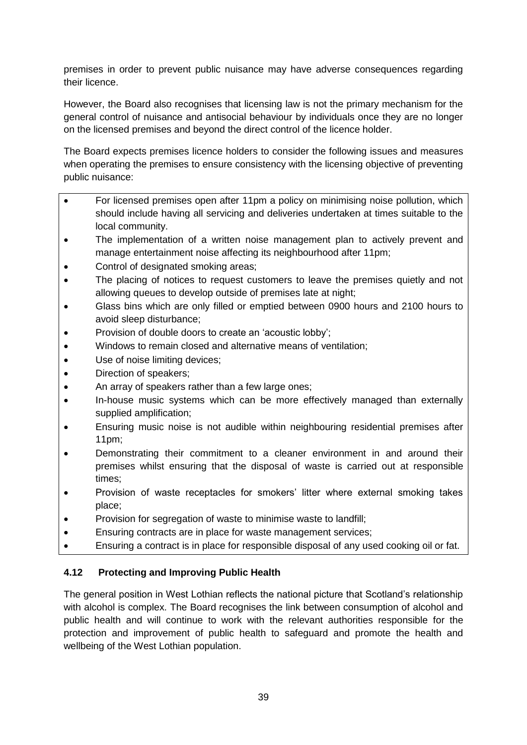premises in order to prevent public nuisance may have adverse consequences regarding their licence.

However, the Board also recognises that licensing law is not the primary mechanism for the general control of nuisance and antisocial behaviour by individuals once they are no longer on the licensed premises and beyond the direct control of the licence holder.

The Board expects premises licence holders to consider the following issues and measures when operating the premises to ensure consistency with the licensing objective of preventing public nuisance:

- For licensed premises open after 11pm a policy on minimising noise pollution, which should include having all servicing and deliveries undertaken at times suitable to the local community.
- The implementation of a written noise management plan to actively prevent and manage entertainment noise affecting its neighbourhood after 11pm;
- Control of designated smoking areas;
- The placing of notices to request customers to leave the premises quietly and not allowing queues to develop outside of premises late at night;
- Glass bins which are only filled or emptied between 0900 hours and 2100 hours to avoid sleep disturbance;
- Provision of double doors to create an 'acoustic lobby';
- Windows to remain closed and alternative means of ventilation;
- Use of noise limiting devices;
- Direction of speakers;
- An array of speakers rather than a few large ones;
- In-house music systems which can be more effectively managed than externally supplied amplification;
- Ensuring music noise is not audible within neighbouring residential premises after 11pm;
- Demonstrating their commitment to a cleaner environment in and around their premises whilst ensuring that the disposal of waste is carried out at responsible times;
- Provision of waste receptacles for smokers' litter where external smoking takes place;
- Provision for segregation of waste to minimise waste to landfill;
- Ensuring contracts are in place for waste management services;
- Ensuring a contract is in place for responsible disposal of any used cooking oil or fat.

### 4.12 Protecting and Improving Public Health

The general position in West Lothian reflects the national picture that Scotland's relationship with alcohol is complex. The Board recognises the link between consumption of alcohol and public health and will continue to work with the relevant authorities responsible for the protection and improvement of public health to safeguard and promote the health and wellbeing of the West Lothian population.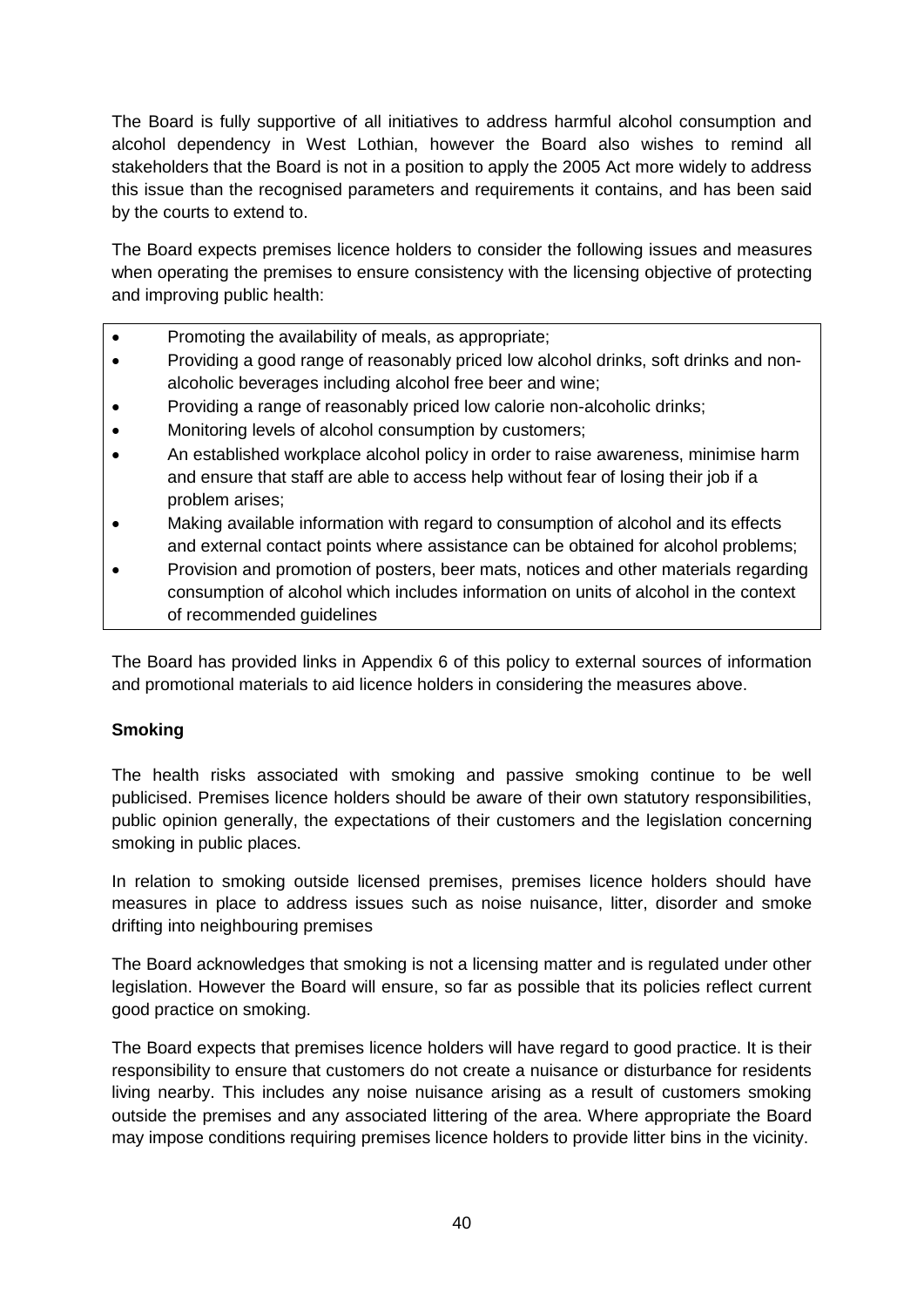The Board is fully supportive of all initiatives to address harmful alcohol consumption and alcohol dependency in West Lothian, however the Board also wishes to remind all stakeholders that the Board is not in a position to apply the 2005 Act more widely to address this issue than the recognised parameters and requirements it contains, and has been said by the courts to extend to.

The Board expects premises licence holders to consider the following issues and measures when operating the premises to ensure consistency with the licensing objective of protecting and improving public health:

- Promoting the availability of meals, as appropriate;
- Providing a good range of reasonably priced low alcohol drinks, soft drinks and non-alcoholic beverages including alcohol free beer and wine;
- Providing a range of reasonably priced low calorie non-alcoholic drinks;
- Monitoring levels of alcohol consumption by customers;
- An established workplace alcohol policy in order to raise awareness, minimise harm and ensure that staff are able to access help without fear of losing their job if a problem arises;
- Making available information with regard to consumption of alcohol and its effects and external contact points where assistance can be obtained for alcohol problems;
- Provision and promotion of posters, beer mats, notices and other materials regarding consumption of alcohol which includes information on units of alcohol in the context of recommended guidelines

The Board has provided links in Appendix 6 of this policy to external sources of information and promotional materials to aid licence holders in considering the measures above.

**Smoking**

The health risks associated with smoking and passive smoking continue to be well publicised. Premises licence holders should be aware of their own statutory responsibilities, public opinion generally, the expectations of their customers and the legislation concerning smoking in public places.

In relation to smoking outside licensed premises, premises licence holders should have measures in place to address issues such as noise nuisance, litter, disorder and smoke drifting into neighbouring premises

The Board acknowledges that smoking is not a licensing matter and is regulated under other legislation. However the Board will ensure, so far as possible that its policies reflect current good practice on smoking.

The Board expects that premises licence holders will have regard to good practice. It is their responsibility to ensure that customers do not create a nuisance or disturbance for residents living nearby. This includes any noise nuisance arising as a result of customers smoking outside the premises and any associated littering of the area. Where appropriate the Board may impose conditions requiring premises licence holders to provide litter bins in the vicinity.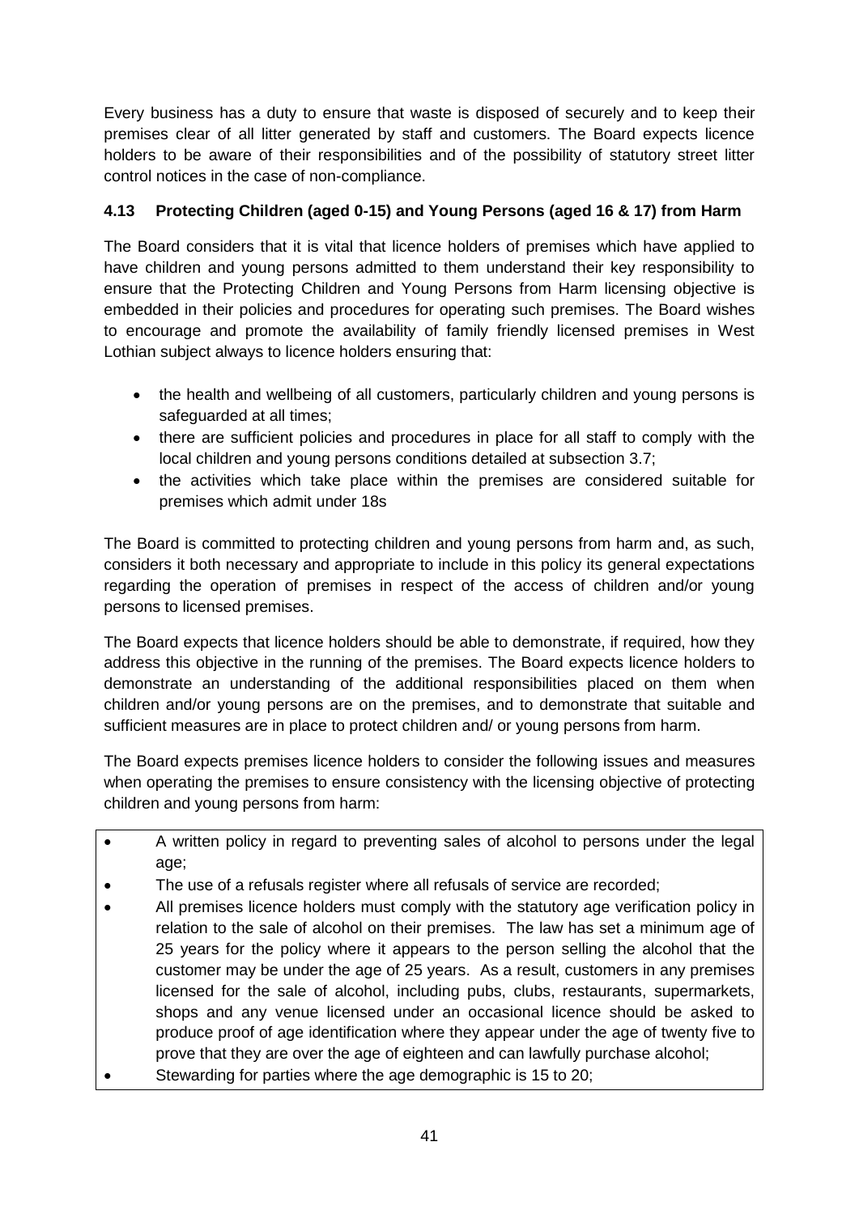Every business has a duty to ensure that waste is disposed of securely and to keep their premises clear of all litter generated by staff and customers. The Board expects licence holders to be aware of their responsibilities and of the possibility of statutory street litter control notices in the case of non-compliance.

### 4.13 Protecting Children (aged 0-15) and Young Persons (aged 16 & 17) from Harm

The Board considers that it is vital that licence holders of premises which have applied to have children and young persons admitted to them understand their key responsibility to ensure that the Protecting Children and Young Persons from Harm licensing objective is embedded in their policies and procedures for operating such premises. The Board wishes to encourage and promote the availability of family friendly licensed premises in West Lothian subject always to licence holders ensuring that:

- the health and wellbeing of all customers, particularly children and young persons is safeguarded at all times;
- there are sufficient policies and procedures in place for all staff to comply with the local children and young persons conditions detailed at subsection 3.7;
- the activities which take place within the premises are considered suitable for premises which admit under 18s

The Board is committed to protecting children and young persons from harm and, as such, considers it both necessary and appropriate to include in this policy its general expectations regarding the operation of premises in respect of the access of children and/or young persons to licensed premises.

The Board expects that licence holders should be able to demonstrate, if required, how they address this objective in the running of the premises. The Board expects licence holders to demonstrate an understanding of the additional responsibilities placed on them when children and/or young persons are on the premises, and to demonstrate that suitable and sufficient measures are in place to protect children and/ or young persons from harm.

The Board expects premises licence holders to consider the following issues and measures when operating the premises to ensure consistency with the licensing objective of protecting children and young persons from harm:

- A written policy in regard to preventing sales of alcohol to persons under the legal age;
- The use of a refusals register where all refusals of service are recorded;
- All premises licence holders must comply with the statutory age verification policy in relation to the sale of alcohol on their premises. The law has set a minimum age of 25 years for the policy where it appears to the person selling the alcohol that the customer may be under the age of 25 years. As a result, customers in any premises licensed for the sale of alcohol, including pubs, clubs, restaurants, supermarkets, shops and any venue licensed under an occasional licence should be asked to produce proof of age identification where they appear under the age of twenty five to prove that they are over the age of eighteen and can lawfully purchase alcohol;
- Stewarding for parties where the age demographic is 15 to 20;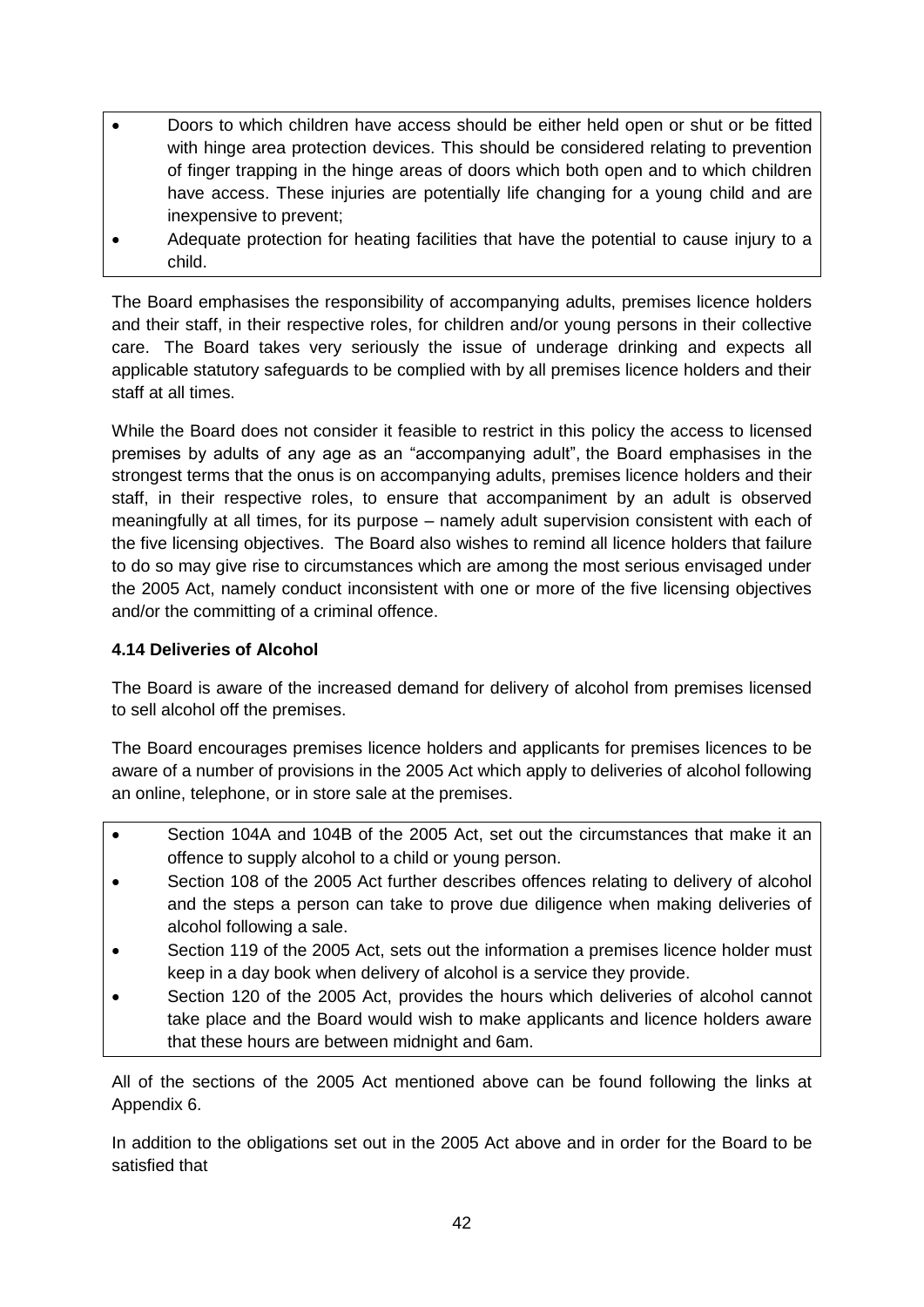- Doors to which children have access should be either held open or shut or be fitted with hinge area protection devices. This should be considered relating to prevention of finger trapping in the hinge areas of doors which both open and to which children have access. These injuries are potentially life changing for a young child and are inexpensive to prevent;
- Adequate protection for heating facilities that have the potential to cause injury to a child.

The Board emphasises the responsibility of accompanying adults, premises licence holders and their staff, in their respective roles, for children and/or young persons in their collective care. The Board takes very seriously the issue of underage drinking and expects all applicable statutory safeguards to be complied with by all premises licence holders and their staff at all times.

While the Board does not consider it feasible to restrict in this policy the access to licensed premises by adults of any age as an "accompanying adult", the Board emphasises in the strongest terms that the onus is on accompanying adults, premises licence holders and their staff, in their respective roles, to ensure that accompaniment by an adult is observed meaningfully at all times, for its purpose – namely adult supervision consistent with each of the five licensing objectives. The Board also wishes to remind all licence holders that failure to do so may give rise to circumstances which are among the most serious envisaged under the 2005 Act, namely conduct inconsistent with one or more of the five licensing objectives and/or the committing of a criminal offence.

**4.14 Deliveries of Alcohol**

The Board is aware of the increased demand for delivery of alcohol from premises licensed to sell alcohol off the premises.

The Board encourages premises licence holders and applicants for premises licences to be aware of a number of provisions in the 2005 Act which apply to deliveries of alcohol following an online, telephone, or in store sale at the premises.

- Section 104A and 104B of the 2005 Act, set out the circumstances that make it an offence to supply alcohol to a child or young person.
- Section 108 of the 2005 Act further describes offences relating to delivery of alcohol and the steps a person can take to prove due diligence when making deliveries of alcohol following a sale.
- Section 119 of the 2005 Act, sets out the information a premises licence holder must keep in a day book when delivery of alcohol is a service they provide.
- Section 120 of the 2005 Act, provides the hours which deliveries of alcohol cannot take place and the Board would wish to make applicants and licence holders aware that these hours are between midnight and 6am.

All of the sections of the 2005 Act mentioned above can be found following the links at Appendix 6.

In addition to the obligations set out in the 2005 Act above and in order for the Board to be satisfied that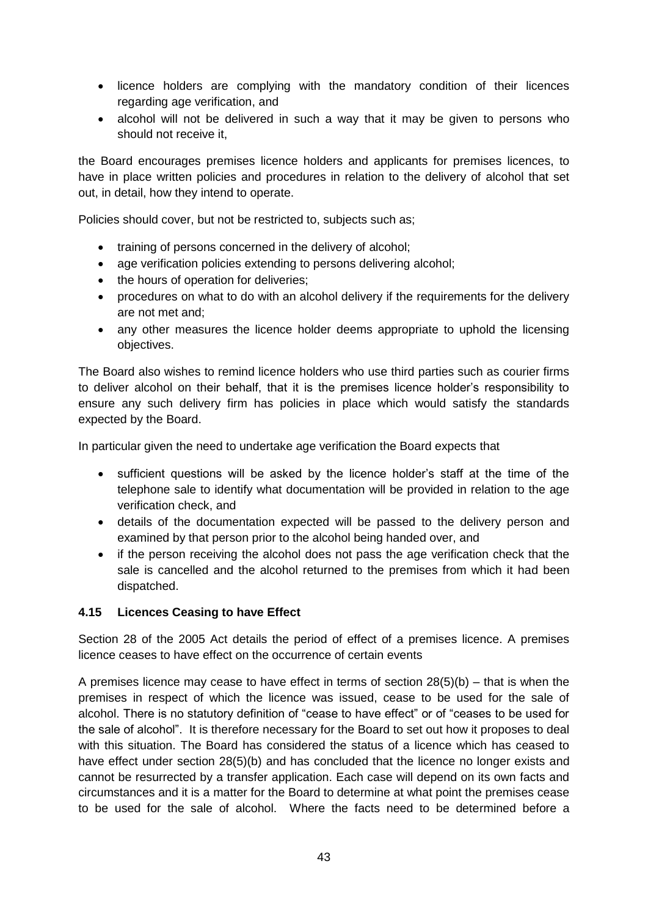- licence holders are complying with the mandatory condition of their licences regarding age verification, and
- alcohol will not be delivered in such a way that it may be given to persons who should not receive it,

the Board encourages premises licence holders and applicants for premises licences, to have in place written policies and procedures in relation to the delivery of alcohol that set out, in detail, how they intend to operate.

Policies should cover, but not be restricted to, subjects such as;

- training of persons concerned in the delivery of alcohol;
- age verification policies extending to persons delivering alcohol;
- the hours of operation for deliveries;
- procedures on what to do with an alcohol delivery if the requirements for the delivery are not met and;
- any other measures the licence holder deems appropriate to uphold the licensing objectives.

The Board also wishes to remind licence holders who use third parties such as courier firms to deliver alcohol on their behalf, that it is the premises licence holder's responsibility to ensure any such delivery firm has policies in place which would satisfy the standards expected by the Board.

In particular given the need to undertake age verification the Board expects that

- sufficient questions will be asked by the licence holder's staff at the time of the telephone sale to identify what documentation will be provided in relation to the age verification check, and
- details of the documentation expected will be passed to the delivery person and examined by that person prior to the alcohol being handed over, and
- if the person receiving the alcohol does not pass the age verification check that the sale is cancelled and the alcohol returned to the premises from which it had been dispatched.

### 4.15 Licences Ceasing to have Effect

Section 28 of the 2005 Act details the period of effect of a premises licence. A premises licence ceases to have effect on the occurrence of certain events

A premises licence may cease to have effect in terms of section 28(5)(b) – that is when the premises in respect of which the licence was issued, cease to be used for the sale of alcohol. There is no statutory definition of "cease to have effect" or of "ceases to be used for the sale of alcohol". It is therefore necessary for the Board to set out how it proposes to deal with this situation. The Board has considered the status of a licence which has ceased to have effect under section 28(5)(b) and has concluded that the licence no longer exists and cannot be resurrected by a transfer application. Each case will depend on its own facts and circumstances and it is a matter for the Board to determine at what point the premises cease to be used for the sale of alcohol. Where the facts need to be determined before a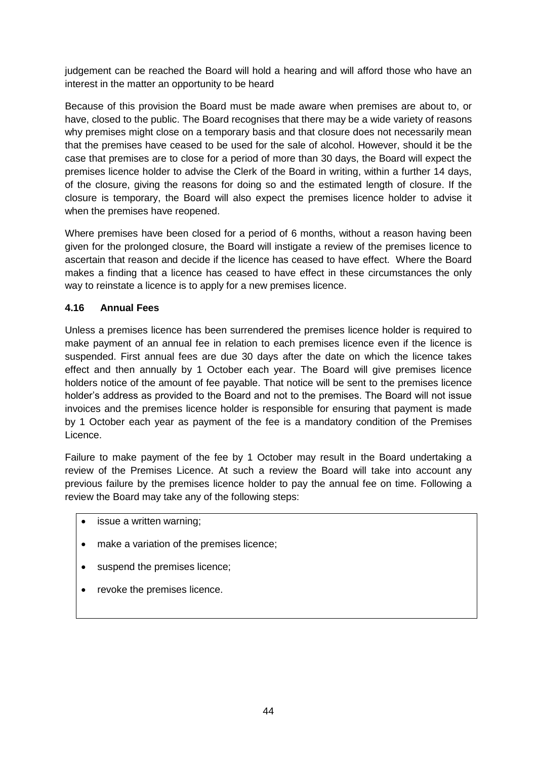judgement can be reached the Board will hold a hearing and will afford those who have an interest in the matter an opportunity to be heard

Because of this provision the Board must be made aware when premises are about to, or have, closed to the public. The Board recognises that there may be a wide variety of reasons why premises might close on a temporary basis and that closure does not necessarily mean that the premises have ceased to be used for the sale of alcohol. However, should it be the case that premises are to close for a period of more than 30 days, the Board will expect the premises licence holder to advise the Clerk of the Board in writing, within a further 14 days, of the closure, giving the reasons for doing so and the estimated length of closure. If the closure is temporary, the Board will also expect the premises licence holder to advise it when the premises have reopened.

Where premises have been closed for a period of 6 months, without a reason having been given for the prolonged closure, the Board will instigate a review of the premises licence to ascertain that reason and decide if the licence has ceased to have effect. Where the Board makes a finding that a licence has ceased to have effect in these circumstances the only way to reinstate a licence is to apply for a new premises licence.

### 4.16 Annual Fees

Unless a premises licence has been surrendered the premises licence holder is required to make payment of an annual fee in relation to each premises licence even if the licence is suspended. First annual fees are due 30 days after the date on which the licence takes effect and then annually by 1 October each year. The Board will give premises licence holders notice of the amount of fee payable. That notice will be sent to the premises licence holder's address as provided to the Board and not to the premises. The Board will not issue invoices and the premises licence holder is responsible for ensuring that payment is made by 1 October each year as payment of the fee is a mandatory condition of the Premises Licence.

Failure to make payment of the fee by 1 October may result in the Board undertaking a review of the Premises Licence. At such a review the Board will take into account any previous failure by the premises licence holder to pay the annual fee on time. Following a review the Board may take any of the following steps:

- issue a written warning;
- make a variation of the premises licence;
- suspend the premises licence;
- revoke the premises licence.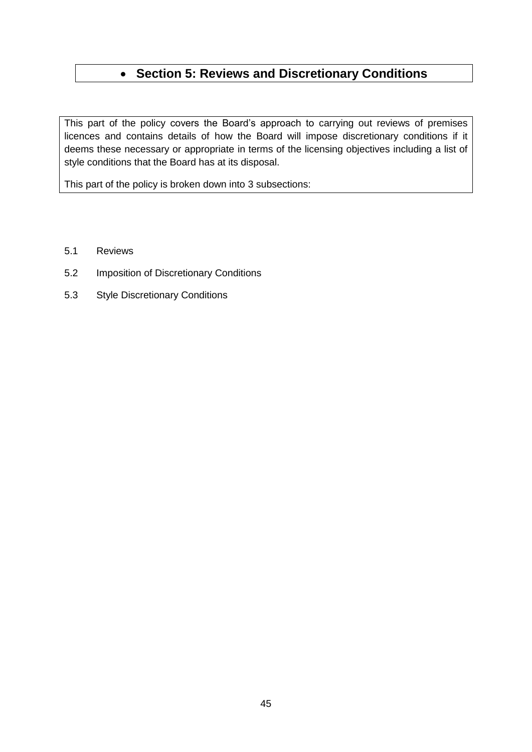# Section 5: Reviews and Discretionary Conditions

This part of the policy covers the Board's approach to carrying out reviews of premises licences and contains details of how the Board will impose discretionary conditions if it deems these necessary or appropriate in terms of the licensing objectives including a list of style conditions that the Board has at its disposal.

This part of the policy is broken down into 3 subsections:

5.1 Reviews

5.2 Imposition of Discretionary Conditions

5.3 Style Discretionary Conditions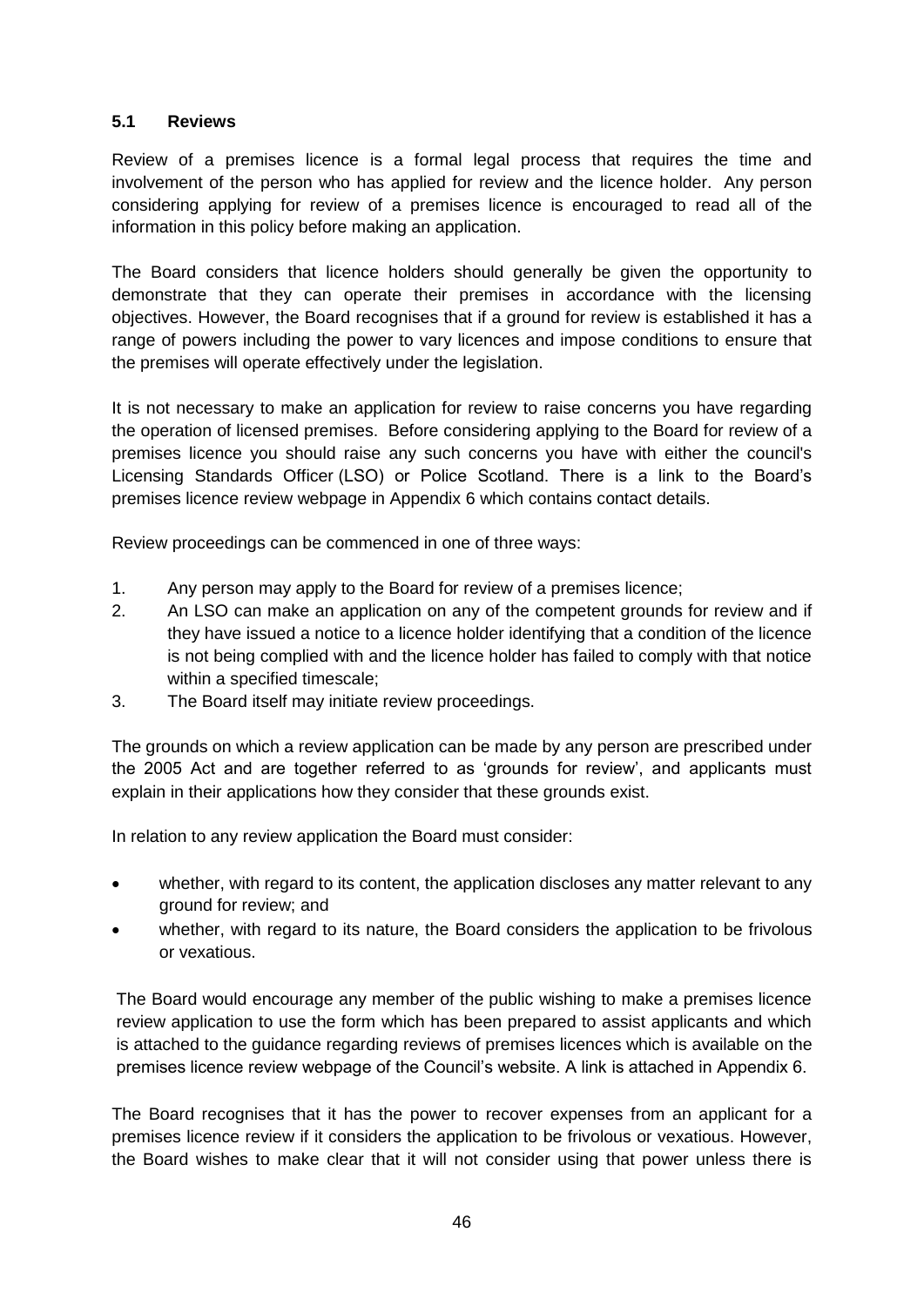### 5.1 Reviews

Review of a premises licence is a formal legal process that requires the time and involvement of the person who has applied for review and the licence holder. Any person considering applying for review of a premises licence is encouraged to read all of the information in this policy before making an application.

The Board considers that licence holders should generally be given the opportunity to demonstrate that they can operate their premises in accordance with the licensing objectives. However, the Board recognises that if a ground for review is established it has a range of powers including the power to vary licences and impose conditions to ensure that the premises will operate effectively under the legislation.

It is not necessary to make an application for review to raise concerns you have regarding the operation of licensed premises. Before considering applying to the Board for review of a premises licence you should raise any such concerns you have with either the council's Licensing Standards Officer (LSO) or Police Scotland. There is a link to the Board's premises licence review webpage in Appendix 6 which contains contact details.

Review proceedings can be commenced in one of three ways:

1. Any person may apply to the Board for review of a premises licence;
2. An LSO can make an application on any of the competent grounds for review and if they have issued a notice to a licence holder identifying that a condition of the licence is not being complied with and the licence holder has failed to comply with that notice within a specified timescale;
3. The Board itself may initiate review proceedings.

The grounds on which a review application can be made by any person are prescribed under the 2005 Act and are together referred to as 'grounds for review', and applicants must explain in their applications how they consider that these grounds exist.

In relation to any review application the Board must consider:

- whether, with regard to its content, the application discloses any matter relevant to any ground for review; and
- whether, with regard to its nature, the Board considers the application to be frivolous or vexatious.

The Board would encourage any member of the public wishing to make a premises licence review application to use the form which has been prepared to assist applicants and which is attached to the guidance regarding reviews of premises licences which is available on the premises licence review webpage of the Council's website. A link is attached in Appendix 6.

The Board recognises that it has the power to recover expenses from an applicant for a premises licence review if it considers the application to be frivolous or vexatious. However, the Board wishes to make clear that it will not consider using that power unless there is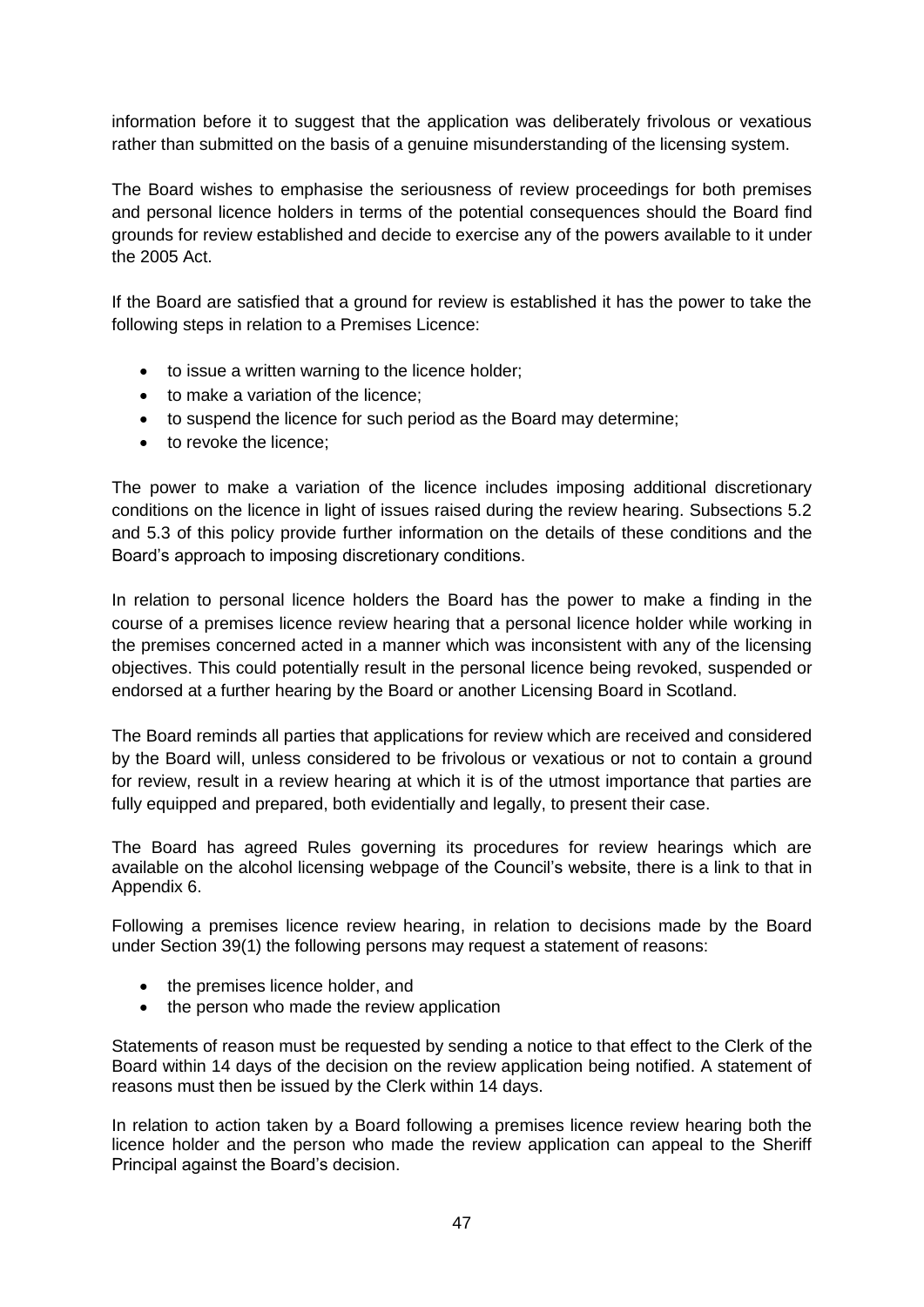information before it to suggest that the application was deliberately frivolous or vexatious rather than submitted on the basis of a genuine misunderstanding of the licensing system.

The Board wishes to emphasise the seriousness of review proceedings for both premises and personal licence holders in terms of the potential consequences should the Board find grounds for review established and decide to exercise any of the powers available to it under the 2005 Act.

If the Board are satisfied that a ground for review is established it has the power to take the following steps in relation to a Premises Licence:

- to issue a written warning to the licence holder;
- to make a variation of the licence;
- to suspend the licence for such period as the Board may determine;
- to revoke the licence;

The power to make a variation of the licence includes imposing additional discretionary conditions on the licence in light of issues raised during the review hearing. Subsections 5.2 and 5.3 of this policy provide further information on the details of these conditions and the Board's approach to imposing discretionary conditions.

In relation to personal licence holders the Board has the power to make a finding in the course of a premises licence review hearing that a personal licence holder while working in the premises concerned acted in a manner which was inconsistent with any of the licensing objectives. This could potentially result in the personal licence being revoked, suspended or endorsed at a further hearing by the Board or another Licensing Board in Scotland.

The Board reminds all parties that applications for review which are received and considered by the Board will, unless considered to be frivolous or vexatious or not to contain a ground for review, result in a review hearing at which it is of the utmost importance that parties are fully equipped and prepared, both evidentially and legally, to present their case.

The Board has agreed Rules governing its procedures for review hearings which are available on the alcohol licensing webpage of the Council's website, there is a link to that in Appendix 6.

Following a premises licence review hearing, in relation to decisions made by the Board under Section 39(1) the following persons may request a statement of reasons:

- the premises licence holder, and
- the person who made the review application

Statements of reason must be requested by sending a notice to that effect to the Clerk of the Board within 14 days of the decision on the review application being notified. A statement of reasons must then be issued by the Clerk within 14 days.

In relation to action taken by a Board following a premises licence review hearing both the licence holder and the person who made the review application can appeal to the Sheriff Principal against the Board's decision.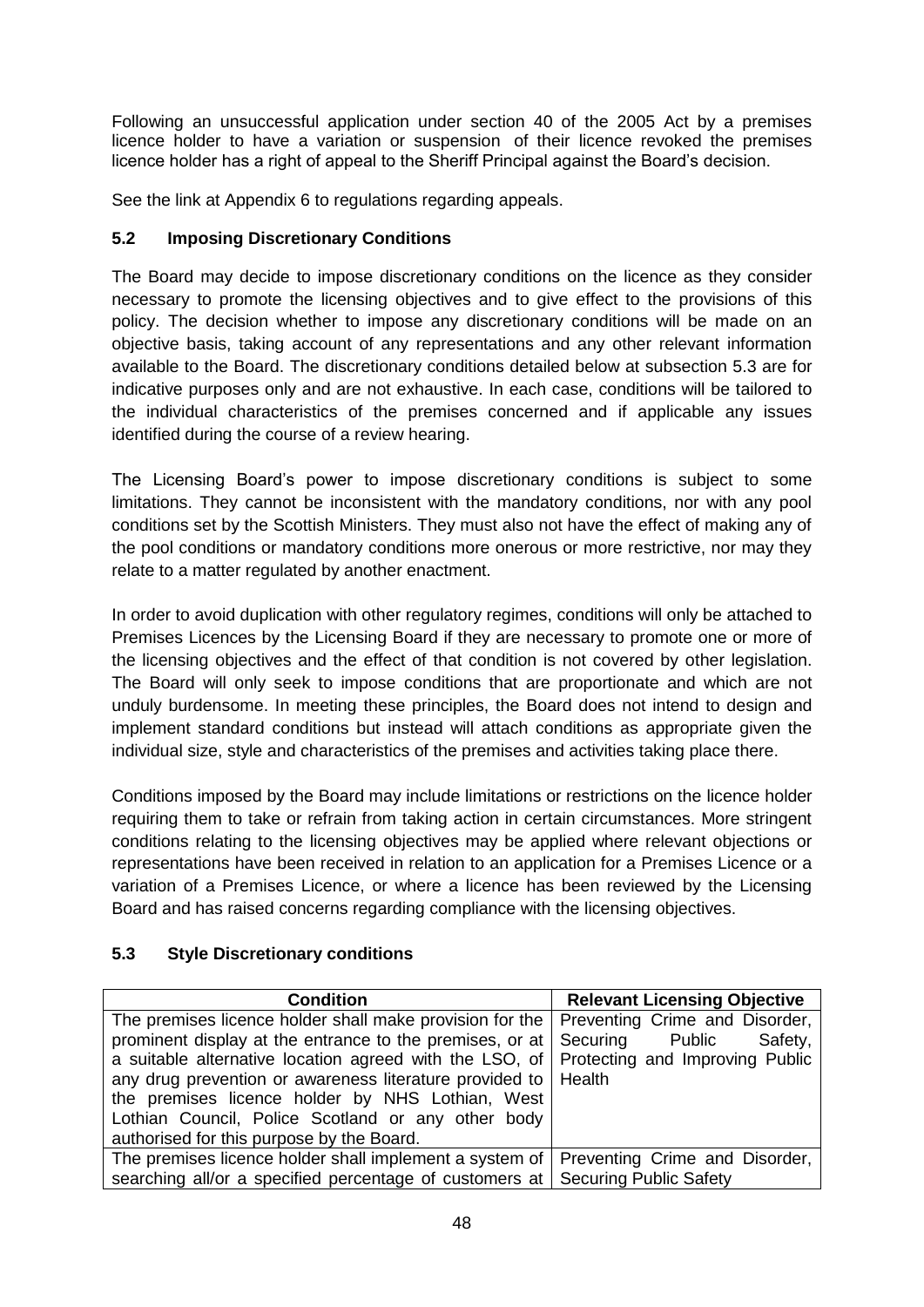Following an unsuccessful application under section 40 of the 2005 Act by a premises licence holder to have a variation or suspension of their licence revoked the premises licence holder has a right of appeal to the Sheriff Principal against the Board's decision.

See the link at Appendix 6 to regulations regarding appeals.

### 5.2 Imposing Discretionary Conditions

The Board may decide to impose discretionary conditions on the licence as they consider necessary to promote the licensing objectives and to give effect to the provisions of this policy. The decision whether to impose any discretionary conditions will be made on an objective basis, taking account of any representations and any other relevant information available to the Board. The discretionary conditions detailed below at subsection 5.3 are for indicative purposes only and are not exhaustive. In each case, conditions will be tailored to the individual characteristics of the premises concerned and if applicable any issues identified during the course of a review hearing.

The Licensing Board's power to impose discretionary conditions is subject to some limitations. They cannot be inconsistent with the mandatory conditions, nor with any pool conditions set by the Scottish Ministers. They must also not have the effect of making any of the pool conditions or mandatory conditions more onerous or more restrictive, nor may they relate to a matter regulated by another enactment.

In order to avoid duplication with other regulatory regimes, conditions will only be attached to Premises Licences by the Licensing Board if they are necessary to promote one or more of the licensing objectives and the effect of that condition is not covered by other legislation. The Board will only seek to impose conditions that are proportionate and which are not unduly burdensome. In meeting these principles, the Board does not intend to design and implement standard conditions but instead will attach conditions as appropriate given the individual size, style and characteristics of the premises and activities taking place there.

Conditions imposed by the Board may include limitations or restrictions on the licence holder requiring them to take or refrain from taking action in certain circumstances. More stringent conditions relating to the licensing objectives may be applied where relevant objections or representations have been received in relation to an application for a Premises Licence or a variation of a Premises Licence, or where a licence has been reviewed by the Licensing Board and has raised concerns regarding compliance with the licensing objectives.

### 5.3 Style Discretionary conditions

| Condition | Relevant Licensing Objective |
|---|---|
| The premises licence holder shall make provision for the prominent display at the entrance to the premises, or at a suitable alternative location agreed with the LSO, of any drug prevention or awareness literature provided to the premises licence holder by NHS Lothian, West Lothian Council, Police Scotland or any other body authorised for this purpose by the Board. | Preventing Crime and Disorder, Securing Public Safety, Protecting and Improving Public Health |
| The premises licence holder shall implement a system of searching all/or a specified percentage of customers at | Preventing Crime and Disorder, Securing Public Safety |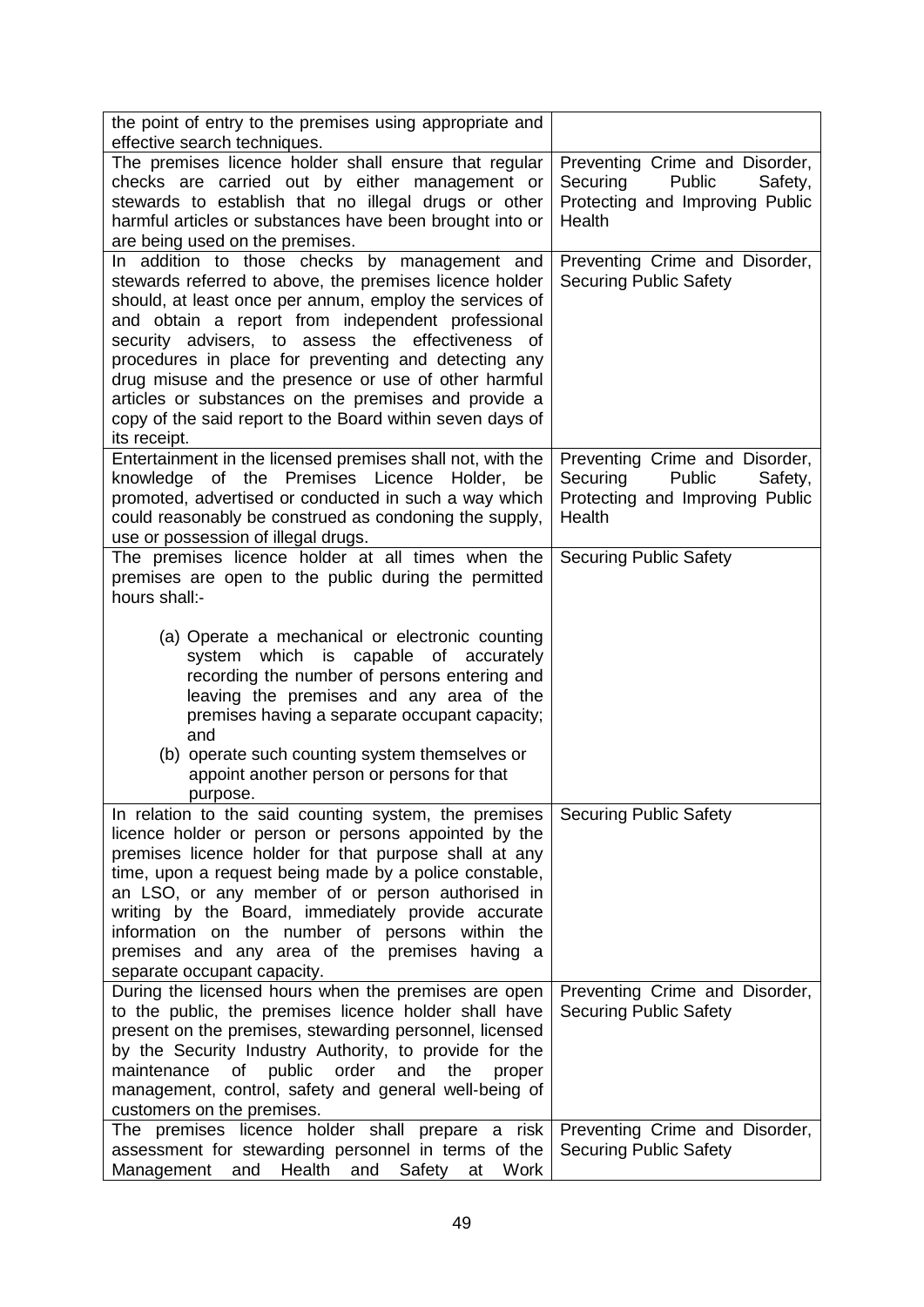| | |
|---|---|
| the point of entry to the premises using appropriate and effective search techniques. | |
| The premises licence holder shall ensure that regular checks are carried out by either management or stewards to establish that no illegal drugs or other harmful articles or substances have been brought into or are being used on the premises. | Preventing Crime and Disorder, Securing Public Safety, Protecting and Improving Public Health |
| In addition to those checks by management and stewards referred to above, the premises licence holder should, at least once per annum, employ the services of and obtain a report from independent professional security advisers, to assess the effectiveness of procedures in place for preventing and detecting any drug misuse and the presence or use of other harmful articles or substances on the premises and provide a copy of the said report to the Board within seven days of its receipt. | Preventing Crime and Disorder, Securing Public Safety |
| Entertainment in the licensed premises shall not, with the knowledge of the Premises Licence Holder, be promoted, advertised or conducted in such a way which could reasonably be construed as condoning the supply, use or possession of illegal drugs. | Preventing Crime and Disorder, Securing Public Safety, Protecting and Improving Public Health |
| The premises licence holder at all times when the premises are open to the public during the permitted hours shall:-<br><br>(a) Operate a mechanical or electronic counting system which is capable of accurately recording the number of persons entering and leaving the premises and any area of the premises having a separate occupant capacity; and<br>(b) operate such counting system themselves or appoint another person or persons for that purpose. | Securing Public Safety |
| In relation to the said counting system, the premises licence holder or person or persons appointed by the premises licence holder for that purpose shall at any time, upon a request being made by a police constable, an LSO, or any member of or person authorised in writing by the Board, immediately provide accurate information on the number of persons within the premises and any area of the premises having a separate occupant capacity. | Securing Public Safety |
| During the licensed hours when the premises are open to the public, the premises licence holder shall have present on the premises, stewarding personnel, licensed by the Security Industry Authority, to provide for the maintenance of public order and the proper management, control, safety and general well-being of customers on the premises. | Preventing Crime and Disorder, Securing Public Safety |
| The premises licence holder shall prepare a risk assessment for stewarding personnel in terms of the Management and Health and Safety at Work | Preventing Crime and Disorder, Securing Public Safety |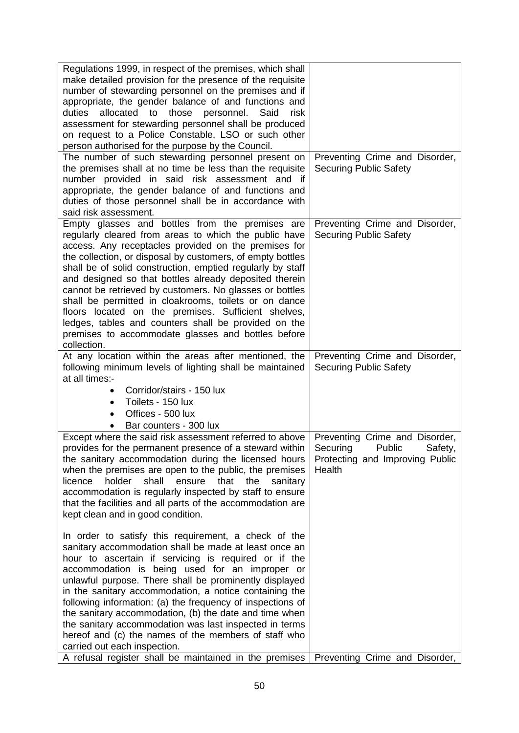| | |
|---|---|
| Regulations 1999, in respect of the premises, which shall make detailed provision for the presence of the requisite number of stewarding personnel on the premises and if appropriate, the gender balance of and functions and duties allocated to those personnel. Said risk assessment for stewarding personnel shall be produced on request to a Police Constable, LSO or such other person authorised for the purpose by the Council. | |
| The number of such stewarding personnel present on the premises shall at no time be less than the requisite number provided in said risk assessment and if appropriate, the gender balance of and functions and duties of those personnel shall be in accordance with said risk assessment. | Preventing Crime and Disorder, Securing Public Safety |
| Empty glasses and bottles from the premises are regularly cleared from areas to which the public have access. Any receptacles provided on the premises for the collection, or disposal by customers, of empty bottles shall be of solid construction, emptied regularly by staff and designed so that bottles already deposited therein cannot be retrieved by customers. No glasses or bottles shall be permitted in cloakrooms, toilets or on dance floors located on the premises. Sufficient shelves, ledges, tables and counters shall be provided on the premises to accommodate glasses and bottles before collection. | Preventing Crime and Disorder, Securing Public Safety |
| At any location within the areas after mentioned, the following minimum levels of lighting shall be maintained at all times:-<br>• Corridor/stairs - 150 lux<br>• Toilets - 150 lux<br>• Offices - 500 lux<br>• Bar counters - 300 lux | Preventing Crime and Disorder, Securing Public Safety |
| Except where the said risk assessment referred to above provides for the permanent presence of a steward within the sanitary accommodation during the licensed hours when the premises are open to the public, the premises licence holder shall ensure that the sanitary accommodation is regularly inspected by staff to ensure that the facilities and all parts of the accommodation are kept clean and in good condition.<br><br>In order to satisfy this requirement, a check of the sanitary accommodation shall be made at least once an hour to ascertain if servicing is required or if the accommodation is being used for an improper or unlawful purpose. There shall be prominently displayed in the sanitary accommodation, a notice containing the following information: (a) the frequency of inspections of the sanitary accommodation, (b) the date and time when the sanitary accommodation was last inspected in terms hereof and (c) the names of the members of staff who carried out each inspection. | Preventing Crime and Disorder, Securing Public Safety, Protecting and Improving Public Health |
| A refusal register shall be maintained in the premises | Preventing Crime and Disorder, |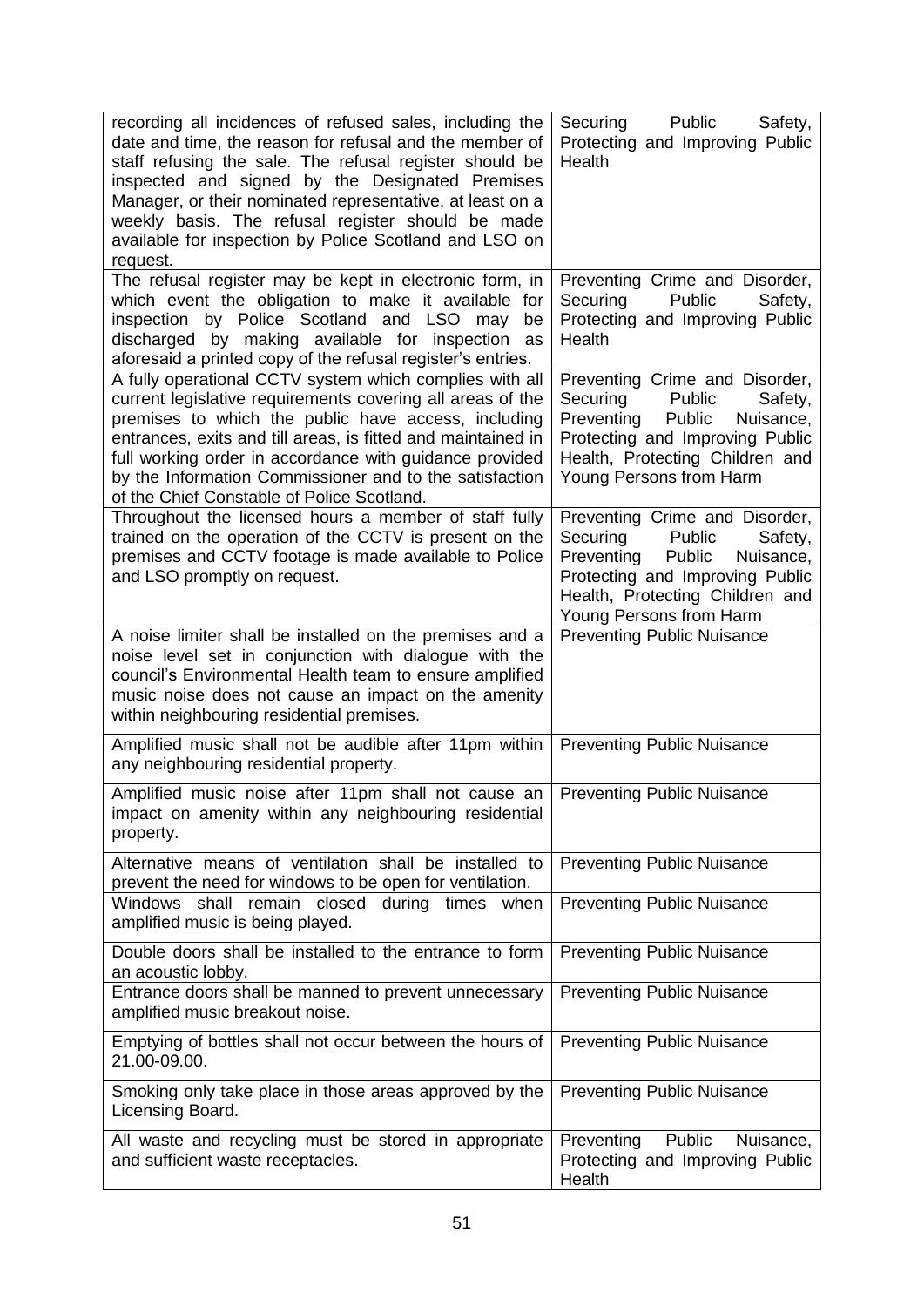| | |
|---|---|
| recording all incidences of refused sales, including the date and time, the reason for refusal and the member of staff refusing the sale. The refusal register should be inspected and signed by the Designated Premises Manager, or their nominated representative, at least on a weekly basis. The refusal register should be made available for inspection by Police Scotland and LSO on request. | Securing Public Safety, Protecting and Improving Public Health |
| The refusal register may be kept in electronic form, in which event the obligation to make it available for inspection by Police Scotland and LSO may be discharged by making available for inspection as aforesaid a printed copy of the refusal register's entries. | Preventing Crime and Disorder, Securing Public Safety, Protecting and Improving Public Health |
| A fully operational CCTV system which complies with all current legislative requirements covering all areas of the premises to which the public have access, including entrances, exits and till areas, is fitted and maintained in full working order in accordance with guidance provided by the Information Commissioner and to the satisfaction of the Chief Constable of Police Scotland. | Preventing Crime and Disorder, Securing Public Safety, Preventing Public Nuisance, Protecting and Improving Public Health, Protecting Children and Young Persons from Harm |
| Throughout the licensed hours a member of staff fully trained on the operation of the CCTV is present on the premises and CCTV footage is made available to Police and LSO promptly on request. | Preventing Crime and Disorder, Securing Public Safety, Preventing Public Nuisance, Protecting and Improving Public Health, Protecting Children and Young Persons from Harm |
| A noise limiter shall be installed on the premises and a noise level set in conjunction with dialogue with the council's Environmental Health team to ensure amplified music noise does not cause an impact on the amenity within neighbouring residential premises. | Preventing Public Nuisance |
| Amplified music shall not be audible after 11pm within any neighbouring residential property. | Preventing Public Nuisance |
| Amplified music noise after 11pm shall not cause an impact on amenity within any neighbouring residential property. | Preventing Public Nuisance |
| Alternative means of ventilation shall be installed to prevent the need for windows to be open for ventilation. | Preventing Public Nuisance |
| Windows shall remain closed during times when amplified music is being played. | Preventing Public Nuisance |
| Double doors shall be installed to the entrance to form an acoustic lobby. | Preventing Public Nuisance |
| Entrance doors shall be manned to prevent unnecessary amplified music breakout noise. | Preventing Public Nuisance |
| Emptying of bottles shall not occur between the hours of 21.00-09.00. | Preventing Public Nuisance |
| Smoking only take place in those areas approved by the Licensing Board. | Preventing Public Nuisance |
| All waste and recycling must be stored in appropriate and sufficient waste receptacles. | Preventing Public Nuisance, Protecting and Improving Public Health |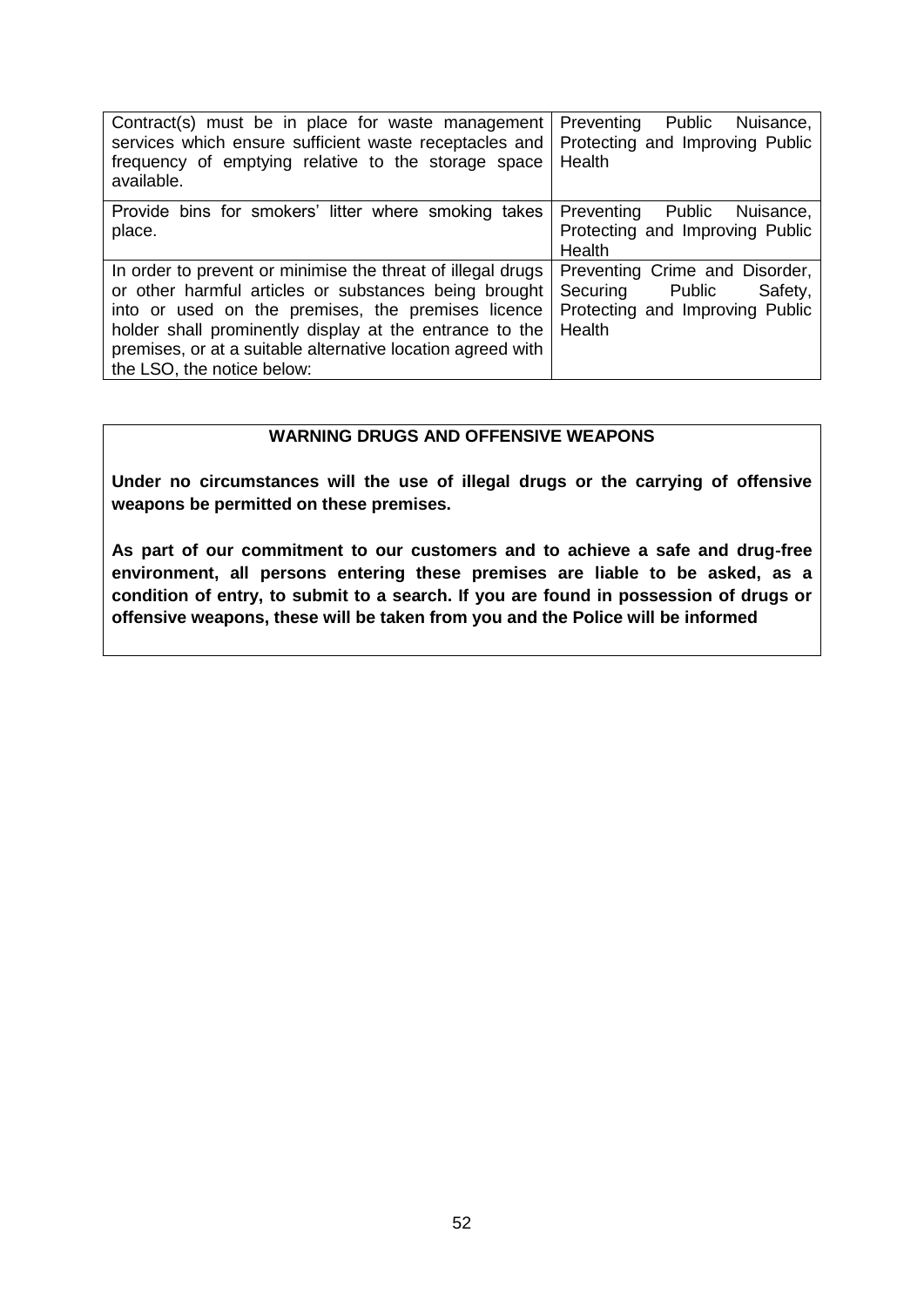| | |
|---|---|
| Contract(s) must be in place for waste management services which ensure sufficient waste receptacles and frequency of emptying relative to the storage space available. | Preventing Public Nuisance, Protecting and Improving Public Health |
| Provide bins for smokers' litter where smoking takes place. | Preventing Public Nuisance, Protecting and Improving Public Health |
| In order to prevent or minimise the threat of illegal drugs or other harmful articles or substances being brought into or used on the premises, the premises licence holder shall prominently display at the entrance to the premises, or at a suitable alternative location agreed with the LSO, the notice below: | Preventing Crime and Disorder, Securing Public Safety, Protecting and Improving Public Health |

**WARNING DRUGS AND OFFENSIVE WEAPONS**

**Under no circumstances will the use of illegal drugs or the carrying of offensive weapons be permitted on these premises.**

**As part of our commitment to our customers and to achieve a safe and drug-free environment, all persons entering these premises are liable to be asked, as a condition of entry, to submit to a search. If you are found in possession of drugs or offensive weapons, these will be taken from you and the Police will be informed**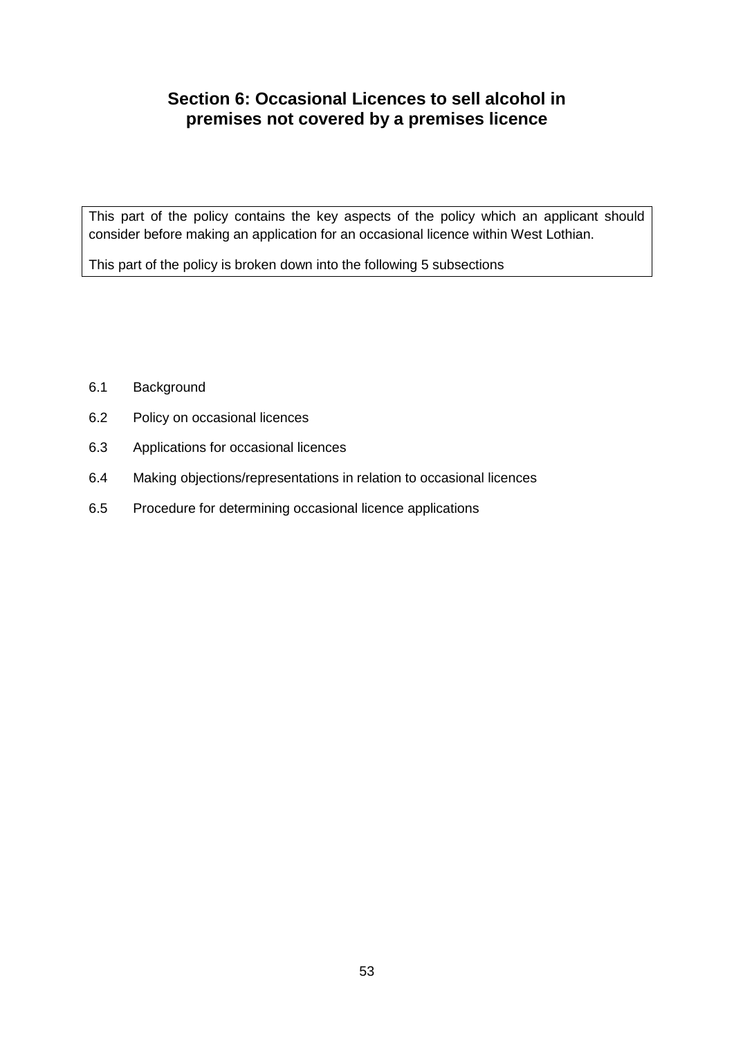# Section 6: Occasional Licences to sell alcohol in premises not covered by a premises licence

This part of the policy contains the key aspects of the policy which an applicant should consider before making an application for an occasional licence within West Lothian.

This part of the policy is broken down into the following 5 subsections

- 6.1 Background
- 6.2 Policy on occasional licences
- 6.3 Applications for occasional licences
- 6.4 Making objections/representations in relation to occasional licences
- 6.5 Procedure for determining occasional licence applications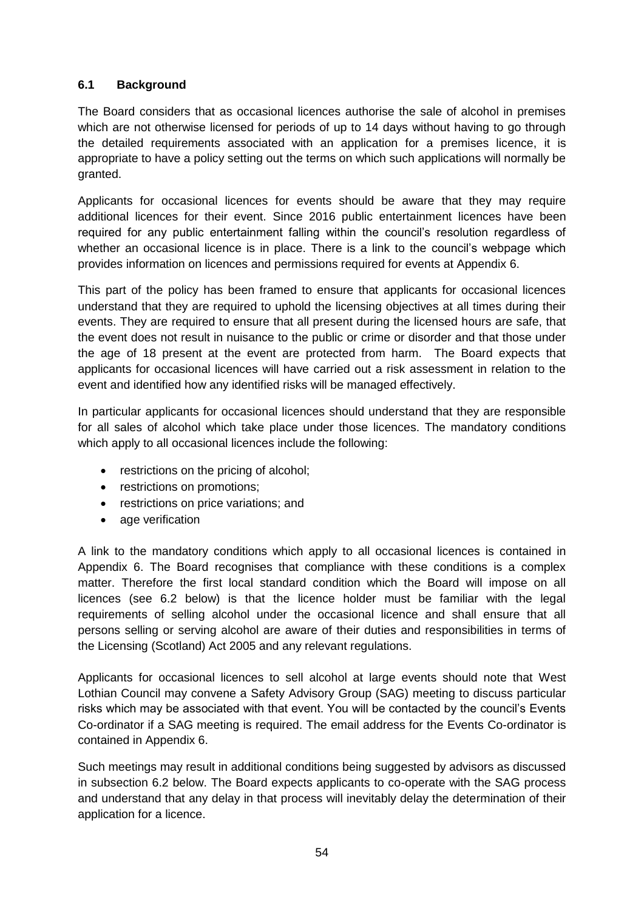### 6.1 Background

The Board considers that as occasional licences authorise the sale of alcohol in premises which are not otherwise licensed for periods of up to 14 days without having to go through the detailed requirements associated with an application for a premises licence, it is appropriate to have a policy setting out the terms on which such applications will normally be granted.

Applicants for occasional licences for events should be aware that they may require additional licences for their event. Since 2016 public entertainment licences have been required for any public entertainment falling within the council's resolution regardless of whether an occasional licence is in place. There is a link to the council's webpage which provides information on licences and permissions required for events at Appendix 6.

This part of the policy has been framed to ensure that applicants for occasional licences understand that they are required to uphold the licensing objectives at all times during their events. They are required to ensure that all present during the licensed hours are safe, that the event does not result in nuisance to the public or crime or disorder and that those under the age of 18 present at the event are protected from harm. The Board expects that applicants for occasional licences will have carried out a risk assessment in relation to the event and identified how any identified risks will be managed effectively.

In particular applicants for occasional licences should understand that they are responsible for all sales of alcohol which take place under those licences. The mandatory conditions which apply to all occasional licences include the following:

- restrictions on the pricing of alcohol;
- restrictions on promotions;
- restrictions on price variations; and
- age verification

A link to the mandatory conditions which apply to all occasional licences is contained in Appendix 6. The Board recognises that compliance with these conditions is a complex matter. Therefore the first local standard condition which the Board will impose on all licences (see 6.2 below) is that the licence holder must be familiar with the legal requirements of selling alcohol under the occasional licence and shall ensure that all persons selling or serving alcohol are aware of their duties and responsibilities in terms of the Licensing (Scotland) Act 2005 and any relevant regulations.

Applicants for occasional licences to sell alcohol at large events should note that West Lothian Council may convene a Safety Advisory Group (SAG) meeting to discuss particular risks which may be associated with that event. You will be contacted by the council's Events Co-ordinator if a SAG meeting is required. The email address for the Events Co-ordinator is contained in Appendix 6.

Such meetings may result in additional conditions being suggested by advisors as discussed in subsection 6.2 below. The Board expects applicants to co-operate with the SAG process and understand that any delay in that process will inevitably delay the determination of their application for a licence.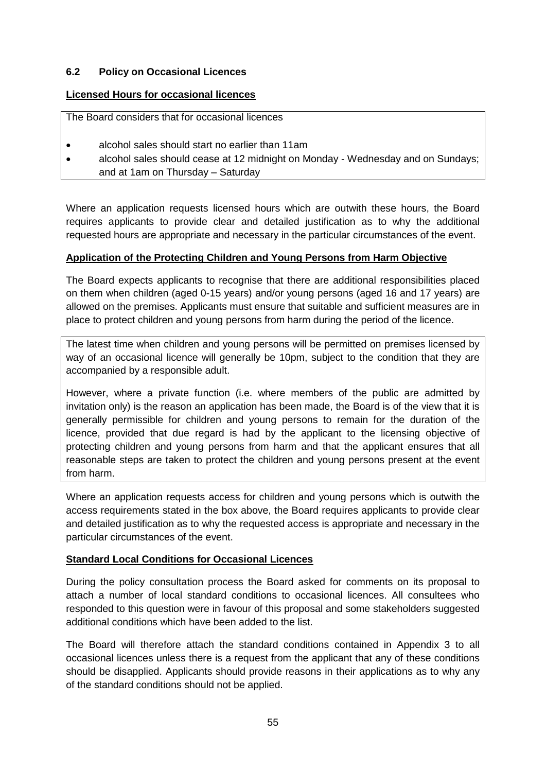### 6.2 Policy on Occasional Licences

**Licensed Hours for occasional licences**

The Board considers that for occasional licences

- alcohol sales should start no earlier than 11am
- alcohol sales should cease at 12 midnight on Monday - Wednesday and on Sundays; and at 1am on Thursday – Saturday

Where an application requests licensed hours which are outwith these hours, the Board requires applicants to provide clear and detailed justification as to why the additional requested hours are appropriate and necessary in the particular circumstances of the event.

**Application of the Protecting Children and Young Persons from Harm Objective**

The Board expects applicants to recognise that there are additional responsibilities placed on them when children (aged 0-15 years) and/or young persons (aged 16 and 17 years) are allowed on the premises. Applicants must ensure that suitable and sufficient measures are in place to protect children and young persons from harm during the period of the licence.

The latest time when children and young persons will be permitted on premises licensed by way of an occasional licence will generally be 10pm, subject to the condition that they are accompanied by a responsible adult.

However, where a private function (i.e. where members of the public are admitted by invitation only) is the reason an application has been made, the Board is of the view that it is generally permissible for children and young persons to remain for the duration of the licence, provided that due regard is had by the applicant to the licensing objective of protecting children and young persons from harm and that the applicant ensures that all reasonable steps are taken to protect the children and young persons present at the event from harm.

Where an application requests access for children and young persons which is outwith the access requirements stated in the box above, the Board requires applicants to provide clear and detailed justification as to why the requested access is appropriate and necessary in the particular circumstances of the event.

**Standard Local Conditions for Occasional Licences**

During the policy consultation process the Board asked for comments on its proposal to attach a number of local standard conditions to occasional licences. All consultees who responded to this question were in favour of this proposal and some stakeholders suggested additional conditions which have been added to the list.

The Board will therefore attach the standard conditions contained in Appendix 3 to all occasional licences unless there is a request from the applicant that any of these conditions should be disapplied. Applicants should provide reasons in their applications as to why any of the standard conditions should not be applied.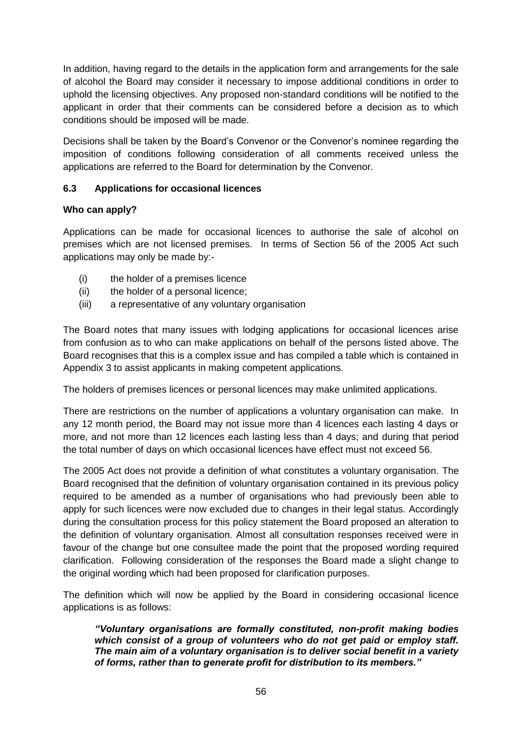In addition, having regard to the details in the application form and arrangements for the sale of alcohol the Board may consider it necessary to impose additional conditions in order to uphold the licensing objectives. Any proposed non-standard conditions will be notified to the applicant in order that their comments can be considered before a decision as to which conditions should be imposed will be made.

Decisions shall be taken by the Board's Convenor or the Convenor's nominee regarding the imposition of conditions following consideration of all comments received unless the applications are referred to the Board for determination by the Convenor.

### 6.3 Applications for occasional licences

**Who can apply?**

Applications can be made for occasional licences to authorise the sale of alcohol on premises which are not licensed premises. In terms of Section 56 of the 2005 Act such applications may only be made by:-

- (i) the holder of a premises licence
- (ii) the holder of a personal licence;
- (iii) a representative of any voluntary organisation

The Board notes that many issues with lodging applications for occasional licences arise from confusion as to who can make applications on behalf of the persons listed above. The Board recognises that this is a complex issue and has compiled a table which is contained in Appendix 3 to assist applicants in making competent applications.

The holders of premises licences or personal licences may make unlimited applications.

There are restrictions on the number of applications a voluntary organisation can make. In any 12 month period, the Board may not issue more than 4 licences each lasting 4 days or more, and not more than 12 licences each lasting less than 4 days; and during that period the total number of days on which occasional licences have effect must not exceed 56.

The 2005 Act does not provide a definition of what constitutes a voluntary organisation. The Board recognised that the definition of voluntary organisation contained in its previous policy required to be amended as a number of organisations who had previously been able to apply for such licences were now excluded due to changes in their legal status. Accordingly during the consultation process for this policy statement the Board proposed an alteration to the definition of voluntary organisation. Almost all consultation responses received were in favour of the change but one consultee made the point that the proposed wording required clarification. Following consideration of the responses the Board made a slight change to the original wording which had been proposed for clarification purposes.

The definition which will now be applied by the Board in considering occasional licence applications is as follows:

> ***"Voluntary organisations are formally constituted, non-profit making bodies which consist of a group of volunteers who do not get paid or employ staff. The main aim of a voluntary organisation is to deliver social benefit in a variety of forms, rather than to generate profit for distribution to its members."***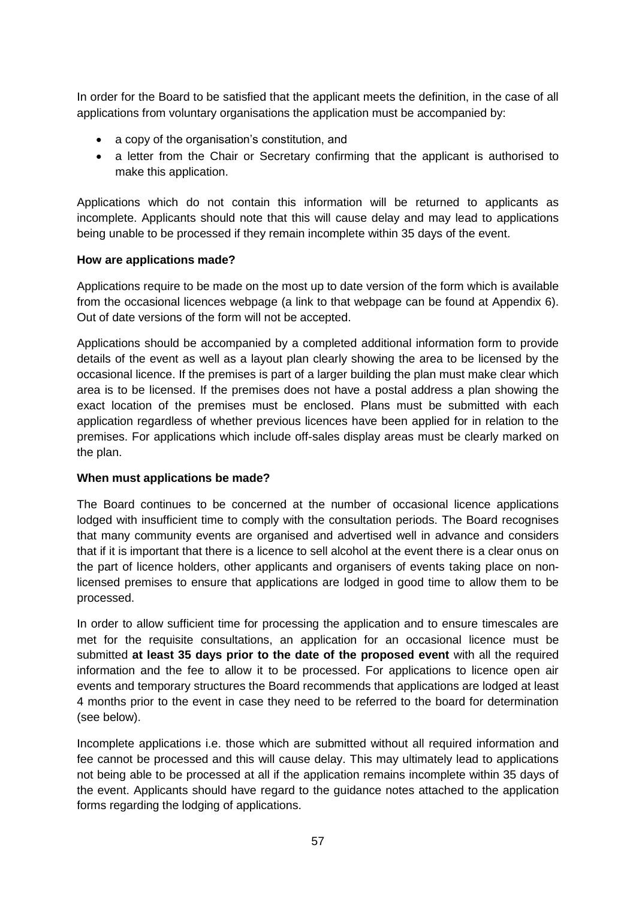In order for the Board to be satisfied that the applicant meets the definition, in the case of all applications from voluntary organisations the application must be accompanied by:

- a copy of the organisation's constitution, and
- a letter from the Chair or Secretary confirming that the applicant is authorised to make this application.

Applications which do not contain this information will be returned to applicants as incomplete. Applicants should note that this will cause delay and may lead to applications being unable to be processed if they remain incomplete within 35 days of the event.

**How are applications made?**

Applications require to be made on the most up to date version of the form which is available from the occasional licences webpage (a link to that webpage can be found at Appendix 6). Out of date versions of the form will not be accepted.

Applications should be accompanied by a completed additional information form to provide details of the event as well as a layout plan clearly showing the area to be licensed by the occasional licence. If the premises is part of a larger building the plan must make clear which area is to be licensed. If the premises does not have a postal address a plan showing the exact location of the premises must be enclosed. Plans must be submitted with each application regardless of whether previous licences have been applied for in relation to the premises. For applications which include off-sales display areas must be clearly marked on the plan.

**When must applications be made?**

The Board continues to be concerned at the number of occasional licence applications lodged with insufficient time to comply with the consultation periods. The Board recognises that many community events are organised and advertised well in advance and considers that if it is important that there is a licence to sell alcohol at the event there is a clear onus on the part of licence holders, other applicants and organisers of events taking place on non-licensed premises to ensure that applications are lodged in good time to allow them to be processed.

In order to allow sufficient time for processing the application and to ensure timescales are met for the requisite consultations, an application for an occasional licence must be submitted **at least 35 days prior to the date of the proposed event** with all the required information and the fee to allow it to be processed. For applications to licence open air events and temporary structures the Board recommends that applications are lodged at least 4 months prior to the event in case they need to be referred to the board for determination (see below).

Incomplete applications i.e. those which are submitted without all required information and fee cannot be processed and this will cause delay. This may ultimately lead to applications not being able to be processed at all if the application remains incomplete within 35 days of the event. Applicants should have regard to the guidance notes attached to the application forms regarding the lodging of applications.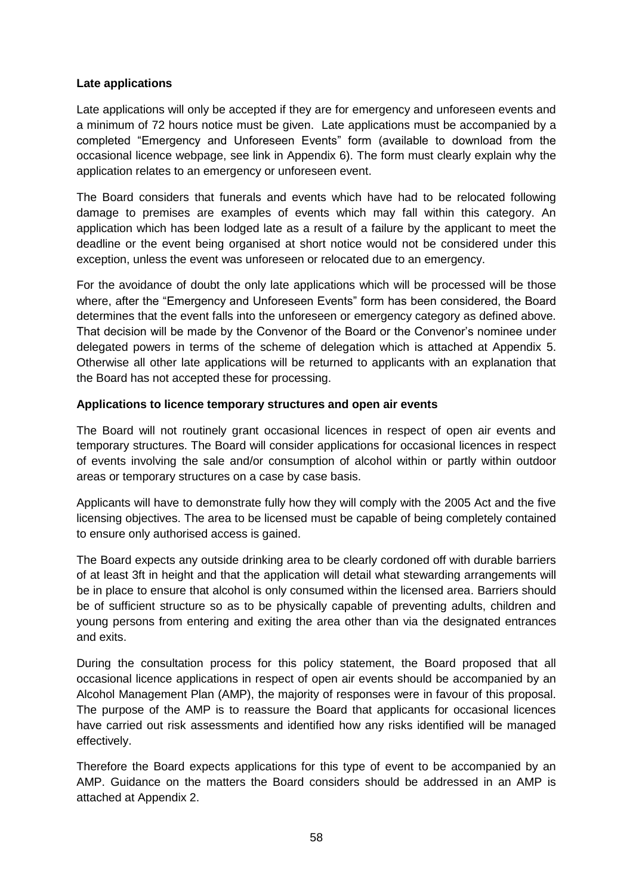**Late applications**

Late applications will only be accepted if they are for emergency and unforeseen events and a minimum of 72 hours notice must be given. Late applications must be accompanied by a completed "Emergency and Unforeseen Events" form (available to download from the occasional licence webpage, see link in Appendix 6). The form must clearly explain why the application relates to an emergency or unforeseen event.

The Board considers that funerals and events which have had to be relocated following damage to premises are examples of events which may fall within this category. An application which has been lodged late as a result of a failure by the applicant to meet the deadline or the event being organised at short notice would not be considered under this exception, unless the event was unforeseen or relocated due to an emergency.

For the avoidance of doubt the only late applications which will be processed will be those where, after the "Emergency and Unforeseen Events" form has been considered, the Board determines that the event falls into the unforeseen or emergency category as defined above. That decision will be made by the Convenor of the Board or the Convenor's nominee under delegated powers in terms of the scheme of delegation which is attached at Appendix 5. Otherwise all other late applications will be returned to applicants with an explanation that the Board has not accepted these for processing.

**Applications to licence temporary structures and open air events**

The Board will not routinely grant occasional licences in respect of open air events and temporary structures. The Board will consider applications for occasional licences in respect of events involving the sale and/or consumption of alcohol within or partly within outdoor areas or temporary structures on a case by case basis.

Applicants will have to demonstrate fully how they will comply with the 2005 Act and the five licensing objectives. The area to be licensed must be capable of being completely contained to ensure only authorised access is gained.

The Board expects any outside drinking area to be clearly cordoned off with durable barriers of at least 3ft in height and that the application will detail what stewarding arrangements will be in place to ensure that alcohol is only consumed within the licensed area. Barriers should be of sufficient structure so as to be physically capable of preventing adults, children and young persons from entering and exiting the area other than via the designated entrances and exits.

During the consultation process for this policy statement, the Board proposed that all occasional licence applications in respect of open air events should be accompanied by an Alcohol Management Plan (AMP), the majority of responses were in favour of this proposal. The purpose of the AMP is to reassure the Board that applicants for occasional licences have carried out risk assessments and identified how any risks identified will be managed effectively.

Therefore the Board expects applications for this type of event to be accompanied by an AMP. Guidance on the matters the Board considers should be addressed in an AMP is attached at Appendix 2.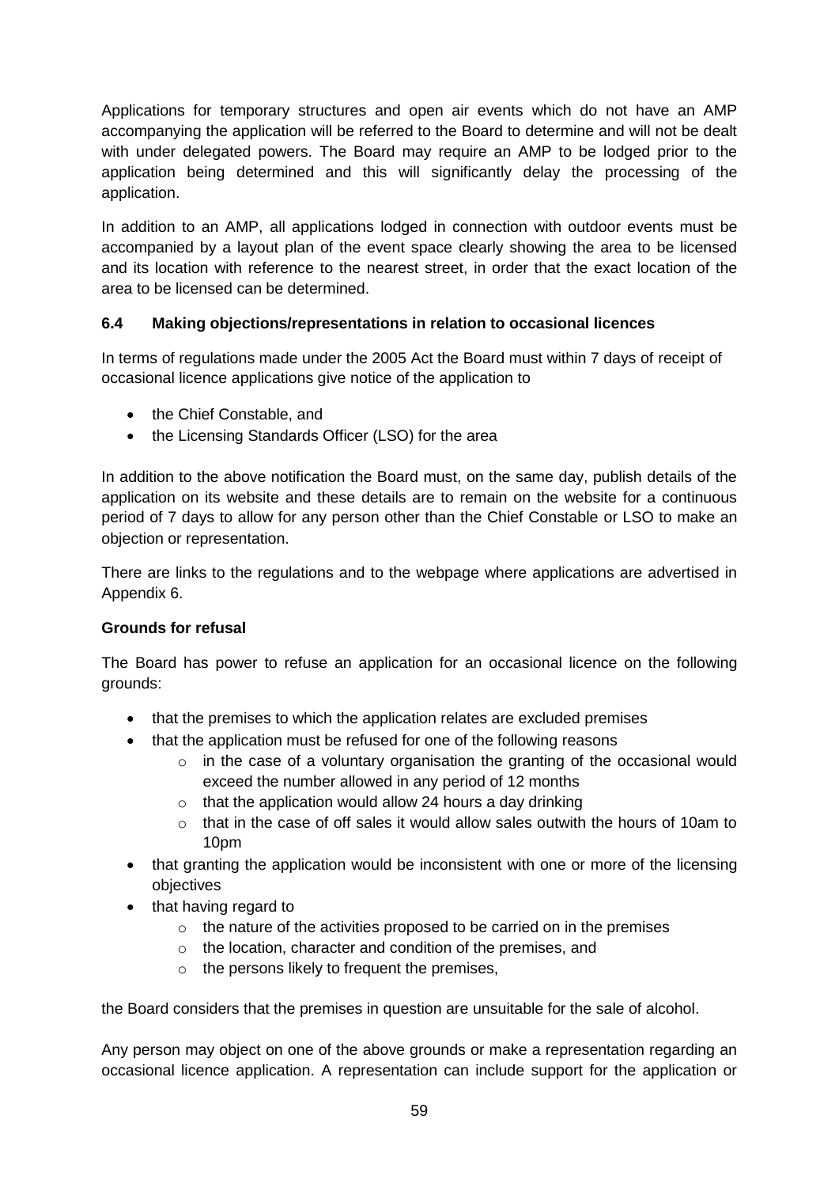Applications for temporary structures and open air events which do not have an AMP accompanying the application will be referred to the Board to determine and will not be dealt with under delegated powers. The Board may require an AMP to be lodged prior to the application being determined and this will significantly delay the processing of the application.

In addition to an AMP, all applications lodged in connection with outdoor events must be accompanied by a layout plan of the event space clearly showing the area to be licensed and its location with reference to the nearest street, in order that the exact location of the area to be licensed can be determined.

### 6.4 Making objections/representations in relation to occasional licences

In terms of regulations made under the 2005 Act the Board must within 7 days of receipt of occasional licence applications give notice of the application to

- the Chief Constable, and
- the Licensing Standards Officer (LSO) for the area

In addition to the above notification the Board must, on the same day, publish details of the application on its website and these details are to remain on the website for a continuous period of 7 days to allow for any person other than the Chief Constable or LSO to make an objection or representation.

There are links to the regulations and to the webpage where applications are advertised in Appendix 6.

**Grounds for refusal**

The Board has power to refuse an application for an occasional licence on the following grounds:

- that the premises to which the application relates are excluded premises
- that the application must be refused for one of the following reasons
  - in the case of a voluntary organisation the granting of the occasional would exceed the number allowed in any period of 12 months
  - that the application would allow 24 hours a day drinking
  - that in the case of off sales it would allow sales outwith the hours of 10am to 10pm
- that granting the application would be inconsistent with one or more of the licensing objectives
- that having regard to
  - the nature of the activities proposed to be carried on in the premises
  - the location, character and condition of the premises, and
  - the persons likely to frequent the premises,

the Board considers that the premises in question are unsuitable for the sale of alcohol.

Any person may object on one of the above grounds or make a representation regarding an occasional licence application. A representation can include support for the application or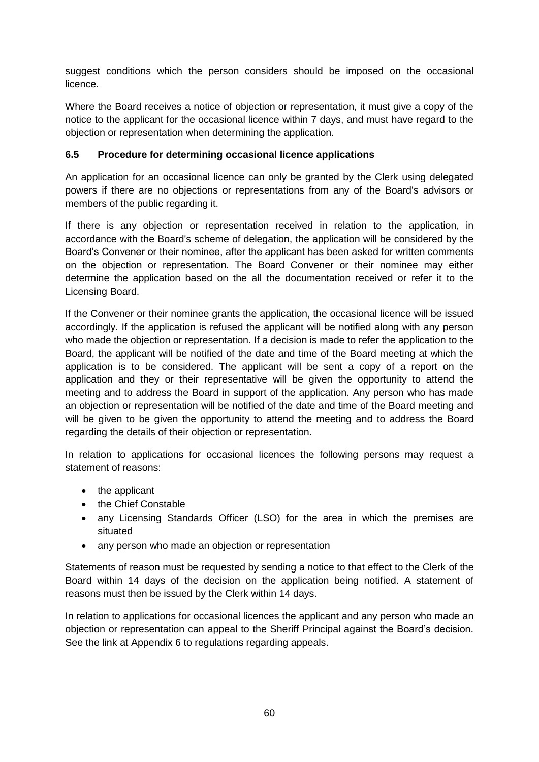suggest conditions which the person considers should be imposed on the occasional licence.

Where the Board receives a notice of objection or representation, it must give a copy of the notice to the applicant for the occasional licence within 7 days, and must have regard to the objection or representation when determining the application.

### 6.5 Procedure for determining occasional licence applications

An application for an occasional licence can only be granted by the Clerk using delegated powers if there are no objections or representations from any of the Board's advisors or members of the public regarding it.

If there is any objection or representation received in relation to the application, in accordance with the Board's scheme of delegation, the application will be considered by the Board's Convener or their nominee, after the applicant has been asked for written comments on the objection or representation. The Board Convener or their nominee may either determine the application based on the all the documentation received or refer it to the Licensing Board.

If the Convener or their nominee grants the application, the occasional licence will be issued accordingly. If the application is refused the applicant will be notified along with any person who made the objection or representation. If a decision is made to refer the application to the Board, the applicant will be notified of the date and time of the Board meeting at which the application is to be considered. The applicant will be sent a copy of a report on the application and they or their representative will be given the opportunity to attend the meeting and to address the Board in support of the application. Any person who has made an objection or representation will be notified of the date and time of the Board meeting and will be given to be given the opportunity to attend the meeting and to address the Board regarding the details of their objection or representation.

In relation to applications for occasional licences the following persons may request a statement of reasons:

- the applicant
- the Chief Constable
- any Licensing Standards Officer (LSO) for the area in which the premises are situated
- any person who made an objection or representation

Statements of reason must be requested by sending a notice to that effect to the Clerk of the Board within 14 days of the decision on the application being notified. A statement of reasons must then be issued by the Clerk within 14 days.

In relation to applications for occasional licences the applicant and any person who made an objection or representation can appeal to the Sheriff Principal against the Board's decision. See the link at Appendix 6 to regulations regarding appeals.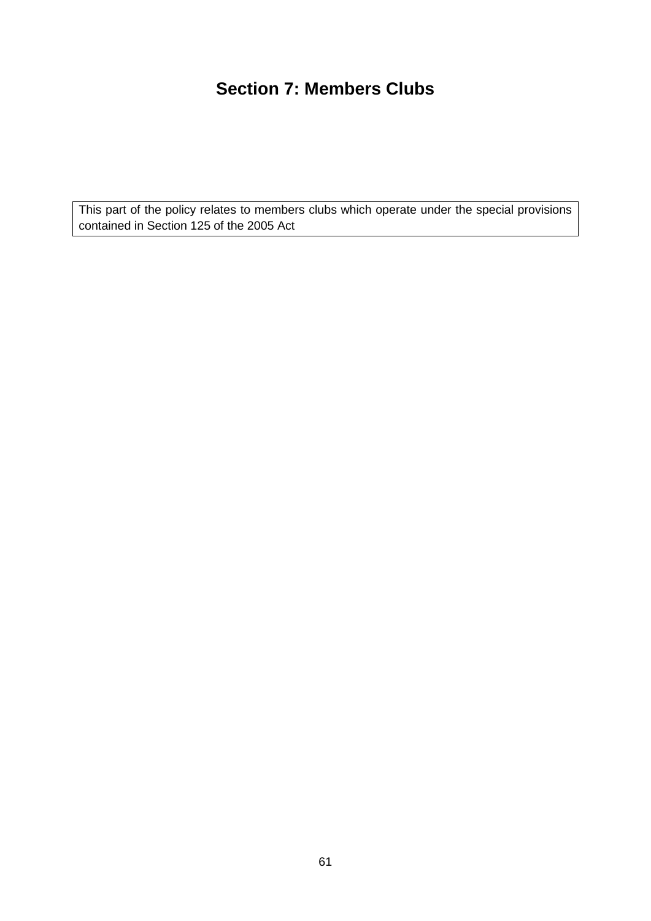# Section 7: Members Clubs

| This part of the policy relates to members clubs which operate under the special provisions contained in Section 125 of the 2005 Act |
| --- |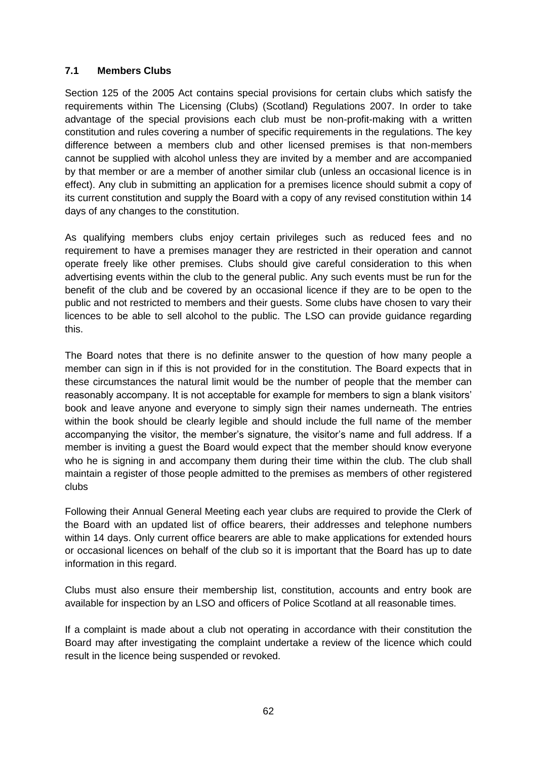### 7.1 Members Clubs

Section 125 of the 2005 Act contains special provisions for certain clubs which satisfy the requirements within The Licensing (Clubs) (Scotland) Regulations 2007. In order to take advantage of the special provisions each club must be non-profit-making with a written constitution and rules covering a number of specific requirements in the regulations. The key difference between a members club and other licensed premises is that non-members cannot be supplied with alcohol unless they are invited by a member and are accompanied by that member or are a member of another similar club (unless an occasional licence is in effect). Any club in submitting an application for a premises licence should submit a copy of its current constitution and supply the Board with a copy of any revised constitution within 14 days of any changes to the constitution.

As qualifying members clubs enjoy certain privileges such as reduced fees and no requirement to have a premises manager they are restricted in their operation and cannot operate freely like other premises. Clubs should give careful consideration to this when advertising events within the club to the general public. Any such events must be run for the benefit of the club and be covered by an occasional licence if they are to be open to the public and not restricted to members and their guests. Some clubs have chosen to vary their licences to be able to sell alcohol to the public. The LSO can provide guidance regarding this.

The Board notes that there is no definite answer to the question of how many people a member can sign in if this is not provided for in the constitution. The Board expects that in these circumstances the natural limit would be the number of people that the member can reasonably accompany. It is not acceptable for example for members to sign a blank visitors' book and leave anyone and everyone to simply sign their names underneath. The entries within the book should be clearly legible and should include the full name of the member accompanying the visitor, the member's signature, the visitor's name and full address. If a member is inviting a guest the Board would expect that the member should know everyone who he is signing in and accompany them during their time within the club. The club shall maintain a register of those people admitted to the premises as members of other registered clubs

Following their Annual General Meeting each year clubs are required to provide the Clerk of the Board with an updated list of office bearers, their addresses and telephone numbers within 14 days. Only current office bearers are able to make applications for extended hours or occasional licences on behalf of the club so it is important that the Board has up to date information in this regard.

Clubs must also ensure their membership list, constitution, accounts and entry book are available for inspection by an LSO and officers of Police Scotland at all reasonable times.

If a complaint is made about a club not operating in accordance with their constitution the Board may after investigating the complaint undertake a review of the licence which could result in the licence being suspended or revoked.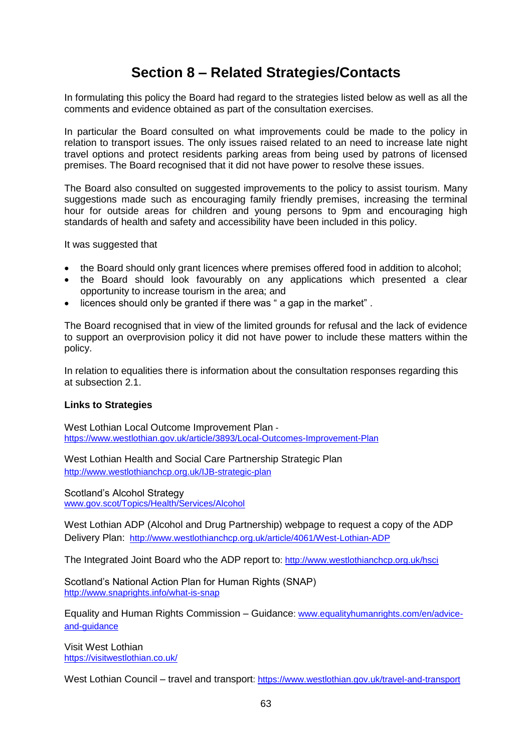# Section 8 – Related Strategies/Contacts

In formulating this policy the Board had regard to the strategies listed below as well as all the comments and evidence obtained as part of the consultation exercises.

In particular the Board consulted on what improvements could be made to the policy in relation to transport issues. The only issues raised related to an need to increase late night travel options and protect residents parking areas from being used by patrons of licensed premises. The Board recognised that it did not have power to resolve these issues.

The Board also consulted on suggested improvements to the policy to assist tourism. Many suggestions made such as encouraging family friendly premises, increasing the terminal hour for outside areas for children and young persons to 9pm and encouraging high standards of health and safety and accessibility have been included in this policy.

It was suggested that

- the Board should only grant licences where premises offered food in addition to alcohol;
- the Board should look favourably on any applications which presented a clear opportunity to increase tourism in the area; and
- licences should only be granted if there was " a gap in the market" .

The Board recognised that in view of the limited grounds for refusal and the lack of evidence to support an overprovision policy it did not have power to include these matters within the policy.

In relation to equalities there is information about the consultation responses regarding this at subsection 2.1.

**Links to Strategies**

West Lothian Local Outcome Improvement Plan -
https://www.westlothian.gov.uk/article/3893/Local-Outcomes-Improvement-Plan

West Lothian Health and Social Care Partnership Strategic Plan
http://www.westlothianchcp.org.uk/IJB-strategic-plan

Scotland's Alcohol Strategy
www.gov.scot/Topics/Health/Services/Alcohol

West Lothian ADP (Alcohol and Drug Partnership) webpage to request a copy of the ADP Delivery Plan: http://www.westlothianchcp.org.uk/article/4061/West-Lothian-ADP

The Integrated Joint Board who the ADP report to: http://www.westlothianchcp.org.uk/hsci

Scotland's National Action Plan for Human Rights (SNAP)
http://www.snaprights.info/what-is-snap

Equality and Human Rights Commission – Guidance: www.equalityhumanrights.com/en/advice-and-guidance

Visit West Lothian
https://visitwestlothian.co.uk/

West Lothian Council – travel and transport: https://www.westlothian.gov.uk/travel-and-transport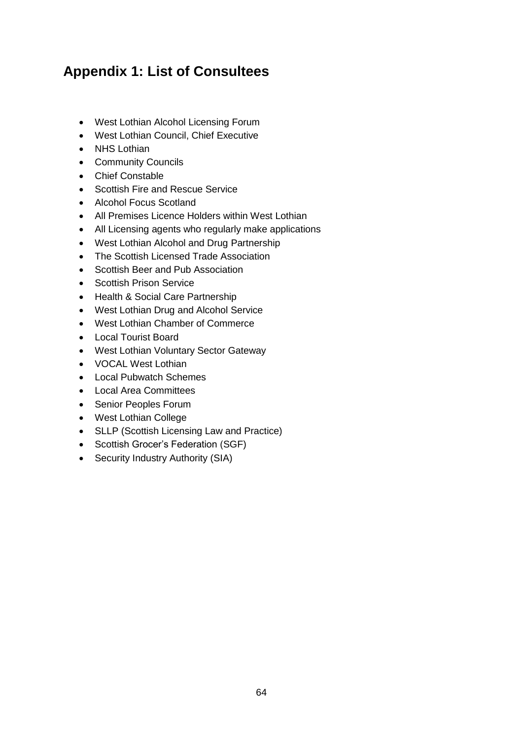## Appendix 1: List of Consultees

- West Lothian Alcohol Licensing Forum
- West Lothian Council, Chief Executive
- NHS Lothian
- Community Councils
- Chief Constable
- Scottish Fire and Rescue Service
- Alcohol Focus Scotland
- All Premises Licence Holders within West Lothian
- All Licensing agents who regularly make applications
- West Lothian Alcohol and Drug Partnership
- The Scottish Licensed Trade Association
- Scottish Beer and Pub Association
- Scottish Prison Service
- Health & Social Care Partnership
- West Lothian Drug and Alcohol Service
- West Lothian Chamber of Commerce
- Local Tourist Board
- West Lothian Voluntary Sector Gateway
- VOCAL West Lothian
- Local Pubwatch Schemes
- Local Area Committees
- Senior Peoples Forum
- West Lothian College
- SLLP (Scottish Licensing Law and Practice)
- Scottish Grocer's Federation (SGF)
- Security Industry Authority (SIA)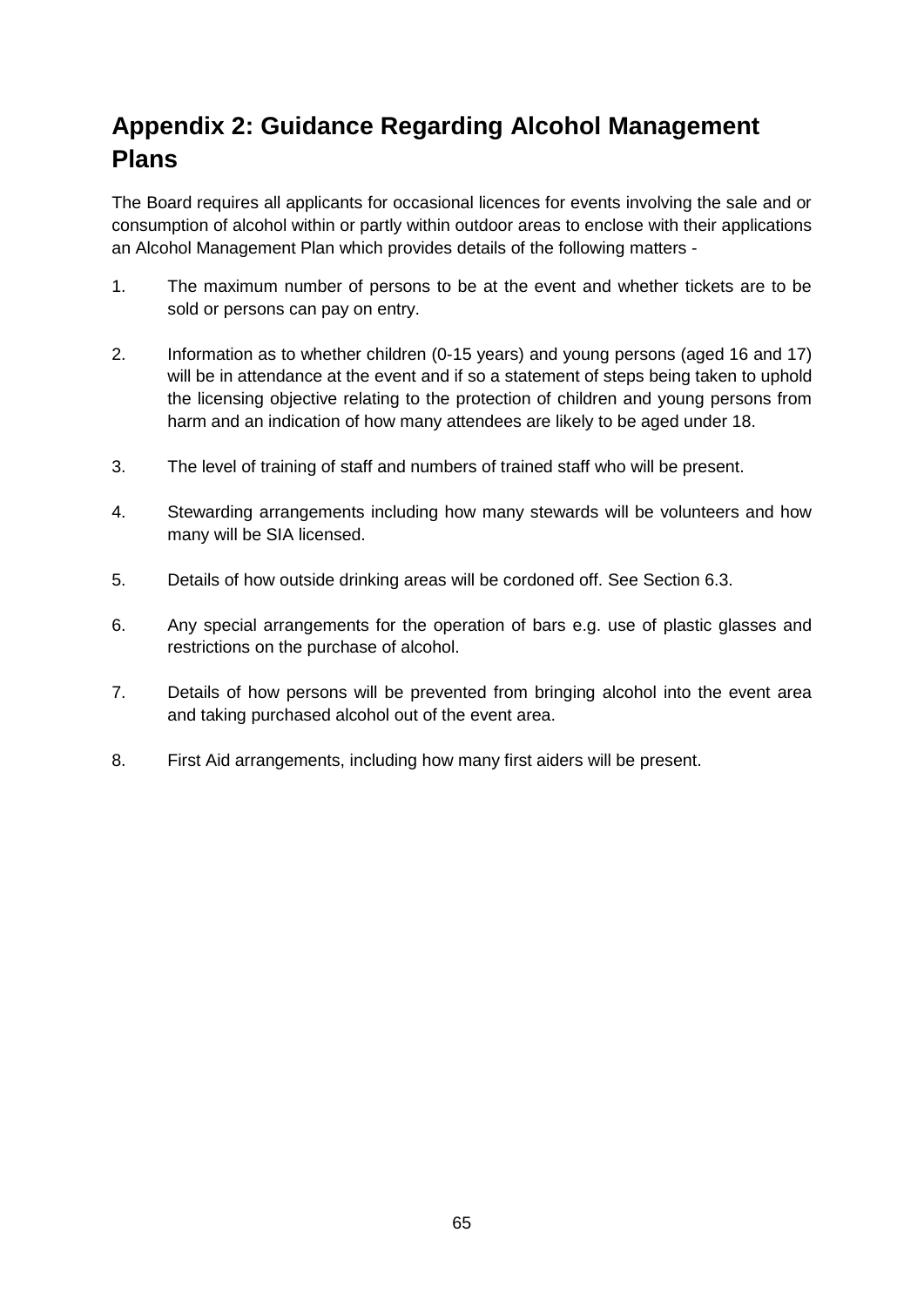# Appendix 2: Guidance Regarding Alcohol Management Plans

The Board requires all applicants for occasional licences for events involving the sale and or consumption of alcohol within or partly within outdoor areas to enclose with their applications an Alcohol Management Plan which provides details of the following matters -

1. The maximum number of persons to be at the event and whether tickets are to be sold or persons can pay on entry.

2. Information as to whether children (0-15 years) and young persons (aged 16 and 17) will be in attendance at the event and if so a statement of steps being taken to uphold the licensing objective relating to the protection of children and young persons from harm and an indication of how many attendees are likely to be aged under 18.

3. The level of training of staff and numbers of trained staff who will be present.

4. Stewarding arrangements including how many stewards will be volunteers and how many will be SIA licensed.

5. Details of how outside drinking areas will be cordoned off. See Section 6.3.

6. Any special arrangements for the operation of bars e.g. use of plastic glasses and restrictions on the purchase of alcohol.

7. Details of how persons will be prevented from bringing alcohol into the event area and taking purchased alcohol out of the event area.

8. First Aid arrangements, including how many first aiders will be present.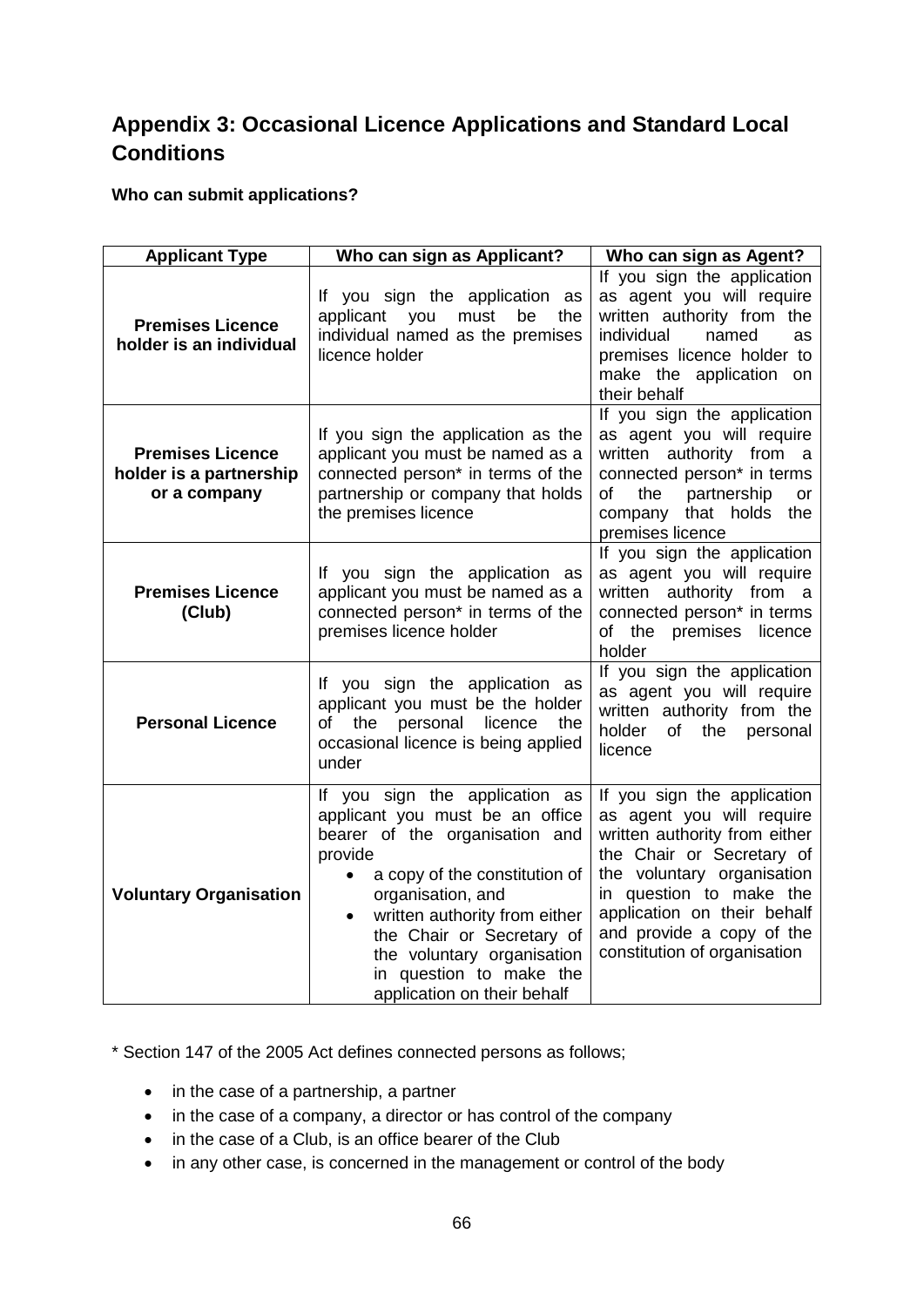## Appendix 3: Occasional Licence Applications and Standard Local Conditions

**Who can submit applications?**

| Applicant Type | Who can sign as Applicant? | Who can sign as Agent? |
|---|---|---|
| **Premises Licence holder is an individual** | If you sign the application as applicant you must be the individual named as the premises licence holder | If you sign the application as agent you will require written authority from the individual named as premises licence holder to make the application on their behalf |
| **Premises Licence holder is a partnership or a company** | If you sign the application as the applicant you must be named as a connected person* in terms of the partnership or company that holds the premises licence | If you sign the application as agent you will require written authority from a connected person* in terms of the partnership or company that holds the premises licence |
| **Premises Licence (Club)** | If you sign the application as applicant you must be named as a connected person* in terms of the premises licence holder | If you sign the application as agent you will require written authority from a connected person* in terms of the premises licence holder |
| **Personal Licence** | If you sign the application as applicant you must be the holder of the personal licence the occasional licence is being applied under | If you sign the application as agent you will require written authority from the holder of the personal licence |
| **Voluntary Organisation** | If you sign the application as applicant you must be an office bearer of the organisation and provide<br>• a copy of the constitution of organisation, and<br>• written authority from either the Chair or Secretary of the voluntary organisation in question to make the application on their behalf | If you sign the application as agent you will require written authority from either the Chair or Secretary of the voluntary organisation in question to make the application on their behalf and provide a copy of the constitution of organisation |

* Section 147 of the 2005 Act defines connected persons as follows;

- in the case of a partnership, a partner
- in the case of a company, a director or has control of the company
- in the case of a Club, is an office bearer of the Club
- in any other case, is concerned in the management or control of the body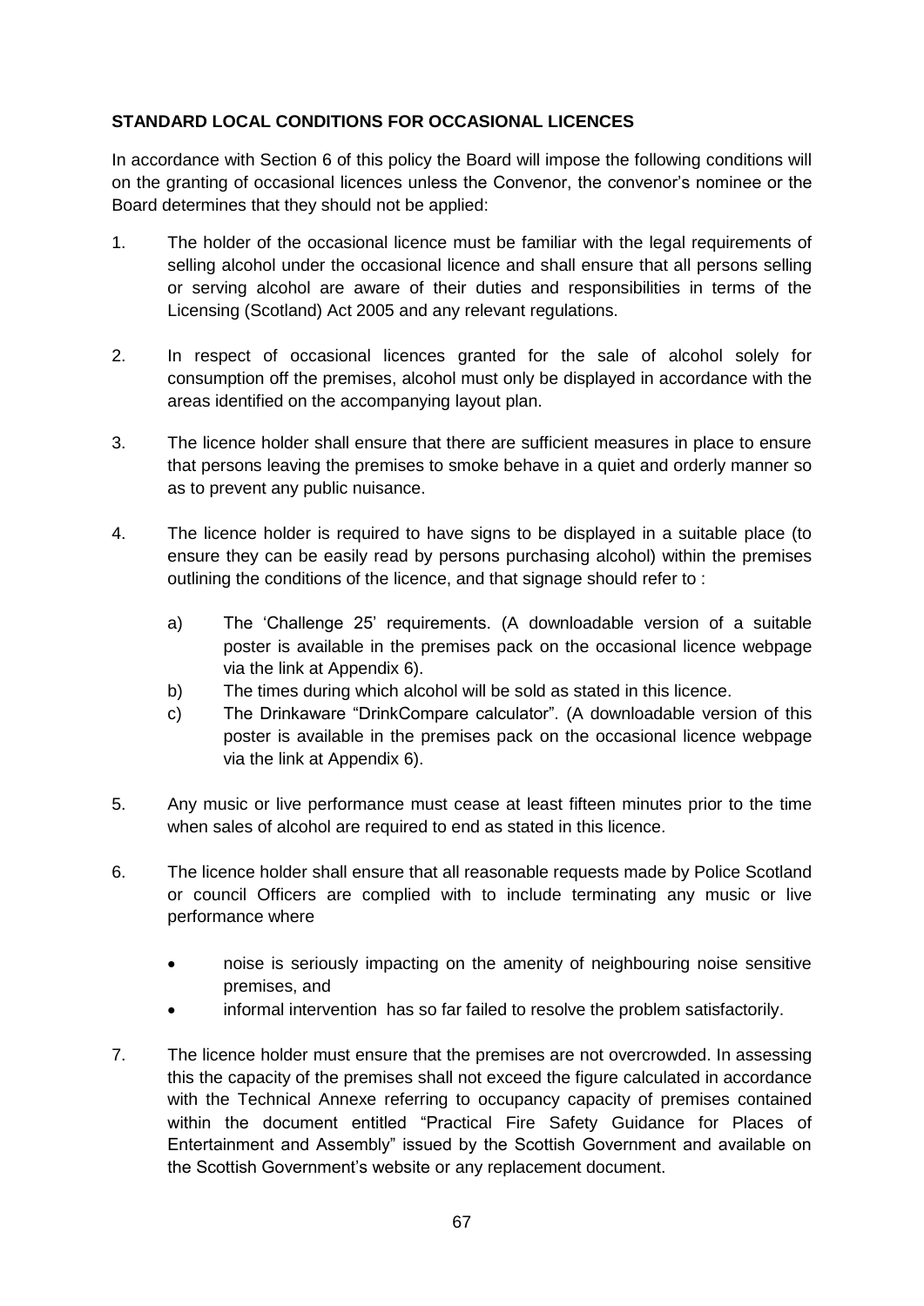**STANDARD LOCAL CONDITIONS FOR OCCASIONAL LICENCES**

In accordance with Section 6 of this policy the Board will impose the following conditions will on the granting of occasional licences unless the Convenor, the convenor's nominee or the Board determines that they should not be applied:

1. The holder of the occasional licence must be familiar with the legal requirements of selling alcohol under the occasional licence and shall ensure that all persons selling or serving alcohol are aware of their duties and responsibilities in terms of the Licensing (Scotland) Act 2005 and any relevant regulations.

2. In respect of occasional licences granted for the sale of alcohol solely for consumption off the premises, alcohol must only be displayed in accordance with the areas identified on the accompanying layout plan.

3. The licence holder shall ensure that there are sufficient measures in place to ensure that persons leaving the premises to smoke behave in a quiet and orderly manner so as to prevent any public nuisance.

4. The licence holder is required to have signs to be displayed in a suitable place (to ensure they can be easily read by persons purchasing alcohol) within the premises outlining the conditions of the licence, and that signage should refer to :

   a) The 'Challenge 25' requirements. (A downloadable version of a suitable poster is available in the premises pack on the occasional licence webpage via the link at Appendix 6).
   b) The times during which alcohol will be sold as stated in this licence.
   c) The Drinkaware "DrinkCompare calculator". (A downloadable version of this poster is available in the premises pack on the occasional licence webpage via the link at Appendix 6).

5. Any music or live performance must cease at least fifteen minutes prior to the time when sales of alcohol are required to end as stated in this licence.

6. The licence holder shall ensure that all reasonable requests made by Police Scotland or council Officers are complied with to include terminating any music or live performance where

   - noise is seriously impacting on the amenity of neighbouring noise sensitive premises, and
   - informal intervention has so far failed to resolve the problem satisfactorily.

7. The licence holder must ensure that the premises are not overcrowded. In assessing this the capacity of the premises shall not exceed the figure calculated in accordance with the Technical Annexe referring to occupancy capacity of premises contained within the document entitled "Practical Fire Safety Guidance for Places of Entertainment and Assembly" issued by the Scottish Government and available on the Scottish Government's website or any replacement document.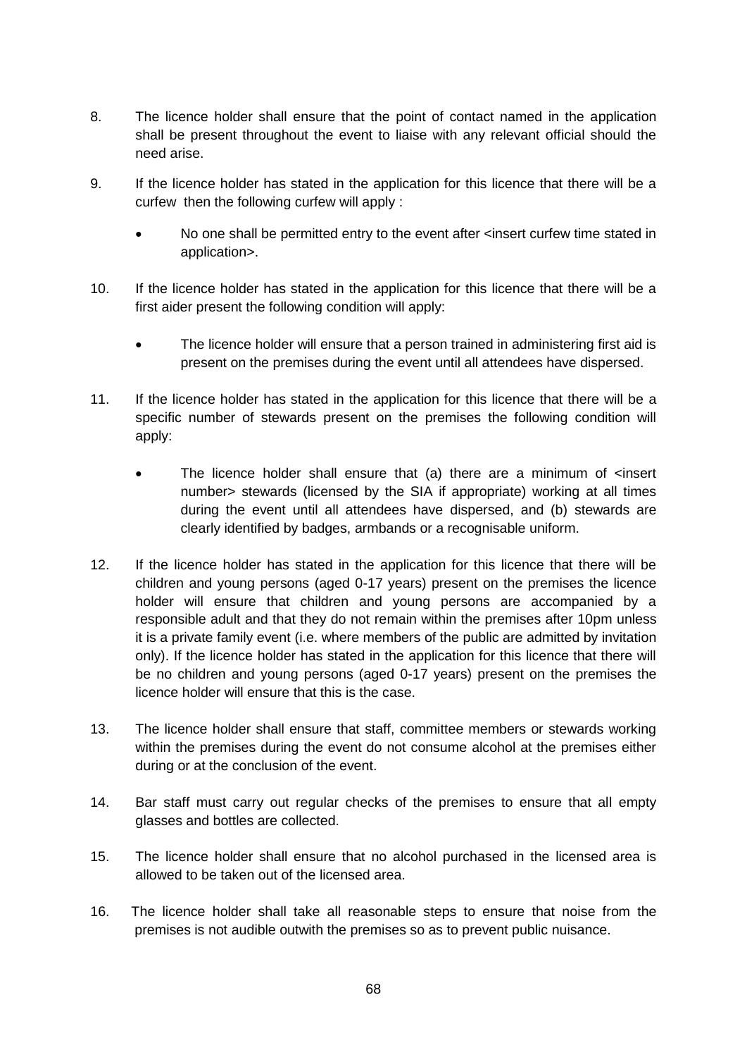8. The licence holder shall ensure that the point of contact named in the application shall be present throughout the event to liaise with any relevant official should the need arise.

9. If the licence holder has stated in the application for this licence that there will be a curfew then the following curfew will apply :

    - No one shall be permitted entry to the event after <insert curfew time stated in application>.

10. If the licence holder has stated in the application for this licence that there will be a first aider present the following condition will apply:

    - The licence holder will ensure that a person trained in administering first aid is present on the premises during the event until all attendees have dispersed.

11. If the licence holder has stated in the application for this licence that there will be a specific number of stewards present on the premises the following condition will apply:

    - The licence holder shall ensure that (a) there are a minimum of <insert number> stewards (licensed by the SIA if appropriate) working at all times during the event until all attendees have dispersed, and (b) stewards are clearly identified by badges, armbands or a recognisable uniform.

12. If the licence holder has stated in the application for this licence that there will be children and young persons (aged 0-17 years) present on the premises the licence holder will ensure that children and young persons are accompanied by a responsible adult and that they do not remain within the premises after 10pm unless it is a private family event (i.e. where members of the public are admitted by invitation only). If the licence holder has stated in the application for this licence that there will be no children and young persons (aged 0-17 years) present on the premises the licence holder will ensure that this is the case.

13. The licence holder shall ensure that staff, committee members or stewards working within the premises during the event do not consume alcohol at the premises either during or at the conclusion of the event.

14. Bar staff must carry out regular checks of the premises to ensure that all empty glasses and bottles are collected.

15. The licence holder shall ensure that no alcohol purchased in the licensed area is allowed to be taken out of the licensed area.

16. The licence holder shall take all reasonable steps to ensure that noise from the premises is not audible outwith the premises so as to prevent public nuisance.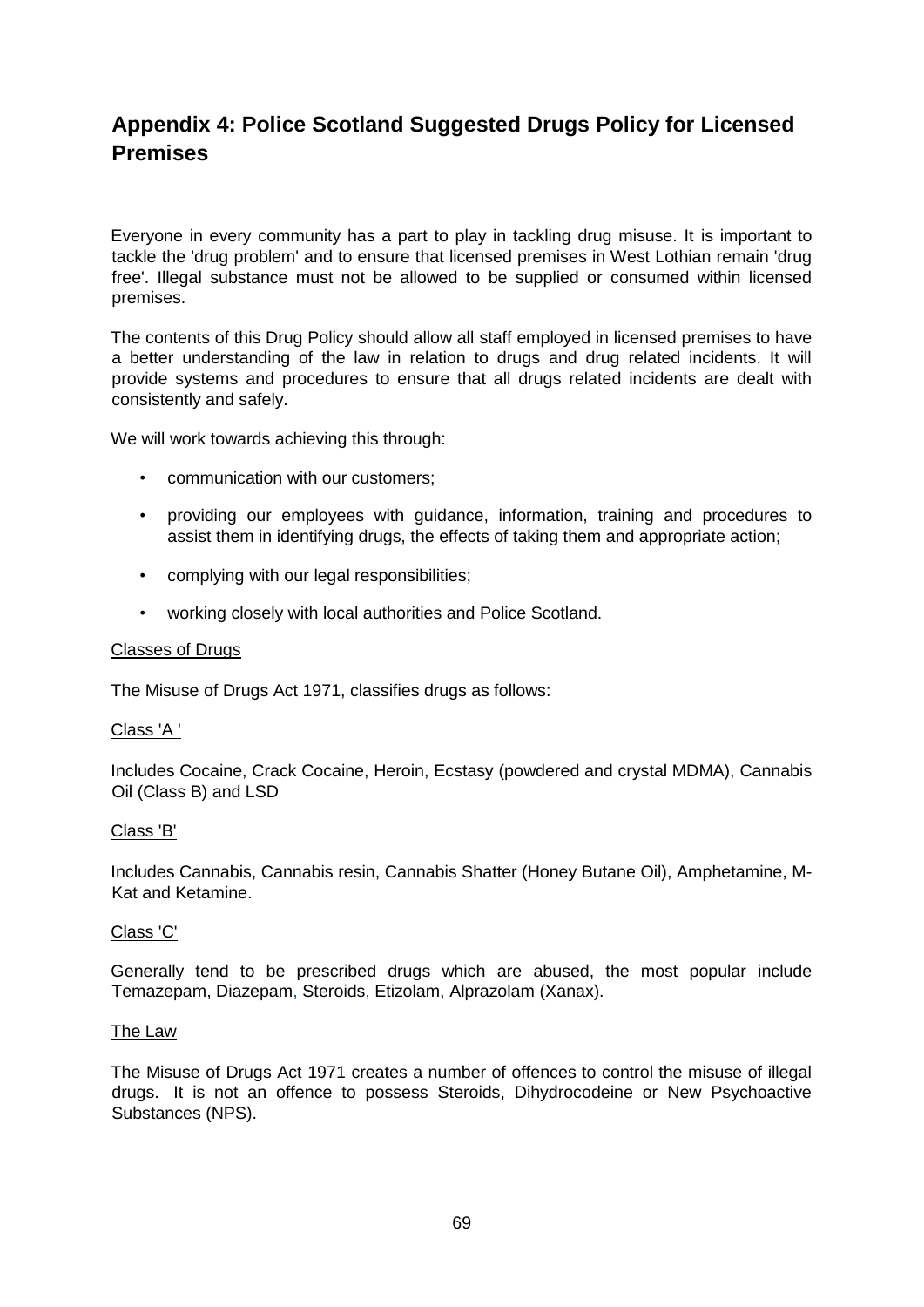## Appendix 4: Police Scotland Suggested Drugs Policy for Licensed Premises

Everyone in every community has a part to play in tackling drug misuse. It is important to tackle the 'drug problem' and to ensure that licensed premises in West Lothian remain 'drug free'. Illegal substance must not be allowed to be supplied or consumed within licensed premises.

The contents of this Drug Policy should allow all staff employed in licensed premises to have a better understanding of the law in relation to drugs and drug related incidents. It will provide systems and procedures to ensure that all drugs related incidents are dealt with consistently and safely.

We will work towards achieving this through:

- communication with our customers;
- providing our employees with guidance, information, training and procedures to assist them in identifying drugs, the effects of taking them and appropriate action;
- complying with our legal responsibilities;
- working closely with local authorities and Police Scotland.

Classes of Drugs

The Misuse of Drugs Act 1971, classifies drugs as follows:

Class 'A '

Includes Cocaine, Crack Cocaine, Heroin, Ecstasy (powdered and crystal MDMA), Cannabis Oil (Class B) and LSD

Class 'B'

Includes Cannabis, Cannabis resin, Cannabis Shatter (Honey Butane Oil), Amphetamine, M-Kat and Ketamine.

Class 'C'

Generally tend to be prescribed drugs which are abused, the most popular include Temazepam, Diazepam, Steroids, Etizolam, Alprazolam (Xanax).

The Law

The Misuse of Drugs Act 1971 creates a number of offences to control the misuse of illegal drugs. It is not an offence to possess Steroids, Dihydrocodeine or New Psychoactive Substances (NPS).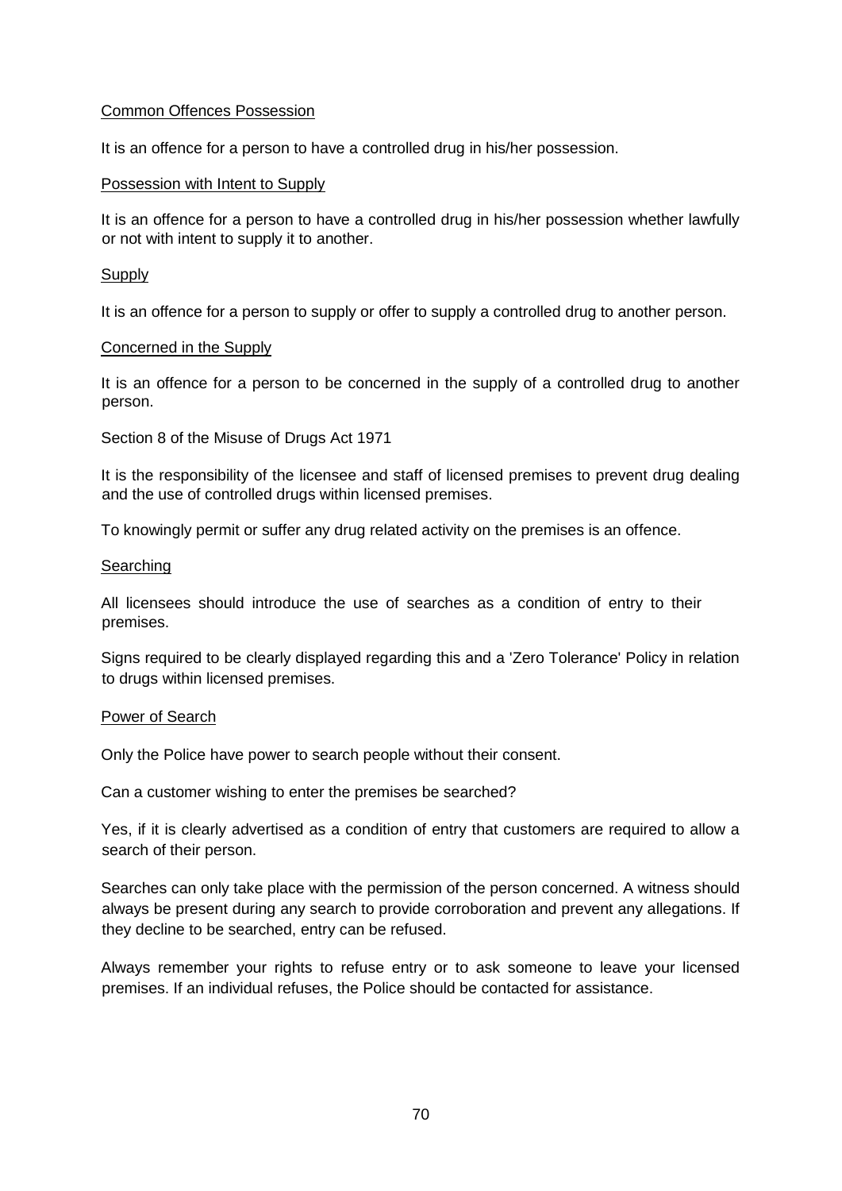<u>Common Offences Possession</u>

It is an offence for a person to have a controlled drug in his/her possession.

<u>Possession with Intent to Supply</u>

It is an offence for a person to have a controlled drug in his/her possession whether lawfully or not with intent to supply it to another.

<u>Supply</u>

It is an offence for a person to supply or offer to supply a controlled drug to another person.

<u>Concerned in the Supply</u>

It is an offence for a person to be concerned in the supply of a controlled drug to another person.

Section 8 of the Misuse of Drugs Act 1971

It is the responsibility of the licensee and staff of licensed premises to prevent drug dealing and the use of controlled drugs within licensed premises.

To knowingly permit or suffer any drug related activity on the premises is an offence.

<u>Searching</u>

All licensees should introduce the use of searches as a condition of entry to their premises.

Signs required to be clearly displayed regarding this and a 'Zero Tolerance' Policy in relation to drugs within licensed premises.

<u>Power of Search</u>

Only the Police have power to search people without their consent.

Can a customer wishing to enter the premises be searched?

Yes, if it is clearly advertised as a condition of entry that customers are required to allow a search of their person.

Searches can only take place with the permission of the person concerned. A witness should always be present during any search to provide corroboration and prevent any allegations. If they decline to be searched, entry can be refused.

Always remember your rights to refuse entry or to ask someone to leave your licensed premises. If an individual refuses, the Police should be contacted for assistance.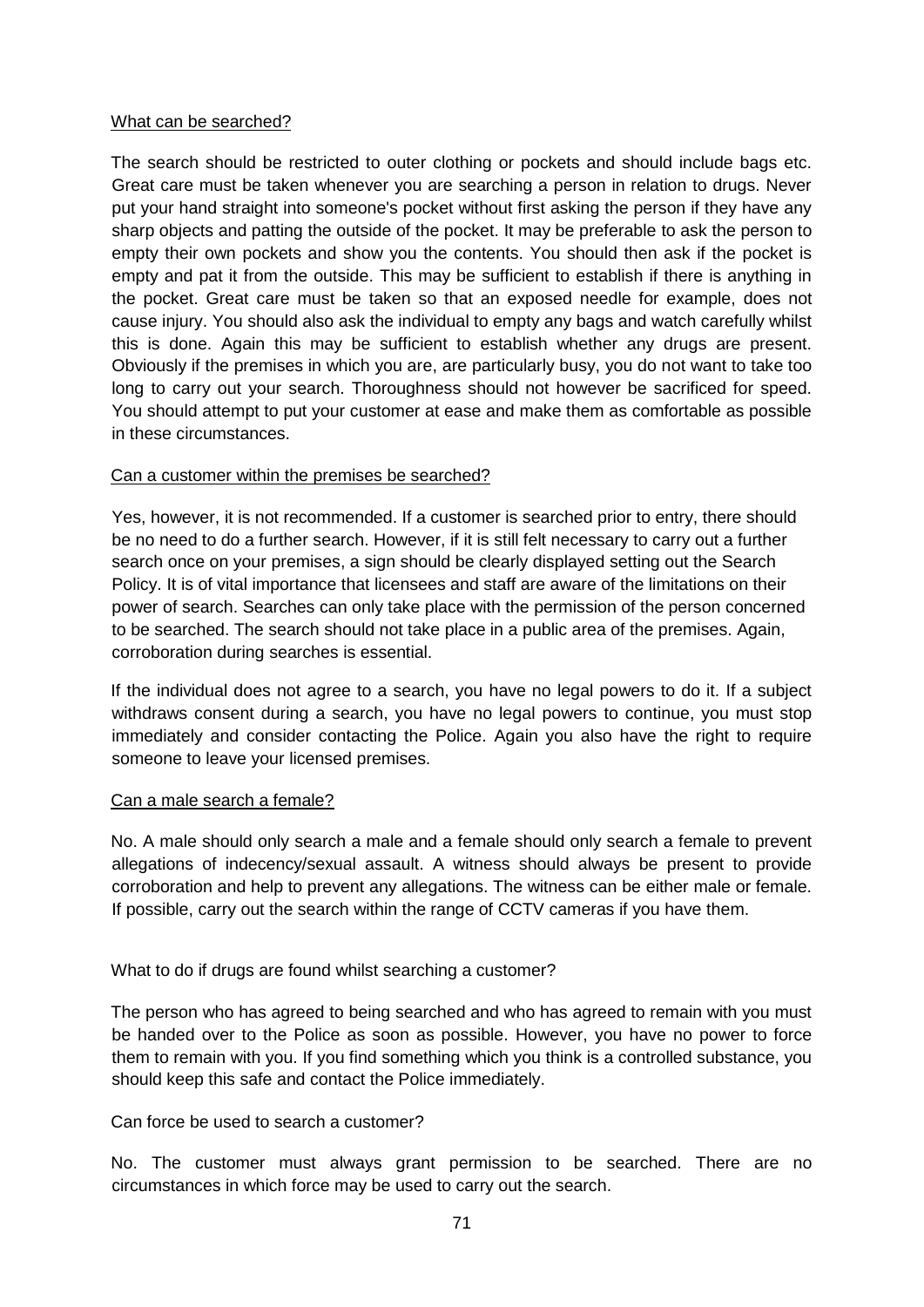<u>What can be searched?</u>

The search should be restricted to outer clothing or pockets and should include bags etc. Great care must be taken whenever you are searching a person in relation to drugs. Never put your hand straight into someone's pocket without first asking the person if they have any sharp objects and patting the outside of the pocket. It may be preferable to ask the person to empty their own pockets and show you the contents. You should then ask if the pocket is empty and pat it from the outside. This may be sufficient to establish if there is anything in the pocket. Great care must be taken so that an exposed needle for example, does not cause injury. You should also ask the individual to empty any bags and watch carefully whilst this is done. Again this may be sufficient to establish whether any drugs are present. Obviously if the premises in which you are, are particularly busy, you do not want to take too long to carry out your search. Thoroughness should not however be sacrificed for speed. You should attempt to put your customer at ease and make them as comfortable as possible in these circumstances.

<u>Can a customer within the premises be searched?</u>

Yes, however, it is not recommended. If a customer is searched prior to entry, there should be no need to do a further search. However, if it is still felt necessary to carry out a further search once on your premises, a sign should be clearly displayed setting out the Search Policy. It is of vital importance that licensees and staff are aware of the limitations on their power of search. Searches can only take place with the permission of the person concerned to be searched. The search should not take place in a public area of the premises. Again, corroboration during searches is essential.

If the individual does not agree to a search, you have no legal powers to do it. If a subject withdraws consent during a search, you have no legal powers to continue, you must stop immediately and consider contacting the Police. Again you also have the right to require someone to leave your licensed premises.

<u>Can a male search a female?</u>

No. A male should only search a male and a female should only search a female to prevent allegations of indecency/sexual assault. A witness should always be present to provide corroboration and help to prevent any allegations. The witness can be either male or female. If possible, carry out the search within the range of CCTV cameras if you have them.

What to do if drugs are found whilst searching a customer?

The person who has agreed to being searched and who has agreed to remain with you must be handed over to the Police as soon as possible. However, you have no power to force them to remain with you. If you find something which you think is a controlled substance, you should keep this safe and contact the Police immediately.

Can force be used to search a customer?

No. The customer must always grant permission to be searched. There are no circumstances in which force may be used to carry out the search.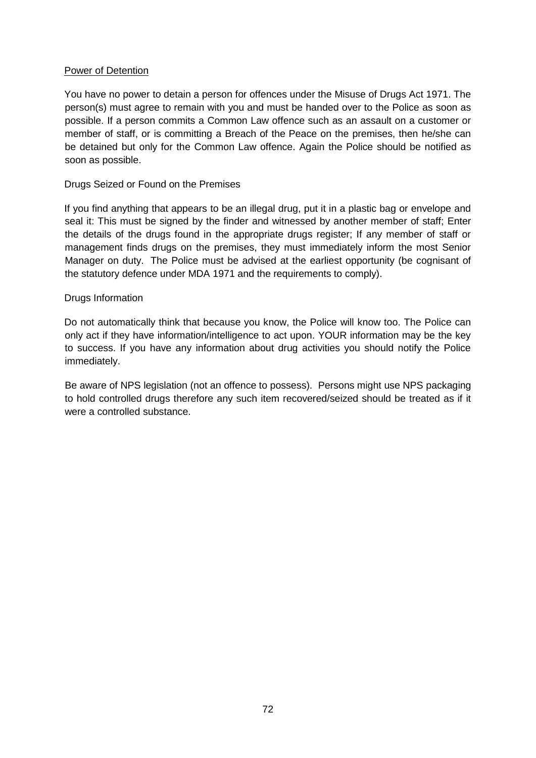Power of Detention

You have no power to detain a person for offences under the Misuse of Drugs Act 1971. The person(s) must agree to remain with you and must be handed over to the Police as soon as possible. If a person commits a Common Law offence such as an assault on a customer or member of staff, or is committing a Breach of the Peace on the premises, then he/she can be detained but only for the Common Law offence. Again the Police should be notified as soon as possible.

Drugs Seized or Found on the Premises

If you find anything that appears to be an illegal drug, put it in a plastic bag or envelope and seal it: This must be signed by the finder and witnessed by another member of staff; Enter the details of the drugs found in the appropriate drugs register; If any member of staff or management finds drugs on the premises, they must immediately inform the most Senior Manager on duty. The Police must be advised at the earliest opportunity (be cognisant of the statutory defence under MDA 1971 and the requirements to comply).

Drugs Information

Do not automatically think that because you know, the Police will know too. The Police can only act if they have information/intelligence to act upon. YOUR information may be the key to success. If you have any information about drug activities you should notify the Police immediately.

Be aware of NPS legislation (not an offence to possess). Persons might use NPS packaging to hold controlled drugs therefore any such item recovered/seized should be treated as if it were a controlled substance.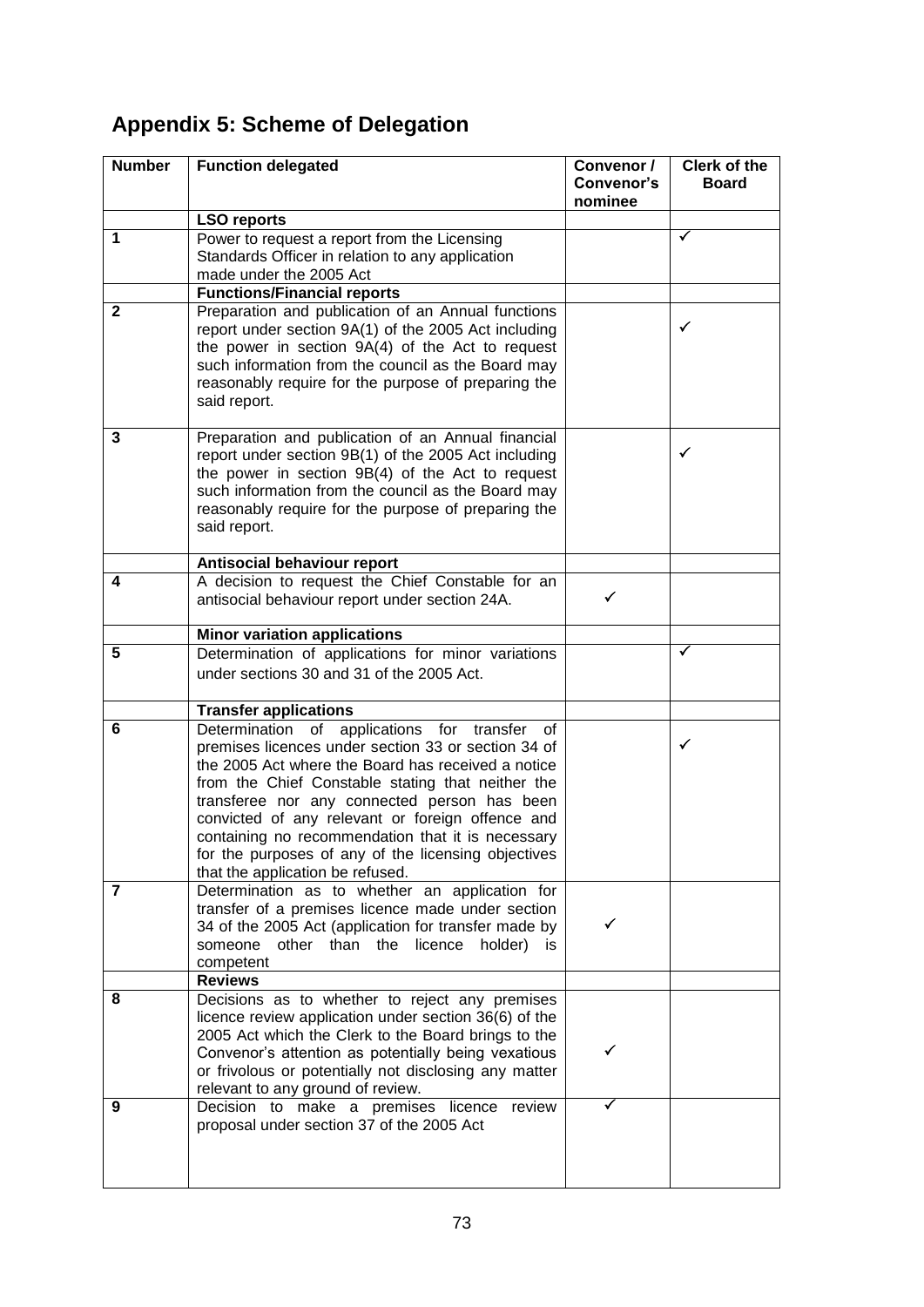## Appendix 5: Scheme of Delegation

| Number | Function delegated | Convenor / Convenor's nominee | Clerk of the Board |
|---|---|---|---|
| | **LSO reports** | | |
| **1** | Power to request a report from the Licensing Standards Officer in relation to any application made under the 2005 Act | | ✓ |
| | **Functions/Financial reports** | | |
| **2** | Preparation and publication of an Annual functions report under section 9A(1) of the 2005 Act including the power in section 9A(4) of the Act to request such information from the council as the Board may reasonably require for the purpose of preparing the said report. | | ✓ |
| **3** | Preparation and publication of an Annual financial report under section 9B(1) of the 2005 Act including the power in section 9B(4) of the Act to request such information from the council as the Board may reasonably require for the purpose of preparing the said report. | | ✓ |
| | **Antisocial behaviour report** | | |
| **4** | A decision to request the Chief Constable for an antisocial behaviour report under section 24A. | ✓ | |
| | **Minor variation applications** | | |
| **5** | Determination of applications for minor variations under sections 30 and 31 of the 2005 Act. | | ✓ |
| | **Transfer applications** | | |
| **6** | Determination of applications for transfer of premises licences under section 33 or section 34 of the 2005 Act where the Board has received a notice from the Chief Constable stating that neither the transferee nor any connected person has been convicted of any relevant or foreign offence and containing no recommendation that it is necessary for the purposes of any of the licensing objectives that the application be refused. | | ✓ |
| **7** | Determination as to whether an application for transfer of a premises licence made under section 34 of the 2005 Act (application for transfer made by someone other than the licence holder) is competent | ✓ | |
| | **Reviews** | | |
| **8** | Decisions as to whether to reject any premises licence review application under section 36(6) of the 2005 Act which the Clerk to the Board brings to the Convenor's attention as potentially being vexatious or frivolous or potentially not disclosing any matter relevant to any ground of review. | ✓ | |
| **9** | Decision to make a premises licence review proposal under section 37 of the 2005 Act | ✓ | |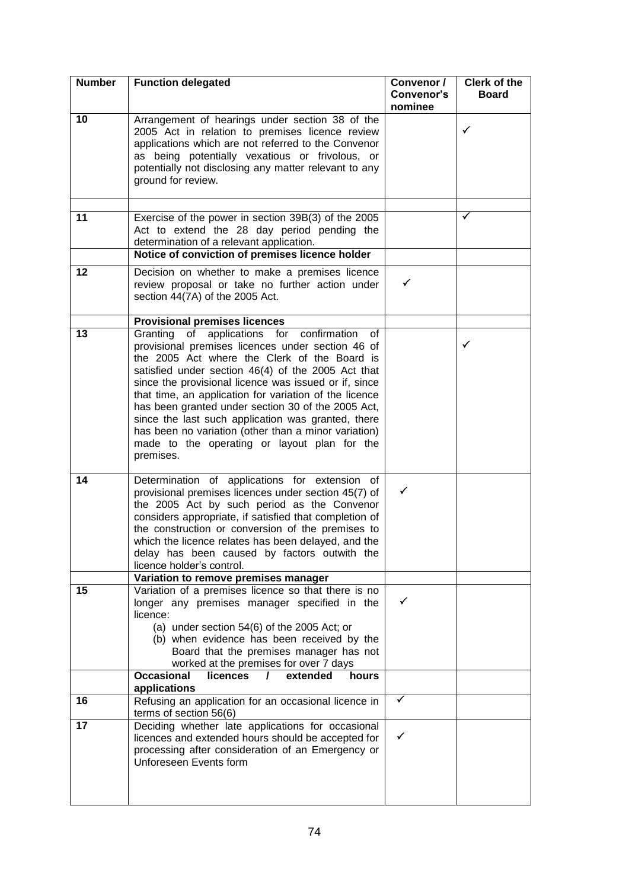| Number | Function delegated | Convenor / Convenor's nominee | Clerk of the Board |
|---|---|---|---|
| 10 | Arrangement of hearings under section 38 of the 2005 Act in relation to premises licence review applications which are not referred to the Convenor as being potentially vexatious or frivolous, or potentially not disclosing any matter relevant to any ground for review. | | ✓ |
| | | | |
| 11 | Exercise of the power in section 39B(3) of the 2005 Act to extend the 28 day period pending the determination of a relevant application. | | ✓ |
| | **Notice of conviction of premises licence holder** | | |
| 12 | Decision on whether to make a premises licence review proposal or take no further action under section 44(7A) of the 2005 Act. | ✓ | |
| | **Provisional premises licences** | | |
| 13 | Granting of applications for confirmation of provisional premises licences under section 46 of the 2005 Act where the Clerk of the Board is satisfied under section 46(4) of the 2005 Act that since the provisional licence was issued or if, since that time, an application for variation of the licence has been granted under section 30 of the 2005 Act, since the last such application was granted, there has been no variation (other than a minor variation) made to the operating or layout plan for the premises. | | ✓ |
| 14 | Determination of applications for extension of provisional premises licences under section 45(7) of the 2005 Act by such period as the Convenor considers appropriate, if satisfied that completion of the construction or conversion of the premises to which the licence relates has been delayed, and the delay has been caused by factors outwith the licence holder's control. | ✓ | |
| | **Variation to remove premises manager** | | |
| 15 | Variation of a premises licence so that there is no longer any premises manager specified in the licence:<br>(a) under section 54(6) of the 2005 Act; or<br>(b) when evidence has been received by the Board that the premises manager has not worked at the premises for over 7 days | ✓ | |
| | **Occasional licences / extended hours applications** | | |
| 16 | Refusing an application for an occasional licence in terms of section 56(6) | ✓ | |
| 17 | Deciding whether late applications for occasional licences and extended hours should be accepted for processing after consideration of an Emergency or Unforeseen Events form | ✓ | |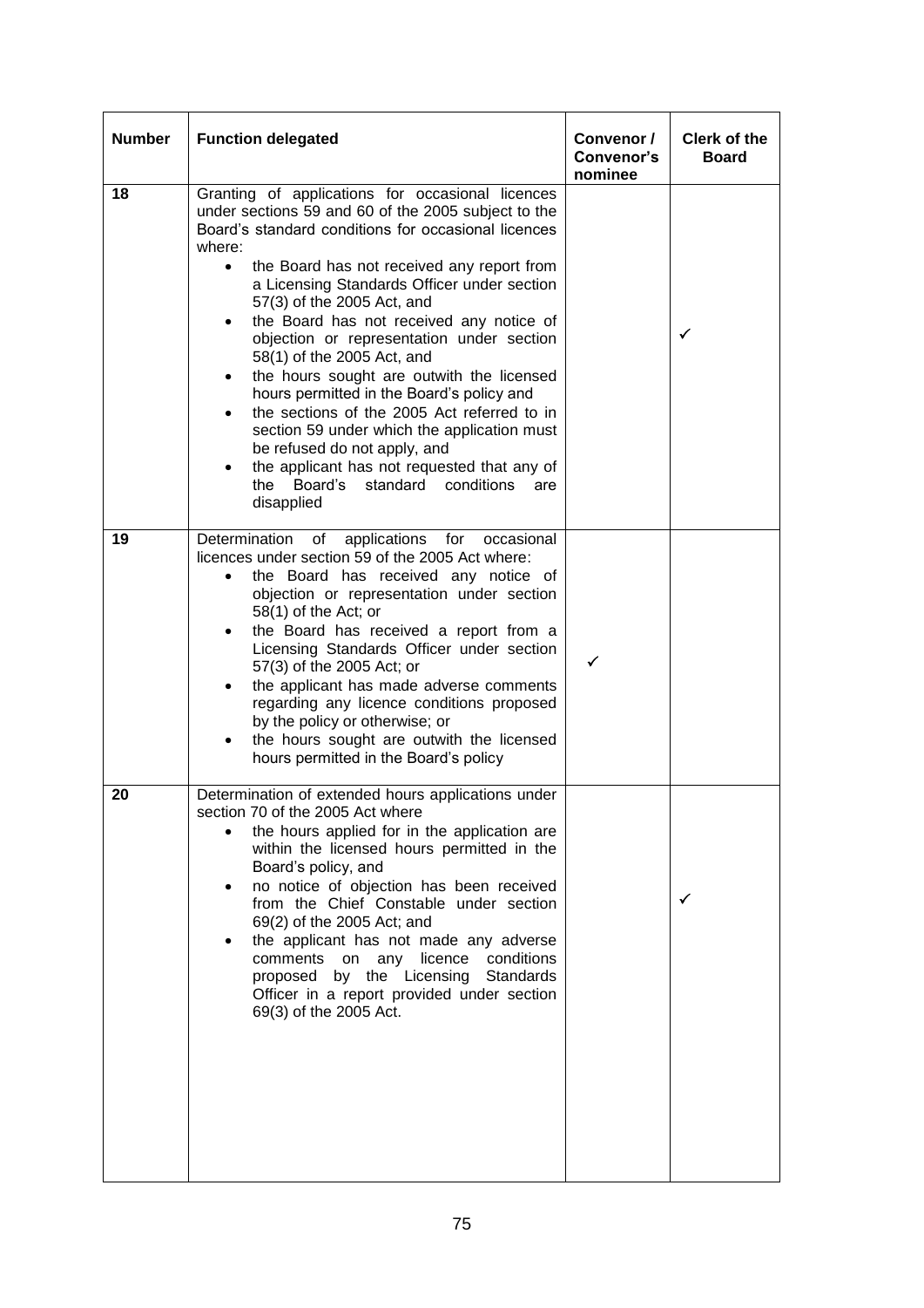| Number | Function delegated | Convenor / Convenor's nominee | Clerk of the Board |
|---|---|---|---|
| 18 | Granting of applications for occasional licences under sections 59 and 60 of the 2005 subject to the Board's standard conditions for occasional licences where: <br>• the Board has not received any report from a Licensing Standards Officer under section 57(3) of the 2005 Act, and <br>• the Board has not received any notice of objection or representation under section 58(1) of the 2005 Act, and <br>• the hours sought are outwith the licensed hours permitted in the Board's policy and <br>• the sections of the 2005 Act referred to in section 59 under which the application must be refused do not apply, and <br>• the applicant has not requested that any of the Board's standard conditions are disapplied | | ✓ |
| 19 | Determination of applications for occasional licences under section 59 of the 2005 Act where: <br>• the Board has received any notice of objection or representation under section 58(1) of the Act; or <br>• the Board has received a report from a Licensing Standards Officer under section 57(3) of the 2005 Act; or <br>• the applicant has made adverse comments regarding any licence conditions proposed by the policy or otherwise; or <br>• the hours sought are outwith the licensed hours permitted in the Board's policy | ✓ | |
| 20 | Determination of extended hours applications under section 70 of the 2005 Act where <br>• the hours applied for in the application are within the licensed hours permitted in the Board's policy, and <br>• no notice of objection has been received from the Chief Constable under section 69(2) of the 2005 Act; and <br>• the applicant has not made any adverse comments on any licence conditions proposed by the Licensing Standards Officer in a report provided under section 69(3) of the 2005 Act. | | ✓ |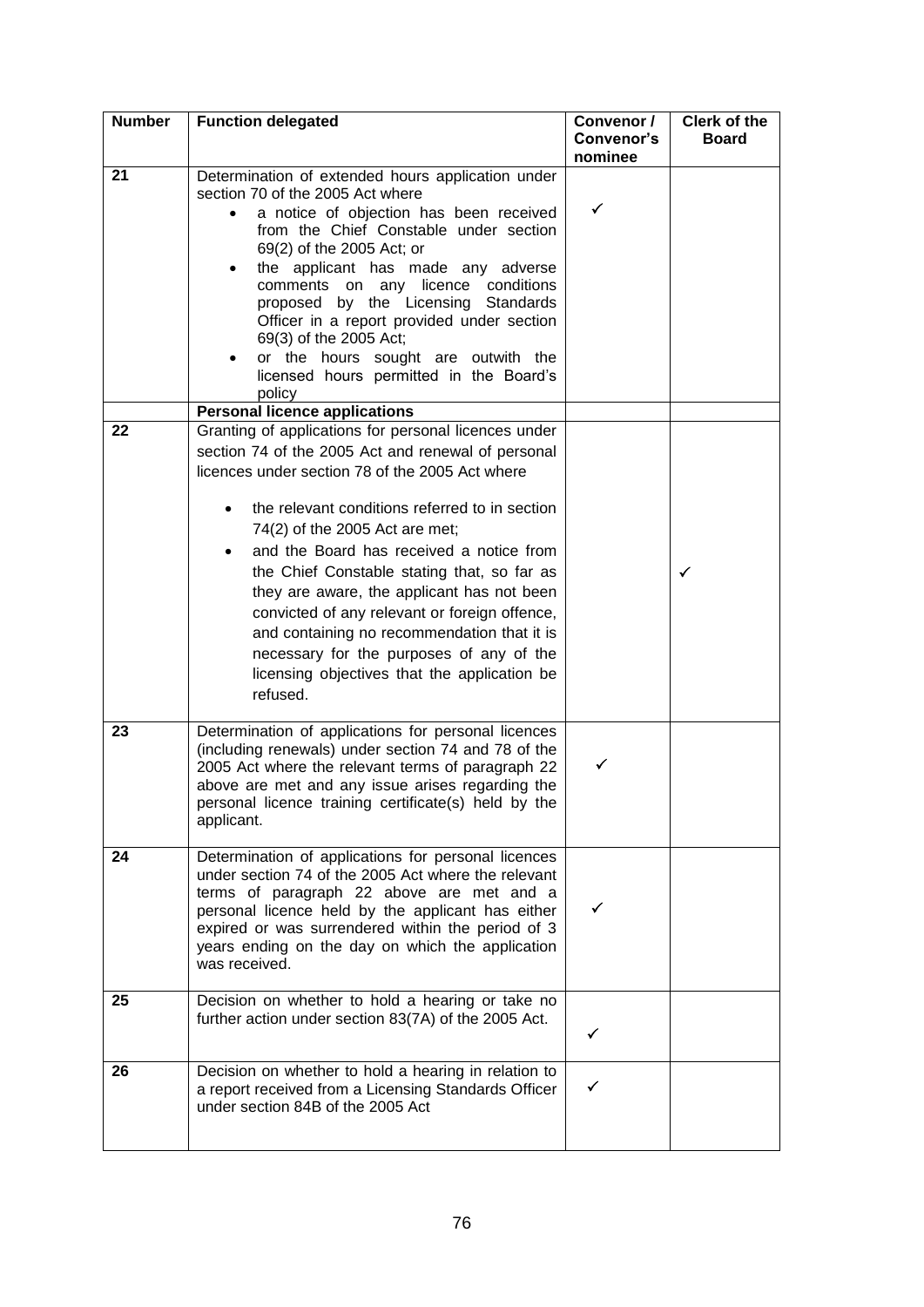| Number | Function delegated | Convenor / Convenor's nominee | Clerk of the Board |
|---|---|---|---|
| 21 | Determination of extended hours application under section 70 of the 2005 Act where<br>• a notice of objection has been received from the Chief Constable under section 69(2) of the 2005 Act; or<br>• the applicant has made any adverse comments on any licence conditions proposed by the Licensing Standards Officer in a report provided under section 69(3) of the 2005 Act;<br>• or the hours sought are outwith the licensed hours permitted in the Board's policy | ✓ | |
| | **Personal licence applications** | | |
| 22 | Granting of applications for personal licences under section 74 of the 2005 Act and renewal of personal licences under section 78 of the 2005 Act where<br>• the relevant conditions referred to in section 74(2) of the 2005 Act are met;<br>• and the Board has received a notice from the Chief Constable stating that, so far as they are aware, the applicant has not been convicted of any relevant or foreign offence, and containing no recommendation that it is necessary for the purposes of any of the licensing objectives that the application be refused. | | ✓ |
| 23 | Determination of applications for personal licences (including renewals) under section 74 and 78 of the 2005 Act where the relevant terms of paragraph 22 above are met and any issue arises regarding the personal licence training certificate(s) held by the applicant. | ✓ | |
| 24 | Determination of applications for personal licences under section 74 of the 2005 Act where the relevant terms of paragraph 22 above are met and a personal licence held by the applicant has either expired or was surrendered within the period of 3 years ending on the day on which the application was received. | ✓ | |
| 25 | Decision on whether to hold a hearing or take no further action under section 83(7A) of the 2005 Act. | ✓ | |
| 26 | Decision on whether to hold a hearing in relation to a report received from a Licensing Standards Officer under section 84B of the 2005 Act | ✓ | |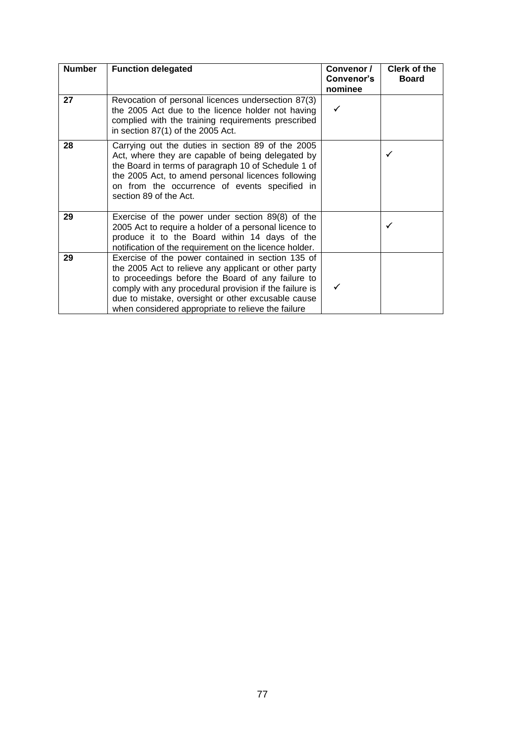| Number | Function delegated | Convenor / Convenor's nominee | Clerk of the Board |
|---|---|---|---|
| **27** | Revocation of personal licences undersection 87(3) the 2005 Act due to the licence holder not having complied with the training requirements prescribed in section 87(1) of the 2005 Act. | ✓ | |
| **28** | Carrying out the duties in section 89 of the 2005 Act, where they are capable of being delegated by the Board in terms of paragraph 10 of Schedule 1 of the 2005 Act, to amend personal licences following on from the occurrence of events specified in section 89 of the Act. | | ✓ |
| **29** | Exercise of the power under section 89(8) of the 2005 Act to require a holder of a personal licence to produce it to the Board within 14 days of the notification of the requirement on the licence holder. | | ✓ |
| **29** | Exercise of the power contained in section 135 of the 2005 Act to relieve any applicant or other party to proceedings before the Board of any failure to comply with any procedural provision if the failure is due to mistake, oversight or other excusable cause when considered appropriate to relieve the failure | ✓ | |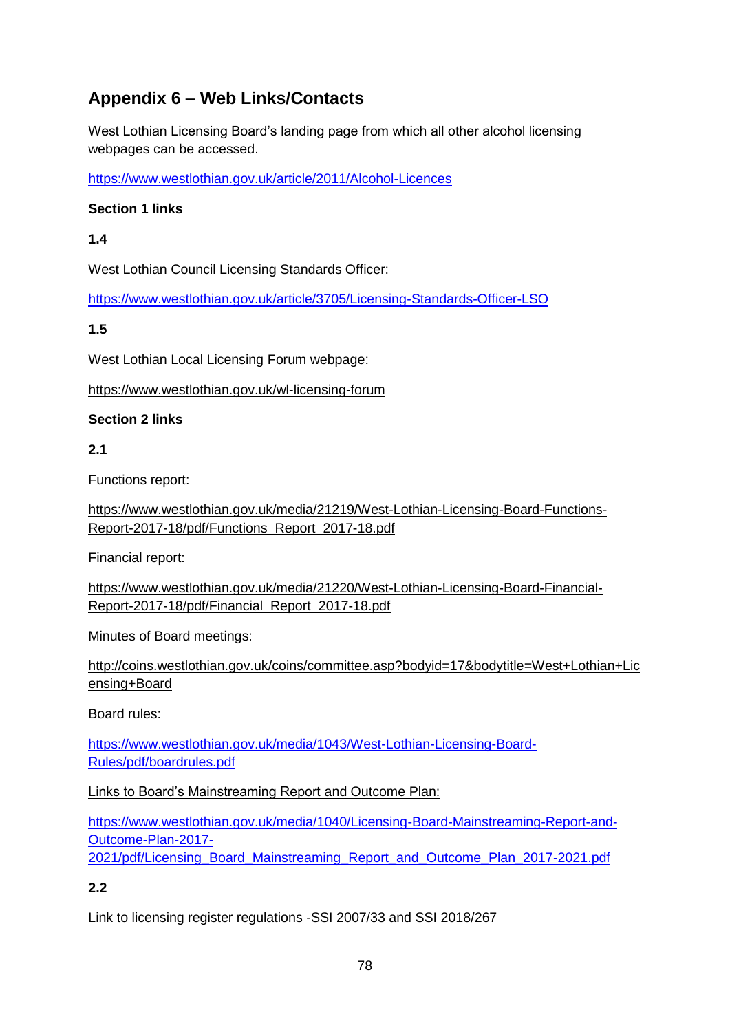## Appendix 6 – Web Links/Contacts

West Lothian Licensing Board's landing page from which all other alcohol licensing webpages can be accessed.

https://www.westlothian.gov.uk/article/2011/Alcohol-Licences

**Section 1 links**

**1.4**

West Lothian Council Licensing Standards Officer:

https://www.westlothian.gov.uk/article/3705/Licensing-Standards-Officer-LSO

**1.5**

West Lothian Local Licensing Forum webpage:

https://www.westlothian.gov.uk/wl-licensing-forum

**Section 2 links**

**2.1**

Functions report:

https://www.westlothian.gov.uk/media/21219/West-Lothian-Licensing-Board-Functions-Report-2017-18/pdf/Functions_Report_2017-18.pdf

Financial report:

https://www.westlothian.gov.uk/media/21220/West-Lothian-Licensing-Board-Financial-Report-2017-18/pdf/Financial_Report_2017-18.pdf

Minutes of Board meetings:

http://coins.westlothian.gov.uk/coins/committee.asp?bodyid=17&bodytitle=West+Lothian+Licensing+Board

Board rules:

https://www.westlothian.gov.uk/media/1043/West-Lothian-Licensing-Board-Rules/pdf/boardrules.pdf

Links to Board's Mainstreaming Report and Outcome Plan:

https://www.westlothian.gov.uk/media/1040/Licensing-Board-Mainstreaming-Report-and-Outcome-Plan-2017-2021/pdf/Licensing_Board_Mainstreaming_Report_and_Outcome_Plan_2017-2021.pdf

**2.2**

Link to licensing register regulations -SSI 2007/33 and SSI 2018/267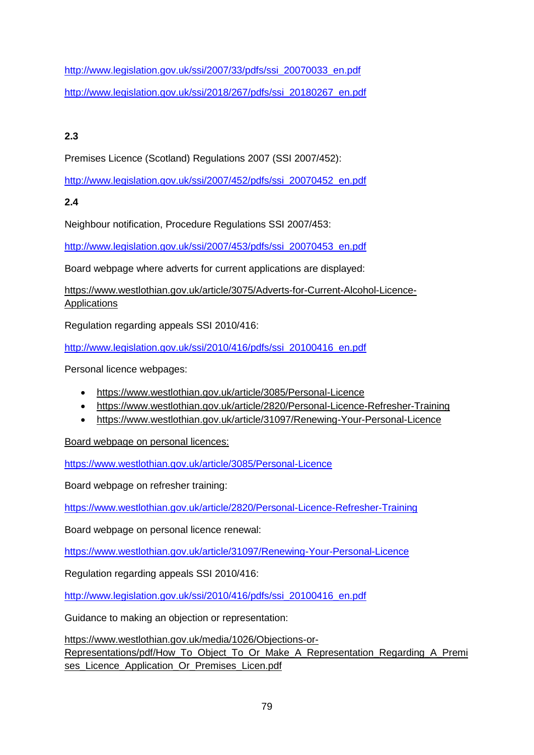http://www.legislation.gov.uk/ssi/2007/33/pdfs/ssi_20070033_en.pdf

http://www.legislation.gov.uk/ssi/2018/267/pdfs/ssi_20180267_en.pdf

**2.3**

Premises Licence (Scotland) Regulations 2007 (SSI 2007/452):

http://www.legislation.gov.uk/ssi/2007/452/pdfs/ssi_20070452_en.pdf

**2.4**

Neighbour notification, Procedure Regulations SSI 2007/453:

http://www.legislation.gov.uk/ssi/2007/453/pdfs/ssi_20070453_en.pdf

Board webpage where adverts for current applications are displayed:

https://www.westlothian.gov.uk/article/3075/Adverts-for-Current-Alcohol-Licence-Applications

Regulation regarding appeals SSI 2010/416:

http://www.legislation.gov.uk/ssi/2010/416/pdfs/ssi_20100416_en.pdf

Personal licence webpages:

- https://www.westlothian.gov.uk/article/3085/Personal-Licence
- https://www.westlothian.gov.uk/article/2820/Personal-Licence-Refresher-Training
- https://www.westlothian.gov.uk/article/31097/Renewing-Your-Personal-Licence

Board webpage on personal licences:

https://www.westlothian.gov.uk/article/3085/Personal-Licence

Board webpage on refresher training:

https://www.westlothian.gov.uk/article/2820/Personal-Licence-Refresher-Training

Board webpage on personal licence renewal:

https://www.westlothian.gov.uk/article/31097/Renewing-Your-Personal-Licence

Regulation regarding appeals SSI 2010/416:

http://www.legislation.gov.uk/ssi/2010/416/pdfs/ssi_20100416_en.pdf

Guidance to making an objection or representation:

https://www.westlothian.gov.uk/media/1026/Objections-or-Representations/pdf/How_To_Object_To_Or_Make_A_Representation_Regarding_A_Premises_Licence_Application_Or_Premises_Licen.pdf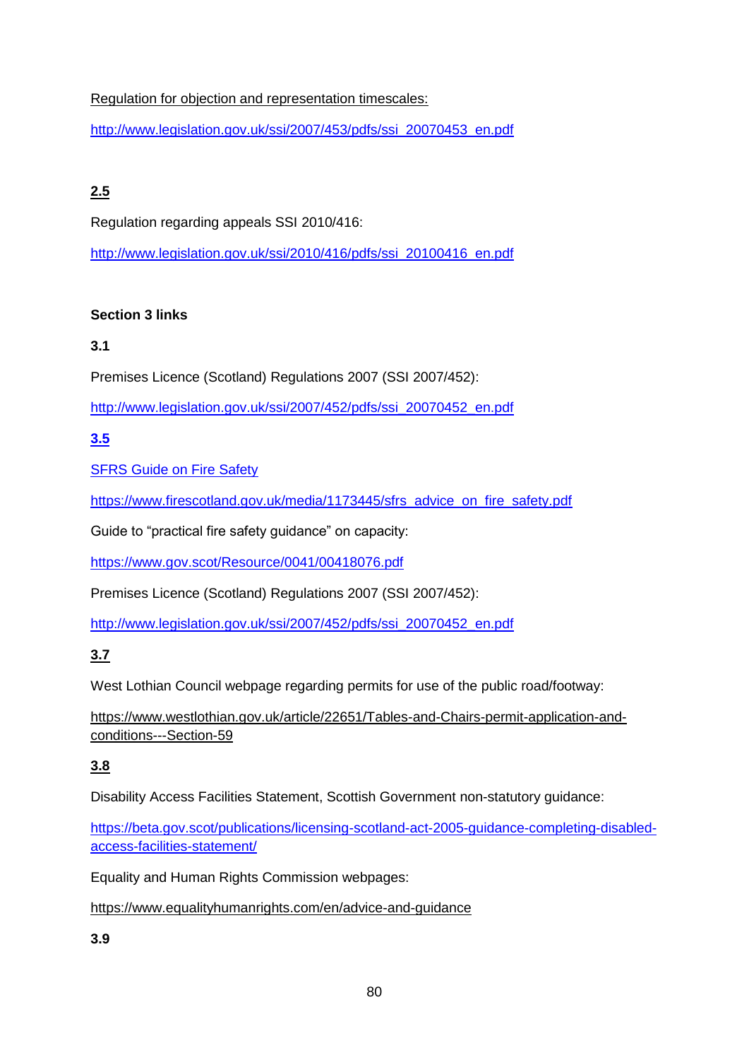Regulation for objection and representation timescales:

http://www.legislation.gov.uk/ssi/2007/453/pdfs/ssi_20070453_en.pdf

**2.5**

Regulation regarding appeals SSI 2010/416:

http://www.legislation.gov.uk/ssi/2010/416/pdfs/ssi_20100416_en.pdf

**Section 3 links**

**3.1**

Premises Licence (Scotland) Regulations 2007 (SSI 2007/452):

http://www.legislation.gov.uk/ssi/2007/452/pdfs/ssi_20070452_en.pdf

**3.5**

SFRS Guide on Fire Safety

https://www.firescotland.gov.uk/media/1173445/sfrs_advice_on_fire_safety.pdf

Guide to "practical fire safety guidance" on capacity:

https://www.gov.scot/Resource/0041/00418076.pdf

Premises Licence (Scotland) Regulations 2007 (SSI 2007/452):

http://www.legislation.gov.uk/ssi/2007/452/pdfs/ssi_20070452_en.pdf

**3.7**

West Lothian Council webpage regarding permits for use of the public road/footway:

https://www.westlothian.gov.uk/article/22651/Tables-and-Chairs-permit-application-and-conditions---Section-59

**3.8**

Disability Access Facilities Statement, Scottish Government non-statutory guidance:

https://beta.gov.scot/publications/licensing-scotland-act-2005-guidance-completing-disabled-access-facilities-statement/

Equality and Human Rights Commission webpages:

https://www.equalityhumanrights.com/en/advice-and-guidance

**3.9**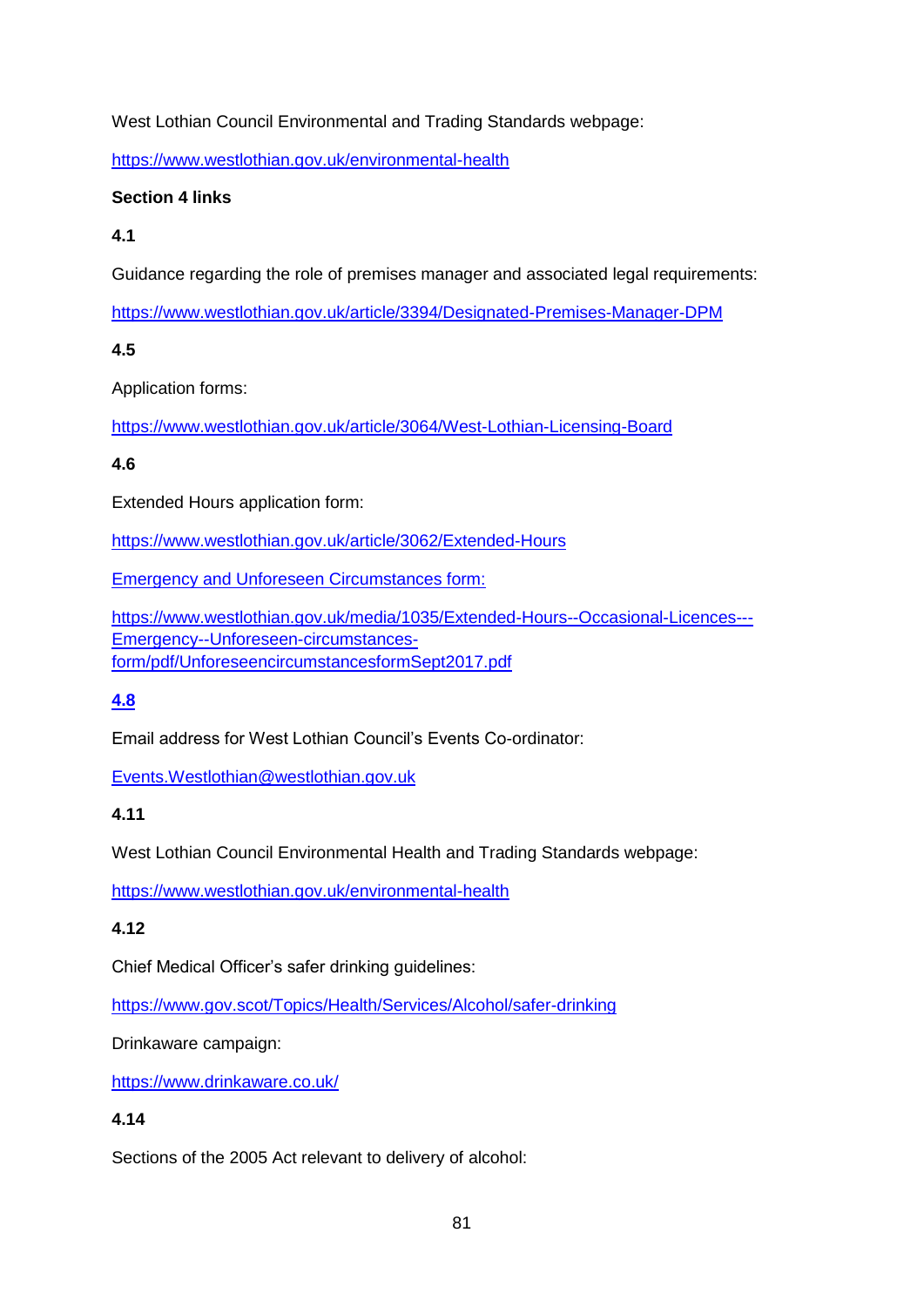West Lothian Council Environmental and Trading Standards webpage:

https://www.westlothian.gov.uk/environmental-health

**Section 4 links**

**4.1**

Guidance regarding the role of premises manager and associated legal requirements:

https://www.westlothian.gov.uk/article/3394/Designated-Premises-Manager-DPM

**4.5**

Application forms:

https://www.westlothian.gov.uk/article/3064/West-Lothian-Licensing-Board

**4.6**

Extended Hours application form:

https://www.westlothian.gov.uk/article/3062/Extended-Hours

Emergency and Unforeseen Circumstances form:

https://www.westlothian.gov.uk/media/1035/Extended-Hours--Occasional-Licences---Emergency--Unforeseen-circumstances-form/pdf/UnforeseencircumstancesformSept2017.pdf

**4.8**

Email address for West Lothian Council's Events Co-ordinator:

Events.Westlothian@westlothian.gov.uk

**4.11**

West Lothian Council Environmental Health and Trading Standards webpage:

https://www.westlothian.gov.uk/environmental-health

**4.12**

Chief Medical Officer's safer drinking guidelines:

https://www.gov.scot/Topics/Health/Services/Alcohol/safer-drinking

Drinkaware campaign:

https://www.drinkaware.co.uk/

**4.14**

Sections of the 2005 Act relevant to delivery of alcohol: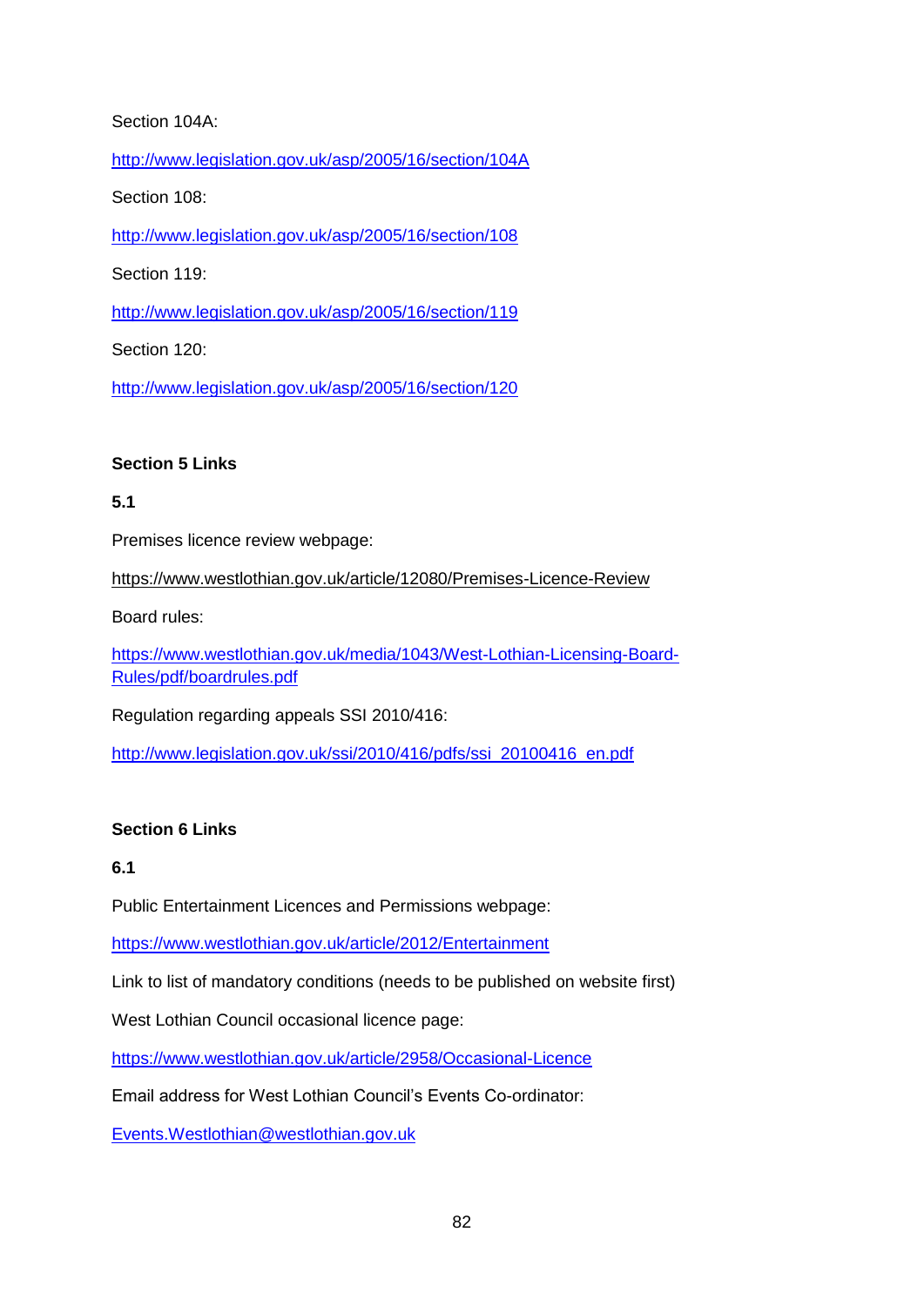Section 104A:

http://www.legislation.gov.uk/asp/2005/16/section/104A

Section 108:

http://www.legislation.gov.uk/asp/2005/16/section/108

Section 119:

http://www.legislation.gov.uk/asp/2005/16/section/119

Section 120:

http://www.legislation.gov.uk/asp/2005/16/section/120

**Section 5 Links**

**5.1**

Premises licence review webpage:

https://www.westlothian.gov.uk/article/12080/Premises-Licence-Review

Board rules:

https://www.westlothian.gov.uk/media/1043/West-Lothian-Licensing-Board-Rules/pdf/boardrules.pdf

Regulation regarding appeals SSI 2010/416:

http://www.legislation.gov.uk/ssi/2010/416/pdfs/ssi_20100416_en.pdf

**Section 6 Links**

**6.1**

Public Entertainment Licences and Permissions webpage:

https://www.westlothian.gov.uk/article/2012/Entertainment

Link to list of mandatory conditions (needs to be published on website first)

West Lothian Council occasional licence page:

https://www.westlothian.gov.uk/article/2958/Occasional-Licence

Email address for West Lothian Council's Events Co-ordinator:

Events.Westlothian@westlothian.gov.uk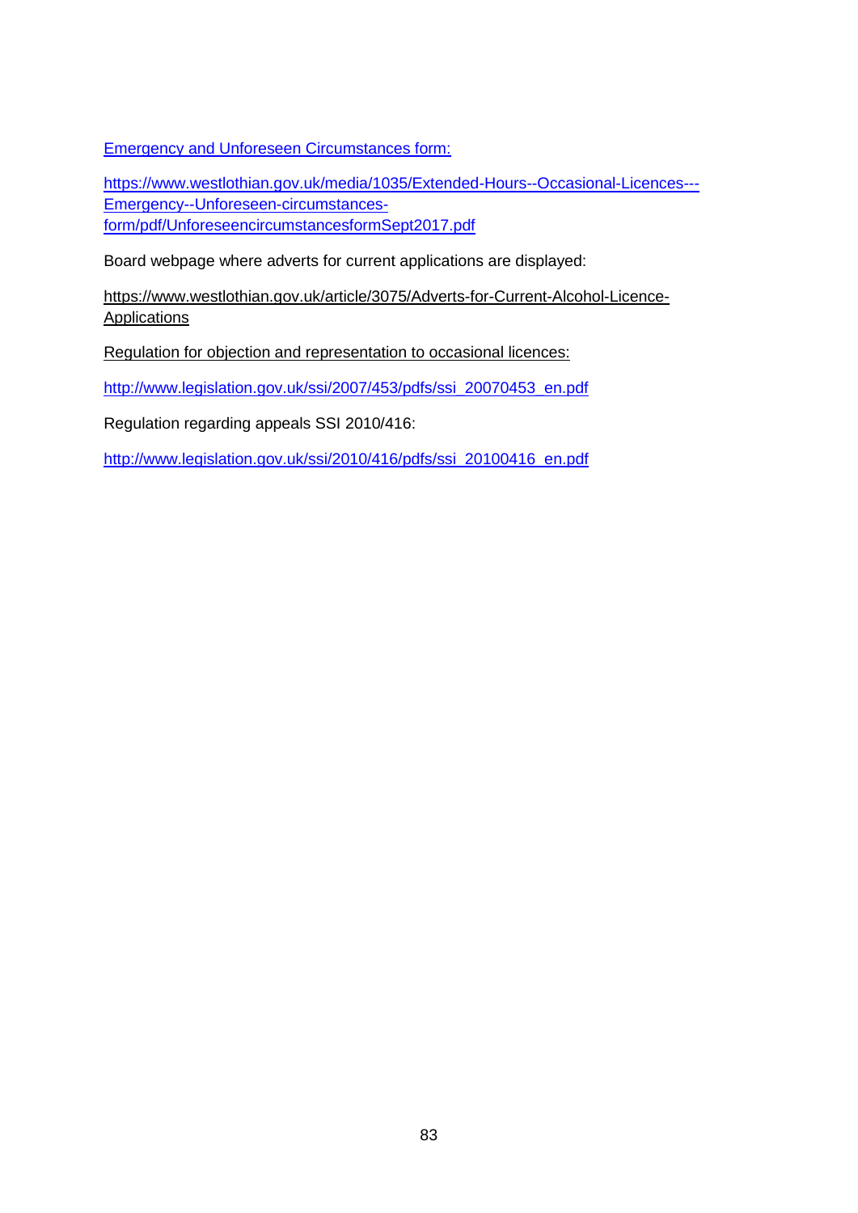Emergency and Unforeseen Circumstances form:

https://www.westlothian.gov.uk/media/1035/Extended-Hours--Occasional-Licences---Emergency--Unforeseen-circumstances-form/pdf/UnforeseencircumstancesformSept2017.pdf

Board webpage where adverts for current applications are displayed:

https://www.westlothian.gov.uk/article/3075/Adverts-for-Current-Alcohol-Licence-Applications

Regulation for objection and representation to occasional licences:

http://www.legislation.gov.uk/ssi/2007/453/pdfs/ssi_20070453_en.pdf

Regulation regarding appeals SSI 2010/416:

http://www.legislation.gov.uk/ssi/2010/416/pdfs/ssi_20100416_en.pdf